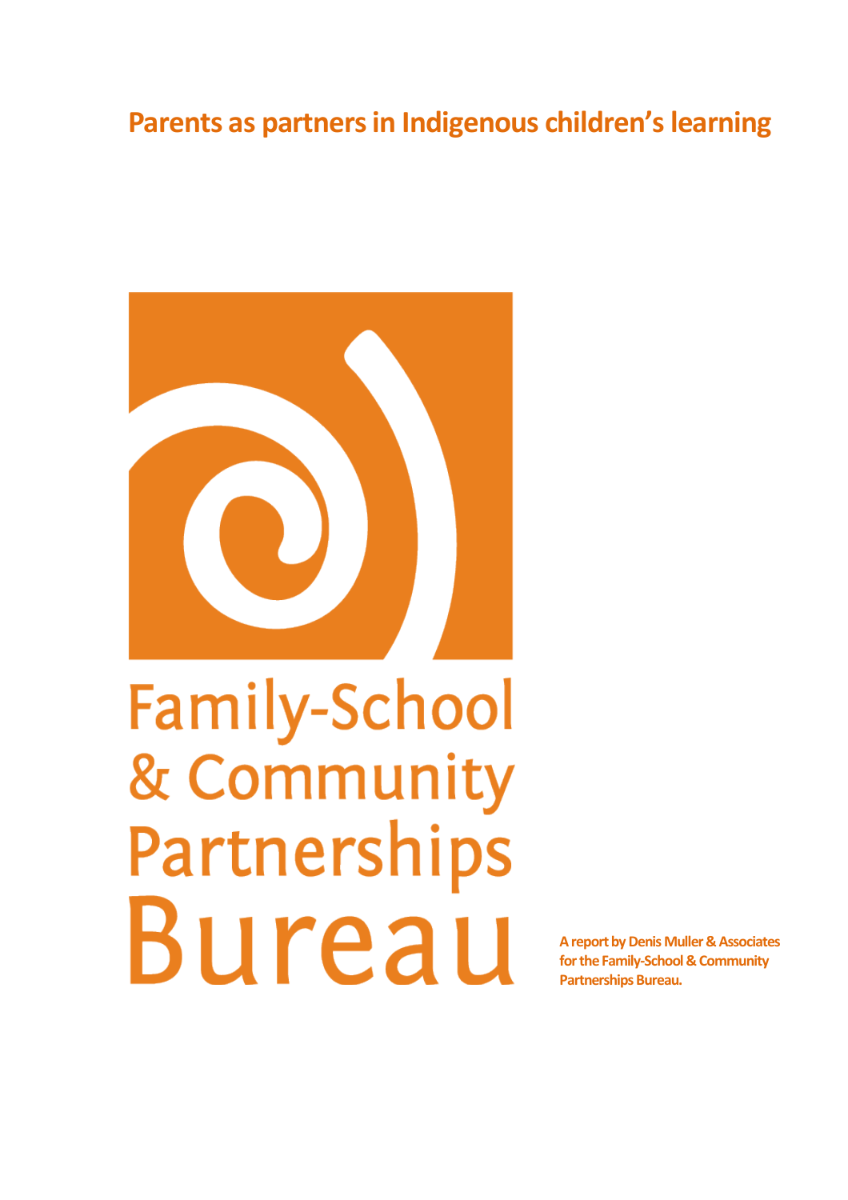# Parents as partners in Indigenous children's learning

Family-School & Community Partnerships Bureau

A report by Denis Muller & Associates for the Family-School & Community Partnerships Bureau.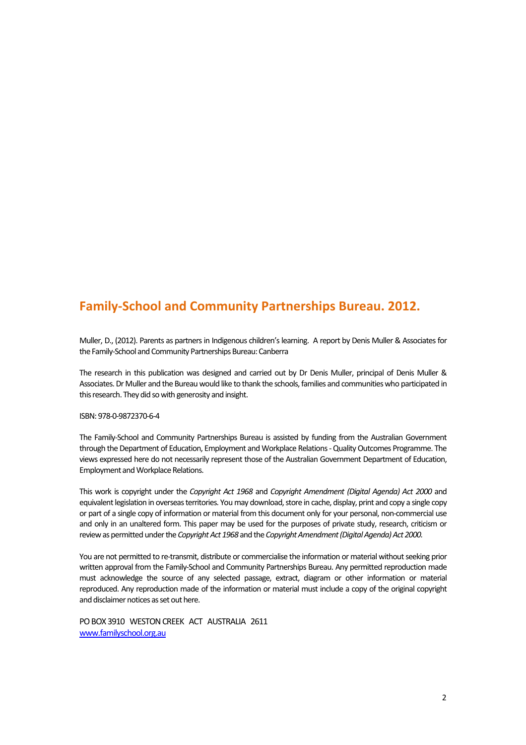## Family-School and Community Partnerships Bureau. 2012.

Muller, D., (2012). Parents as partners in Indigenous children's learning. A report by Denis Muller & Associates for the Family-School and Community Partnerships Bureau: Canberra

The research in this publication was designed and carried out by Dr Denis Muller, principal of Denis Muller & Associates. Dr Muller and the Bureau would like to thank the schools, families and communities who participated in this research. They did so with generosity and insight.

ISBN: 978-0-9872370-6-4

The Family-School and Community Partnerships Bureau is assisted by funding from the Australian Government through the Department of Education, Employment and Workplace Relations - Quality Outcomes Programme. The views expressed here do not necessarily represent those of the Australian Government Department of Education, Employment and Workplace Relations.

This work is copyright under the *Copyright Act 1968* and *Copyright Amendment (Digital Agenda) Act 2000* and equivalent legislation in overseas territories. You may download, store in cache, display, print and copy a single copy or part of a single copy of information or material from this document only for your personal, non-commercial use and only in an unaltered form. This paper may be used for the purposes of private study, research, criticism or review as permitted under the *Copyright Act 1968* and the *Copyright Amendment (Digital Agenda) Act 2000.*

You are not permitted to re-transmit, distribute or commercialise the information or material without seeking prior written approval from the Family-School and Community Partnerships Bureau. Any permitted reproduction made must acknowledge the source of any selected passage, extract, diagram or other information or material reproduced. Any reproduction made of the information or material must include a copy of the original copyright and disclaimer notices as set out here.

PO BOX 3910 WESTON CREEK ACT AUSTRALIA 2611
www.familyschool.org.au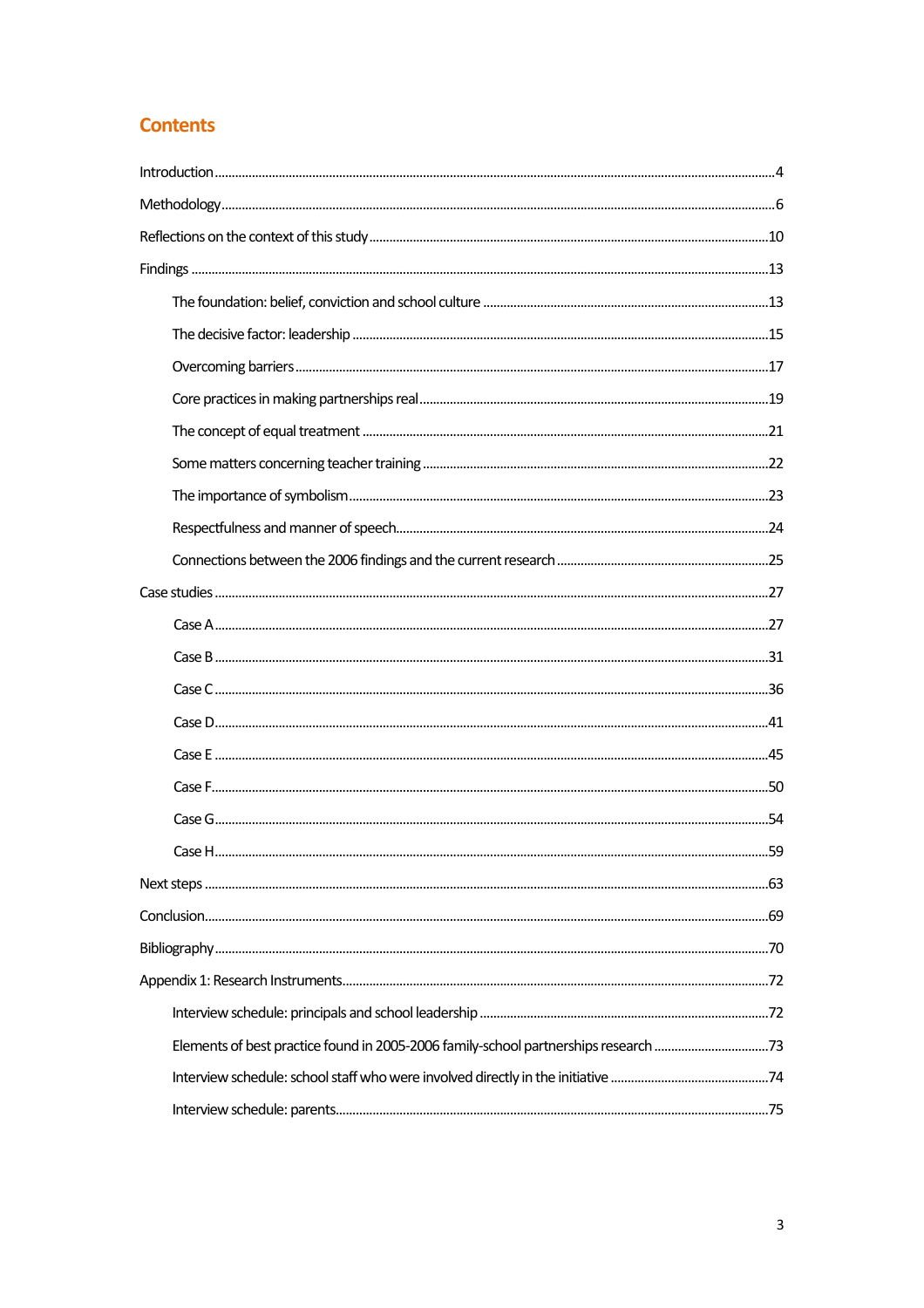# Contents

Introduction ....................................................................................................................................................4

Methodology....................................................................................................................................................6

Reflections on the context of this study.....................................................................................................10

Findings .........................................................................................................................................................13

- The foundation: belief, conviction and school culture ...........................................................................13
- The decisive factor: leadership ..............................................................................................................15
- Overcoming barriers ...............................................................................................................................17
- Core practices in making partnerships real ...........................................................................................19
- The concept of equal treatment .............................................................................................................21
- Some matters concerning teacher training .............................................................................................22
- The importance of symbolism ................................................................................................................23
- Respectfulness and manner of speech....................................................................................................24
- Connections between the 2006 findings and the current research ........................................................25

Case studies ..................................................................................................................................................27

- Case A ....................................................................................................................................................27
- Case B ....................................................................................................................................................31
- Case C ....................................................................................................................................................36
- Case D ....................................................................................................................................................41
- Case E ....................................................................................................................................................45
- Case F.....................................................................................................................................................50
- Case G ....................................................................................................................................................54
- Case H ....................................................................................................................................................59

Next steps .....................................................................................................................................................63

Conclusion.....................................................................................................................................................69

Bibliography...................................................................................................................................................70

Appendix 1: Research Instruments..............................................................................................................72

- Interview schedule: principals and school leadership ............................................................................72
- Elements of best practice found in 2005-2006 family-school partnerships research ..............................73
- Interview schedule: school staff who were involved directly in the initiative ........................................74
- Interview schedule: parents....................................................................................................................75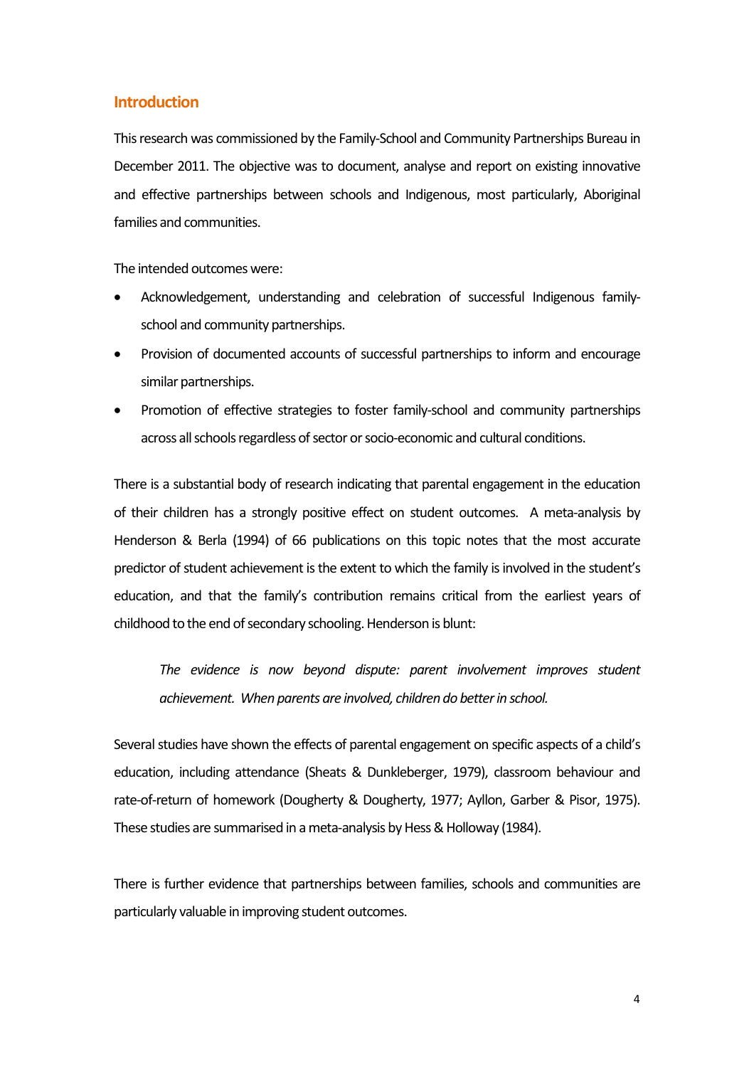## Introduction

This research was commissioned by the Family-School and Community Partnerships Bureau in December 2011. The objective was to document, analyse and report on existing innovative and effective partnerships between schools and Indigenous, most particularly, Aboriginal families and communities.

The intended outcomes were:

- Acknowledgement, understanding and celebration of successful Indigenous family-school and community partnerships.
- Provision of documented accounts of successful partnerships to inform and encourage similar partnerships.
- Promotion of effective strategies to foster family-school and community partnerships across all schools regardless of sector or socio-economic and cultural conditions.

There is a substantial body of research indicating that parental engagement in the education of their children has a strongly positive effect on student outcomes. A meta-analysis by Henderson & Berla (1994) of 66 publications on this topic notes that the most accurate predictor of student achievement is the extent to which the family is involved in the student's education, and that the family's contribution remains critical from the earliest years of childhood to the end of secondary schooling. Henderson is blunt:

> *The evidence is now beyond dispute: parent involvement improves student achievement. When parents are involved, children do better in school.*

Several studies have shown the effects of parental engagement on specific aspects of a child's education, including attendance (Sheats & Dunkleberger, 1979), classroom behaviour and rate-of-return of homework (Dougherty & Dougherty, 1977; Ayllon, Garber & Pisor, 1975). These studies are summarised in a meta-analysis by Hess & Holloway (1984).

There is further evidence that partnerships between families, schools and communities are particularly valuable in improving student outcomes.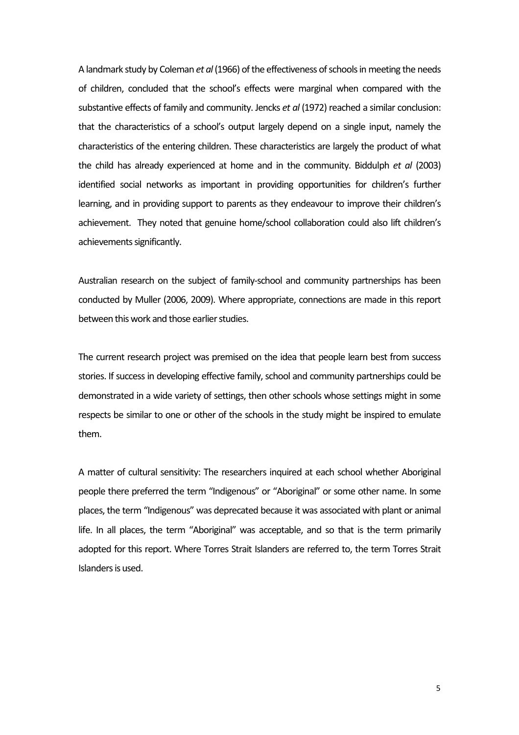A landmark study by Coleman *et al* (1966) of the effectiveness of schools in meeting the needs of children, concluded that the school's effects were marginal when compared with the substantive effects of family and community. Jencks *et al* (1972) reached a similar conclusion: that the characteristics of a school's output largely depend on a single input, namely the characteristics of the entering children. These characteristics are largely the product of what the child has already experienced at home and in the community. Biddulph *et al* (2003) identified social networks as important in providing opportunities for children's further learning, and in providing support to parents as they endeavour to improve their children's achievement. They noted that genuine home/school collaboration could also lift children's achievements significantly.

Australian research on the subject of family-school and community partnerships has been conducted by Muller (2006, 2009). Where appropriate, connections are made in this report between this work and those earlier studies.

The current research project was premised on the idea that people learn best from success stories. If success in developing effective family, school and community partnerships could be demonstrated in a wide variety of settings, then other schools whose settings might in some respects be similar to one or other of the schools in the study might be inspired to emulate them.

A matter of cultural sensitivity: The researchers inquired at each school whether Aboriginal people there preferred the term "Indigenous" or "Aboriginal" or some other name. In some places, the term "Indigenous" was deprecated because it was associated with plant or animal life. In all places, the term "Aboriginal" was acceptable, and so that is the term primarily adopted for this report. Where Torres Strait Islanders are referred to, the term Torres Strait Islanders is used.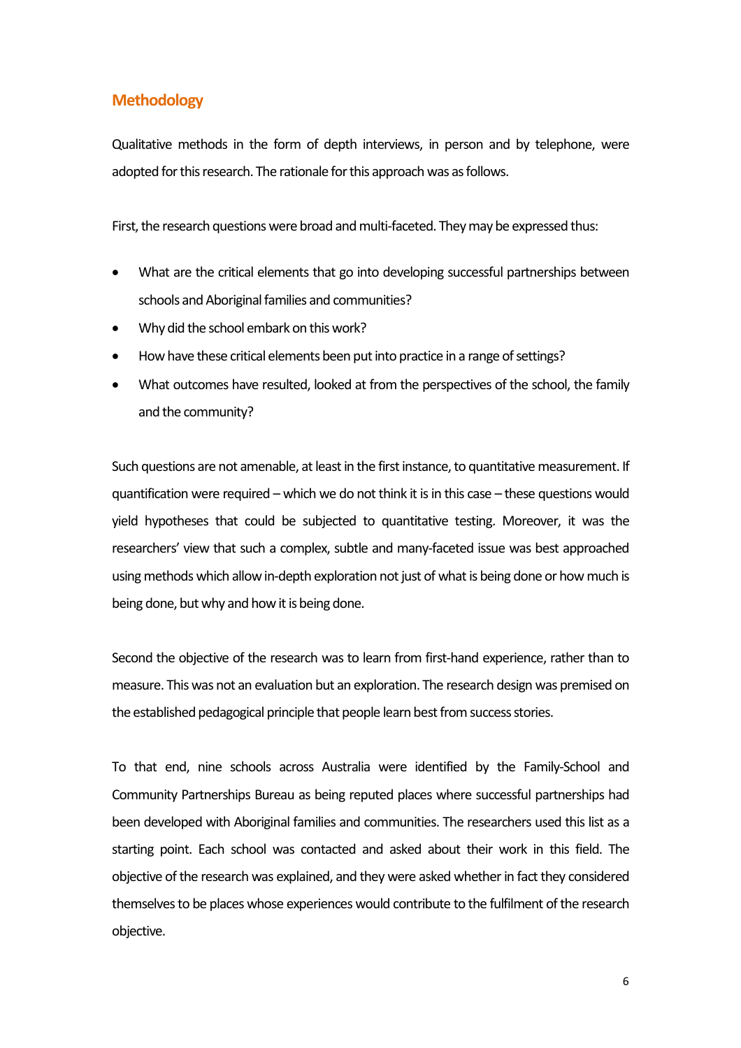## Methodology

Qualitative methods in the form of depth interviews, in person and by telephone, were adopted for this research. The rationale for this approach was as follows.

First, the research questions were broad and multi-faceted. They may be expressed thus:

- What are the critical elements that go into developing successful partnerships between schools and Aboriginal families and communities?
- Why did the school embark on this work?
- How have these critical elements been put into practice in a range of settings?
- What outcomes have resulted, looked at from the perspectives of the school, the family and the community?

Such questions are not amenable, at least in the first instance, to quantitative measurement. If quantification were required – which we do not think it is in this case – these questions would yield hypotheses that could be subjected to quantitative testing. Moreover, it was the researchers' view that such a complex, subtle and many-faceted issue was best approached using methods which allow in-depth exploration not just of what is being done or how much is being done, but why and how it is being done.

Second the objective of the research was to learn from first-hand experience, rather than to measure. This was not an evaluation but an exploration. The research design was premised on the established pedagogical principle that people learn best from success stories.

To that end, nine schools across Australia were identified by the Family-School and Community Partnerships Bureau as being reputed places where successful partnerships had been developed with Aboriginal families and communities. The researchers used this list as a starting point. Each school was contacted and asked about their work in this field. The objective of the research was explained, and they were asked whether in fact they considered themselves to be places whose experiences would contribute to the fulfilment of the research objective.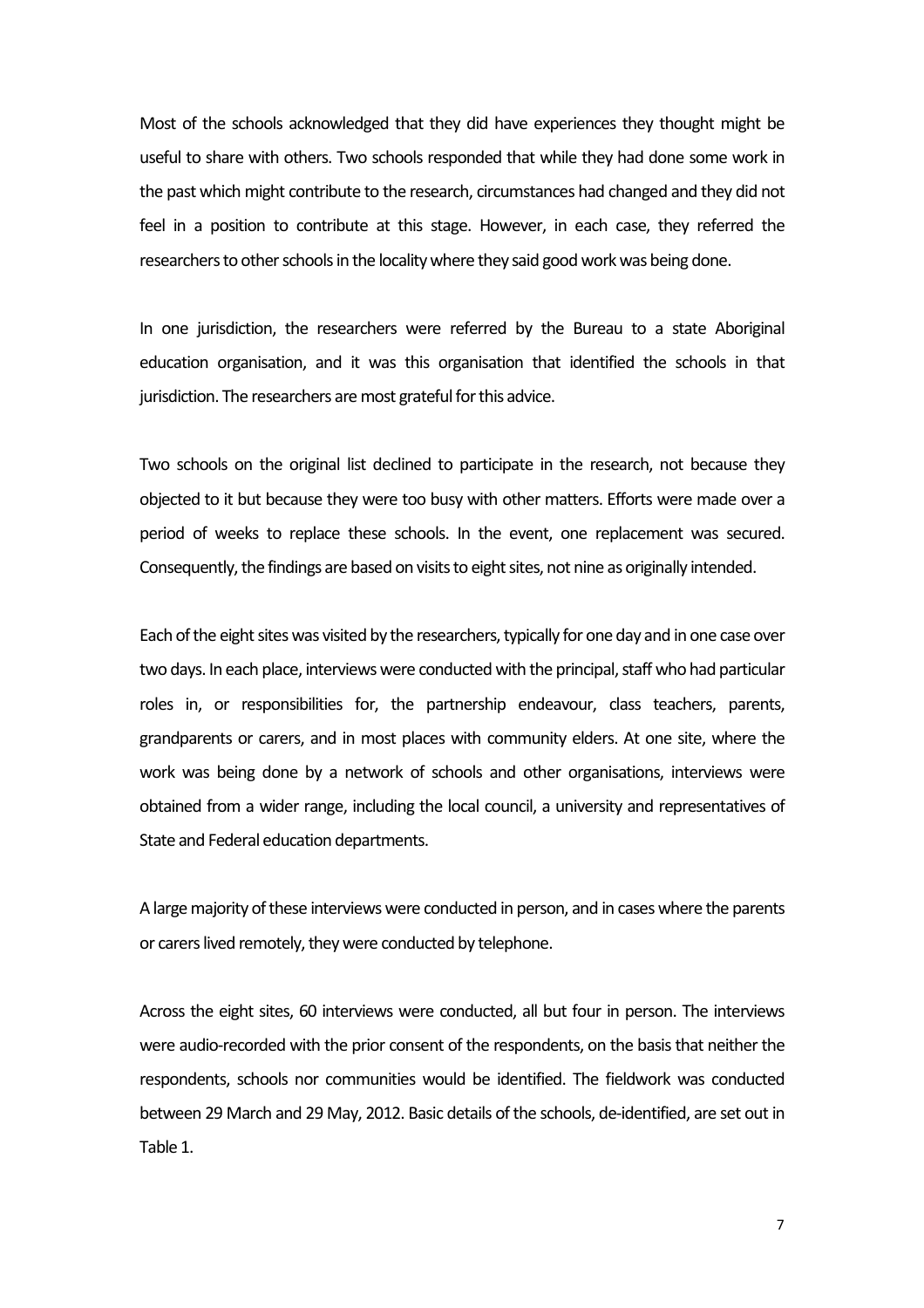Most of the schools acknowledged that they did have experiences they thought might be useful to share with others. Two schools responded that while they had done some work in the past which might contribute to the research, circumstances had changed and they did not feel in a position to contribute at this stage. However, in each case, they referred the researchers to other schools in the locality where they said good work was being done.

In one jurisdiction, the researchers were referred by the Bureau to a state Aboriginal education organisation, and it was this organisation that identified the schools in that jurisdiction. The researchers are most grateful for this advice.

Two schools on the original list declined to participate in the research, not because they objected to it but because they were too busy with other matters. Efforts were made over a period of weeks to replace these schools. In the event, one replacement was secured. Consequently, the findings are based on visits to eight sites, not nine as originally intended.

Each of the eight sites was visited by the researchers, typically for one day and in one case over two days. In each place, interviews were conducted with the principal, staff who had particular roles in, or responsibilities for, the partnership endeavour, class teachers, parents, grandparents or carers, and in most places with community elders. At one site, where the work was being done by a network of schools and other organisations, interviews were obtained from a wider range, including the local council, a university and representatives of State and Federal education departments.

A large majority of these interviews were conducted in person, and in cases where the parents or carers lived remotely, they were conducted by telephone.

Across the eight sites, 60 interviews were conducted, all but four in person. The interviews were audio-recorded with the prior consent of the respondents, on the basis that neither the respondents, schools nor communities would be identified. The fieldwork was conducted between 29 March and 29 May, 2012. Basic details of the schools, de-identified, are set out in Table 1.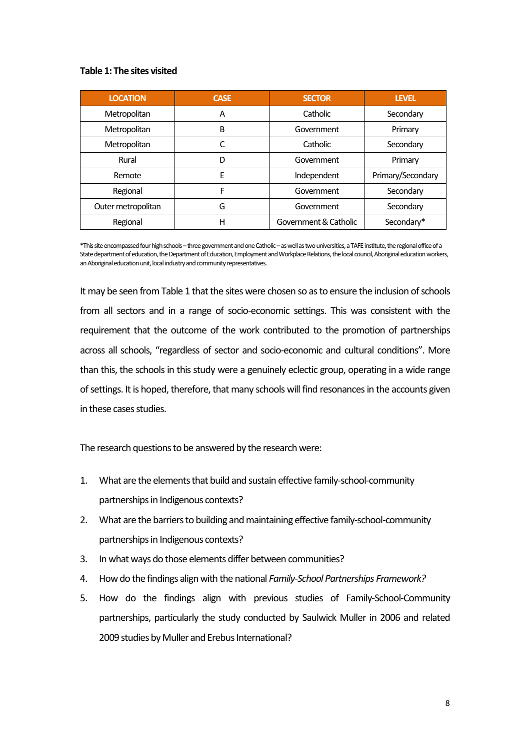**Table 1: The sites visited**

| LOCATION | CASE | SECTOR | LEVEL |
|---|---|---|---|
| Metropolitan | A | Catholic | Secondary |
| Metropolitan | B | Government | Primary |
| Metropolitan | C | Catholic | Secondary |
| Rural | D | Government | Primary |
| Remote | E | Independent | Primary/Secondary |
| Regional | F | Government | Secondary |
| Outer metropolitan | G | Government | Secondary |
| Regional | H | Government & Catholic | Secondary* |

*This site encompassed four high schools – three government and one Catholic – as well as two universities, a TAFE institute, the regional office of a State department of education, the Department of Education, Employment and Workplace Relations, the local council, Aboriginal education workers, an Aboriginal education unit, local industry and community representatives.

It may be seen from Table 1 that the sites were chosen so as to ensure the inclusion of schools from all sectors and in a range of socio-economic settings. This was consistent with the requirement that the outcome of the work contributed to the promotion of partnerships across all schools, "regardless of sector and socio-economic and cultural conditions". More than this, the schools in this study were a genuinely eclectic group, operating in a wide range of settings. It is hoped, therefore, that many schools will find resonances in the accounts given in these cases studies.

The research questions to be answered by the research were:

1. What are the elements that build and sustain effective family-school-community partnerships in Indigenous contexts?
2. What are the barriers to building and maintaining effective family-school-community partnerships in Indigenous contexts?
3. In what ways do those elements differ between communities?
4. How do the findings align with the national *Family-School Partnerships Framework?*
5. How do the findings align with previous studies of Family-School-Community partnerships, particularly the study conducted by Saulwick Muller in 2006 and related 2009 studies by Muller and Erebus International?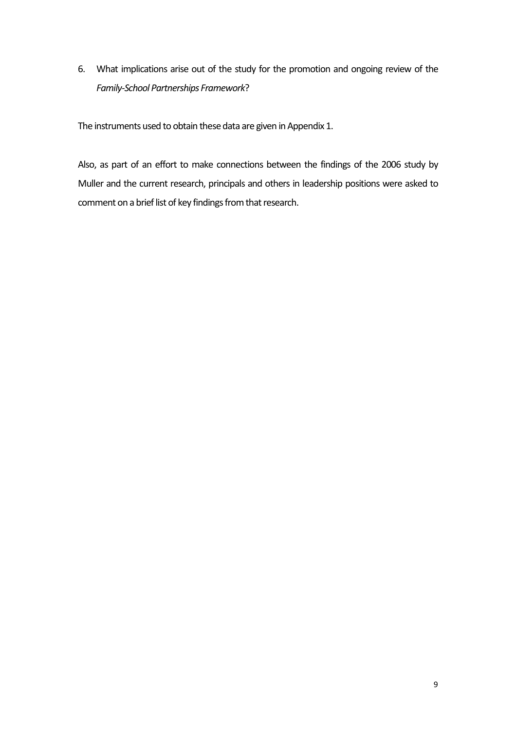6. What implications arise out of the study for the promotion and ongoing review of the *Family-School Partnerships Framework*?

The instruments used to obtain these data are given in Appendix 1.

Also, as part of an effort to make connections between the findings of the 2006 study by Muller and the current research, principals and others in leadership positions were asked to comment on a brief list of key findings from that research.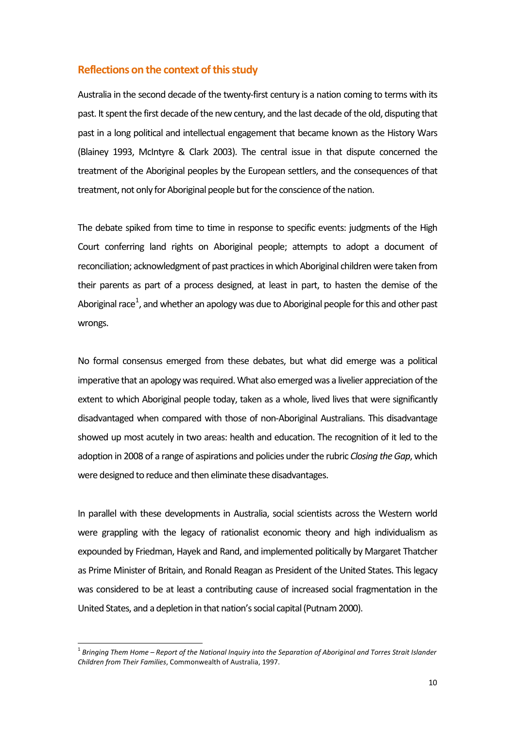## Reflections on the context of this study

Australia in the second decade of the twenty-first century is a nation coming to terms with its past. It spent the first decade of the new century, and the last decade of the old, disputing that past in a long political and intellectual engagement that became known as the History Wars (Blainey 1993, McIntyre & Clark 2003). The central issue in that dispute concerned the treatment of the Aboriginal peoples by the European settlers, and the consequences of that treatment, not only for Aboriginal people but for the conscience of the nation.

The debate spiked from time to time in response to specific events: judgments of the High Court conferring land rights on Aboriginal people; attempts to adopt a document of reconciliation; acknowledgment of past practices in which Aboriginal children were taken from their parents as part of a process designed, at least in part, to hasten the demise of the Aboriginal race[1], and whether an apology was due to Aboriginal people for this and other past wrongs.

No formal consensus emerged from these debates, but what did emerge was a political imperative that an apology was required. What also emerged was a livelier appreciation of the extent to which Aboriginal people today, taken as a whole, lived lives that were significantly disadvantaged when compared with those of non-Aboriginal Australians. This disadvantage showed up most acutely in two areas: health and education. The recognition of it led to the adoption in 2008 of a range of aspirations and policies under the rubric *Closing the Gap*, which were designed to reduce and then eliminate these disadvantages.

In parallel with these developments in Australia, social scientists across the Western world were grappling with the legacy of rationalist economic theory and high individualism as expounded by Friedman, Hayek and Rand, and implemented politically by Margaret Thatcher as Prime Minister of Britain, and Ronald Reagan as President of the United States. This legacy was considered to be at least a contributing cause of increased social fragmentation in the United States, and a depletion in that nation's social capital (Putnam 2000).

---

[1] *Bringing Them Home – Report of the National Inquiry into the Separation of Aboriginal and Torres Strait Islander Children from Their Families*, Commonwealth of Australia, 1997.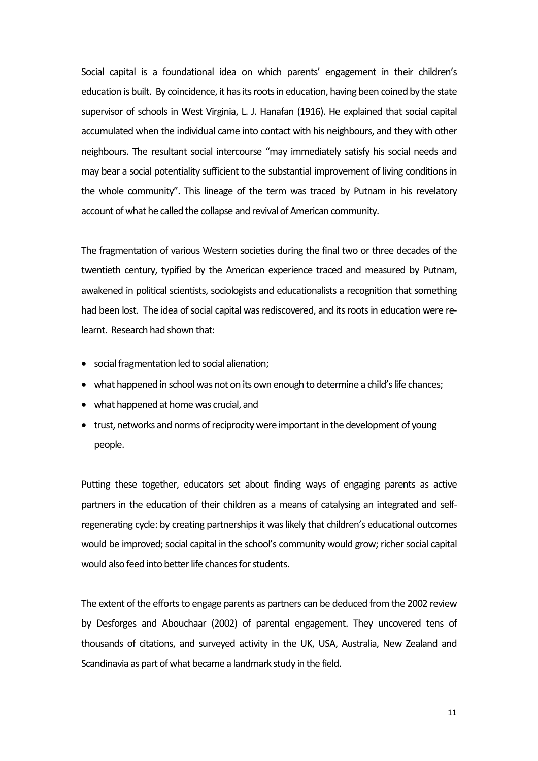Social capital is a foundational idea on which parents' engagement in their children's education is built. By coincidence, it has its roots in education, having been coined by the state supervisor of schools in West Virginia, L. J. Hanafan (1916). He explained that social capital accumulated when the individual came into contact with his neighbours, and they with other neighbours. The resultant social intercourse "may immediately satisfy his social needs and may bear a social potentiality sufficient to the substantial improvement of living conditions in the whole community". This lineage of the term was traced by Putnam in his revelatory account of what he called the collapse and revival of American community.

The fragmentation of various Western societies during the final two or three decades of the twentieth century, typified by the American experience traced and measured by Putnam, awakened in political scientists, sociologists and educationalists a recognition that something had been lost. The idea of social capital was rediscovered, and its roots in education were re-learnt. Research had shown that:

- social fragmentation led to social alienation;
- what happened in school was not on its own enough to determine a child's life chances;
- what happened at home was crucial, and
- trust, networks and norms of reciprocity were important in the development of young people.

Putting these together, educators set about finding ways of engaging parents as active partners in the education of their children as a means of catalysing an integrated and self-regenerating cycle: by creating partnerships it was likely that children's educational outcomes would be improved; social capital in the school's community would grow; richer social capital would also feed into better life chances for students.

The extent of the efforts to engage parents as partners can be deduced from the 2002 review by Desforges and Abouchaar (2002) of parental engagement. They uncovered tens of thousands of citations, and surveyed activity in the UK, USA, Australia, New Zealand and Scandinavia as part of what became a landmark study in the field.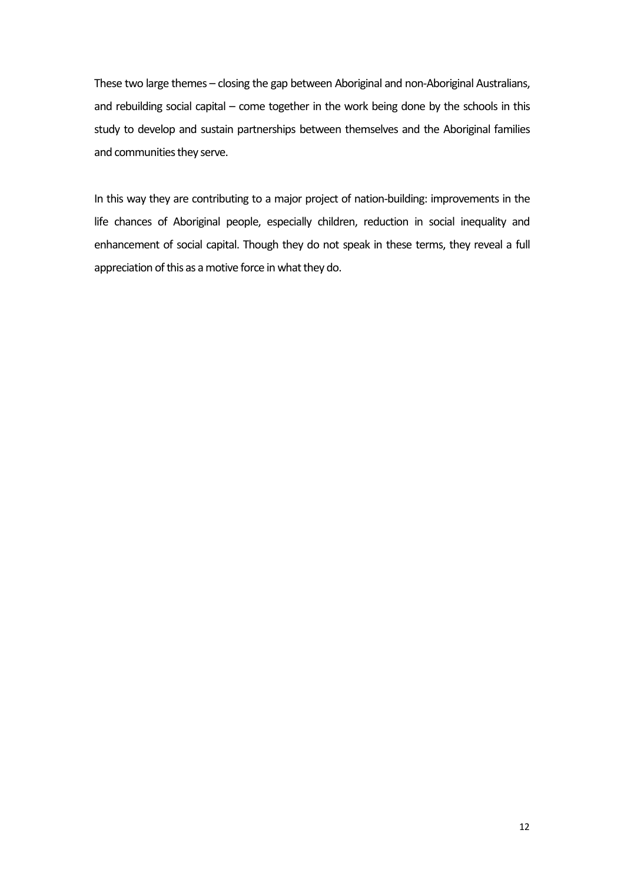These two large themes – closing the gap between Aboriginal and non-Aboriginal Australians, and rebuilding social capital – come together in the work being done by the schools in this study to develop and sustain partnerships between themselves and the Aboriginal families and communities they serve.

In this way they are contributing to a major project of nation-building: improvements in the life chances of Aboriginal people, especially children, reduction in social inequality and enhancement of social capital. Though they do not speak in these terms, they reveal a full appreciation of this as a motive force in what they do.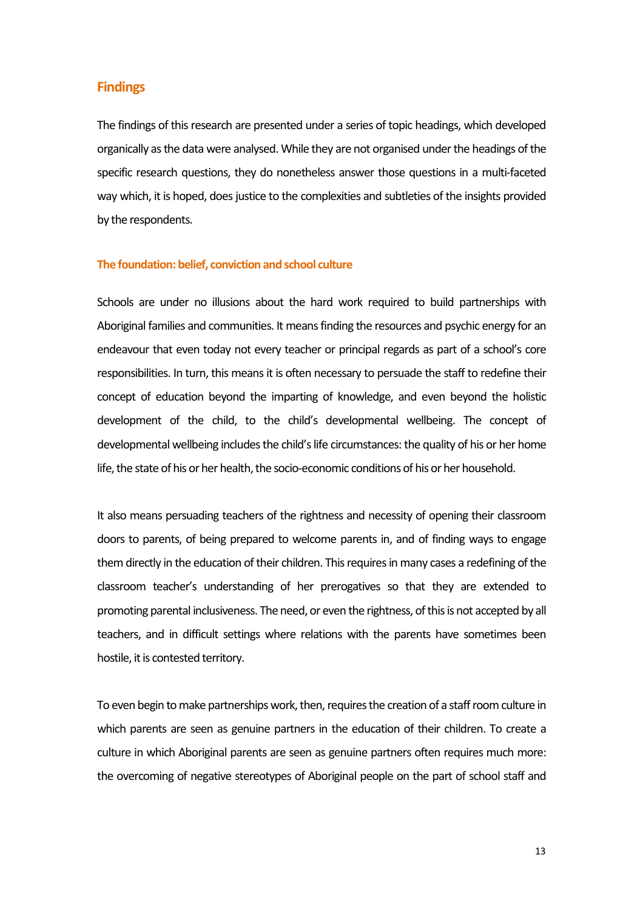## Findings

The findings of this research are presented under a series of topic headings, which developed organically as the data were analysed. While they are not organised under the headings of the specific research questions, they do nonetheless answer those questions in a multi-faceted way which, it is hoped, does justice to the complexities and subtleties of the insights provided by the respondents.

### The foundation: belief, conviction and school culture

Schools are under no illusions about the hard work required to build partnerships with Aboriginal families and communities. It means finding the resources and psychic energy for an endeavour that even today not every teacher or principal regards as part of a school's core responsibilities. In turn, this means it is often necessary to persuade the staff to redefine their concept of education beyond the imparting of knowledge, and even beyond the holistic development of the child, to the child's developmental wellbeing. The concept of developmental wellbeing includes the child's life circumstances: the quality of his or her home life, the state of his or her health, the socio-economic conditions of his or her household.

It also means persuading teachers of the rightness and necessity of opening their classroom doors to parents, of being prepared to welcome parents in, and of finding ways to engage them directly in the education of their children. This requires in many cases a redefining of the classroom teacher's understanding of her prerogatives so that they are extended to promoting parental inclusiveness. The need, or even the rightness, of this is not accepted by all teachers, and in difficult settings where relations with the parents have sometimes been hostile, it is contested territory.

To even begin to make partnerships work, then, requires the creation of a staff room culture in which parents are seen as genuine partners in the education of their children. To create a culture in which Aboriginal parents are seen as genuine partners often requires much more: the overcoming of negative stereotypes of Aboriginal people on the part of school staff and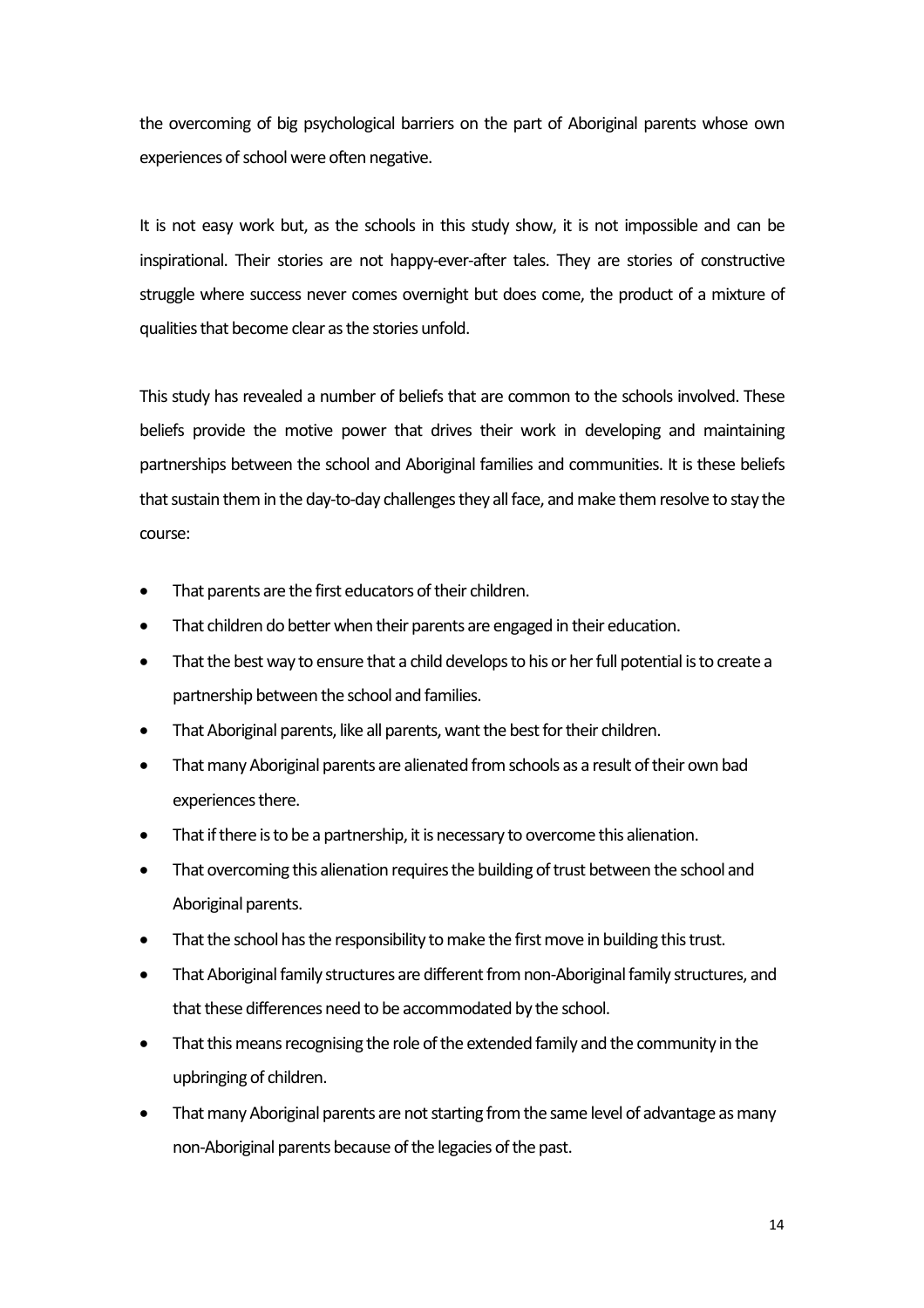the overcoming of big psychological barriers on the part of Aboriginal parents whose own experiences of school were often negative.

It is not easy work but, as the schools in this study show, it is not impossible and can be inspirational. Their stories are not happy-ever-after tales. They are stories of constructive struggle where success never comes overnight but does come, the product of a mixture of qualities that become clear as the stories unfold.

This study has revealed a number of beliefs that are common to the schools involved. These beliefs provide the motive power that drives their work in developing and maintaining partnerships between the school and Aboriginal families and communities. It is these beliefs that sustain them in the day-to-day challenges they all face, and make them resolve to stay the course:

- That parents are the first educators of their children.
- That children do better when their parents are engaged in their education.
- That the best way to ensure that a child develops to his or her full potential is to create a partnership between the school and families.
- That Aboriginal parents, like all parents, want the best for their children.
- That many Aboriginal parents are alienated from schools as a result of their own bad experiences there.
- That if there is to be a partnership, it is necessary to overcome this alienation.
- That overcoming this alienation requires the building of trust between the school and Aboriginal parents.
- That the school has the responsibility to make the first move in building this trust.
- That Aboriginal family structures are different from non-Aboriginal family structures, and that these differences need to be accommodated by the school.
- That this means recognising the role of the extended family and the community in the upbringing of children.
- That many Aboriginal parents are not starting from the same level of advantage as many non-Aboriginal parents because of the legacies of the past.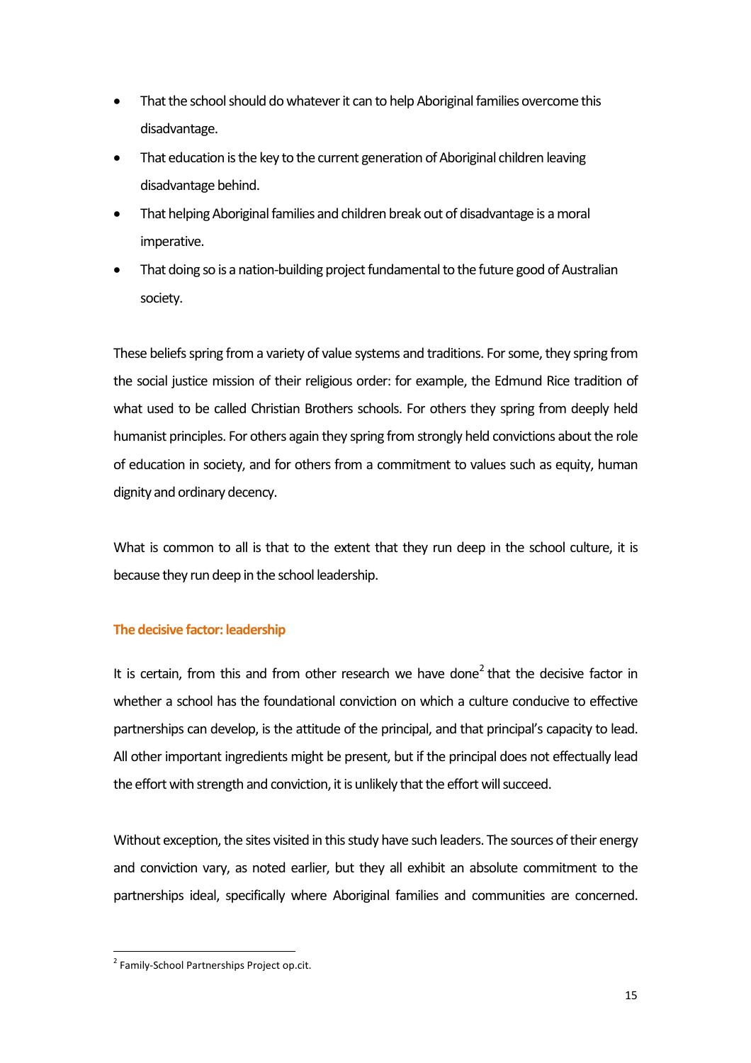- That the school should do whatever it can to help Aboriginal families overcome this disadvantage.
- That education is the key to the current generation of Aboriginal children leaving disadvantage behind.
- That helping Aboriginal families and children break out of disadvantage is a moral imperative.
- That doing so is a nation-building project fundamental to the future good of Australian society.

These beliefs spring from a variety of value systems and traditions. For some, they spring from the social justice mission of their religious order: for example, the Edmund Rice tradition of what used to be called Christian Brothers schools. For others they spring from deeply held humanist principles. For others again they spring from strongly held convictions about the role of education in society, and for others from a commitment to values such as equity, human dignity and ordinary decency.

What is common to all is that to the extent that they run deep in the school culture, it is because they run deep in the school leadership.

### The decisive factor: leadership

It is certain, from this and from other research we have done[2] that the decisive factor in whether a school has the foundational conviction on which a culture conducive to effective partnerships can develop, is the attitude of the principal, and that principal's capacity to lead. All other important ingredients might be present, but if the principal does not effectually lead the effort with strength and conviction, it is unlikely that the effort will succeed.

Without exception, the sites visited in this study have such leaders. The sources of their energy and conviction vary, as noted earlier, but they all exhibit an absolute commitment to the partnerships ideal, specifically where Aboriginal families and communities are concerned.

[2] Family-School Partnerships Project op.cit.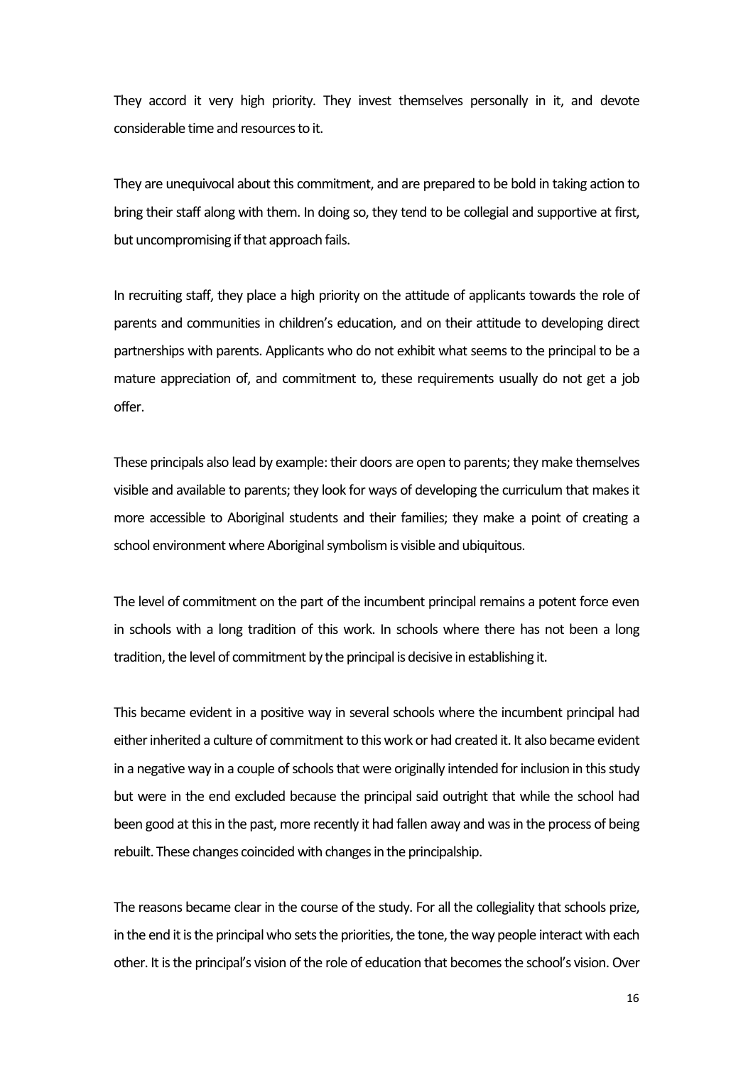They accord it very high priority. They invest themselves personally in it, and devote considerable time and resources to it.

They are unequivocal about this commitment, and are prepared to be bold in taking action to bring their staff along with them. In doing so, they tend to be collegial and supportive at first, but uncompromising if that approach fails.

In recruiting staff, they place a high priority on the attitude of applicants towards the role of parents and communities in children's education, and on their attitude to developing direct partnerships with parents. Applicants who do not exhibit what seems to the principal to be a mature appreciation of, and commitment to, these requirements usually do not get a job offer.

These principals also lead by example: their doors are open to parents; they make themselves visible and available to parents; they look for ways of developing the curriculum that makes it more accessible to Aboriginal students and their families; they make a point of creating a school environment where Aboriginal symbolism is visible and ubiquitous.

The level of commitment on the part of the incumbent principal remains a potent force even in schools with a long tradition of this work. In schools where there has not been a long tradition, the level of commitment by the principal is decisive in establishing it.

This became evident in a positive way in several schools where the incumbent principal had either inherited a culture of commitment to this work or had created it. It also became evident in a negative way in a couple of schools that were originally intended for inclusion in this study but were in the end excluded because the principal said outright that while the school had been good at this in the past, more recently it had fallen away and was in the process of being rebuilt. These changes coincided with changes in the principalship.

The reasons became clear in the course of the study. For all the collegiality that schools prize, in the end it is the principal who sets the priorities, the tone, the way people interact with each other. It is the principal's vision of the role of education that becomes the school's vision. Over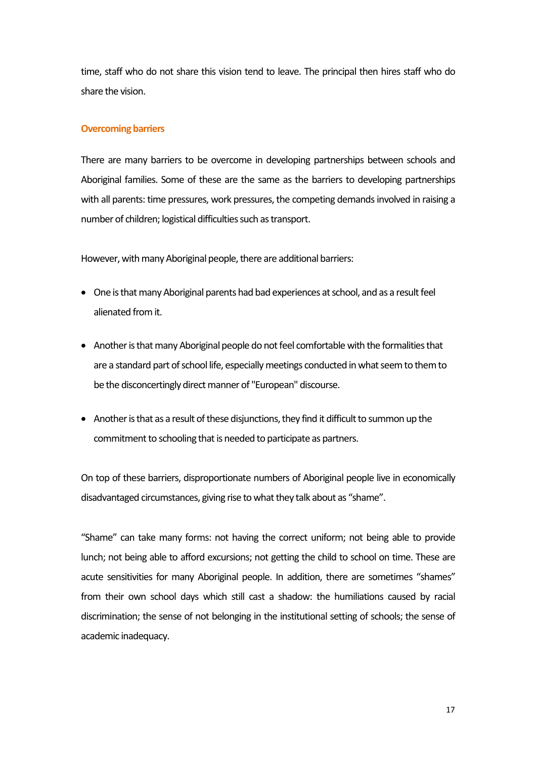time, staff who do not share this vision tend to leave. The principal then hires staff who do share the vision.

## Overcoming barriers

There are many barriers to be overcome in developing partnerships between schools and Aboriginal families. Some of these are the same as the barriers to developing partnerships with all parents: time pressures, work pressures, the competing demands involved in raising a number of children; logistical difficulties such as transport.

However, with many Aboriginal people, there are additional barriers:

- One is that many Aboriginal parents had bad experiences at school, and as a result feel alienated from it.
- Another is that many Aboriginal people do not feel comfortable with the formalities that are a standard part of school life, especially meetings conducted in what seem to them to be the disconcertingly direct manner of "European" discourse.
- Another is that as a result of these disjunctions, they find it difficult to summon up the commitment to schooling that is needed to participate as partners.

On top of these barriers, disproportionate numbers of Aboriginal people live in economically disadvantaged circumstances, giving rise to what they talk about as "shame".

"Shame" can take many forms: not having the correct uniform; not being able to provide lunch; not being able to afford excursions; not getting the child to school on time. These are acute sensitivities for many Aboriginal people. In addition, there are sometimes "shames" from their own school days which still cast a shadow: the humiliations caused by racial discrimination; the sense of not belonging in the institutional setting of schools; the sense of academic inadequacy.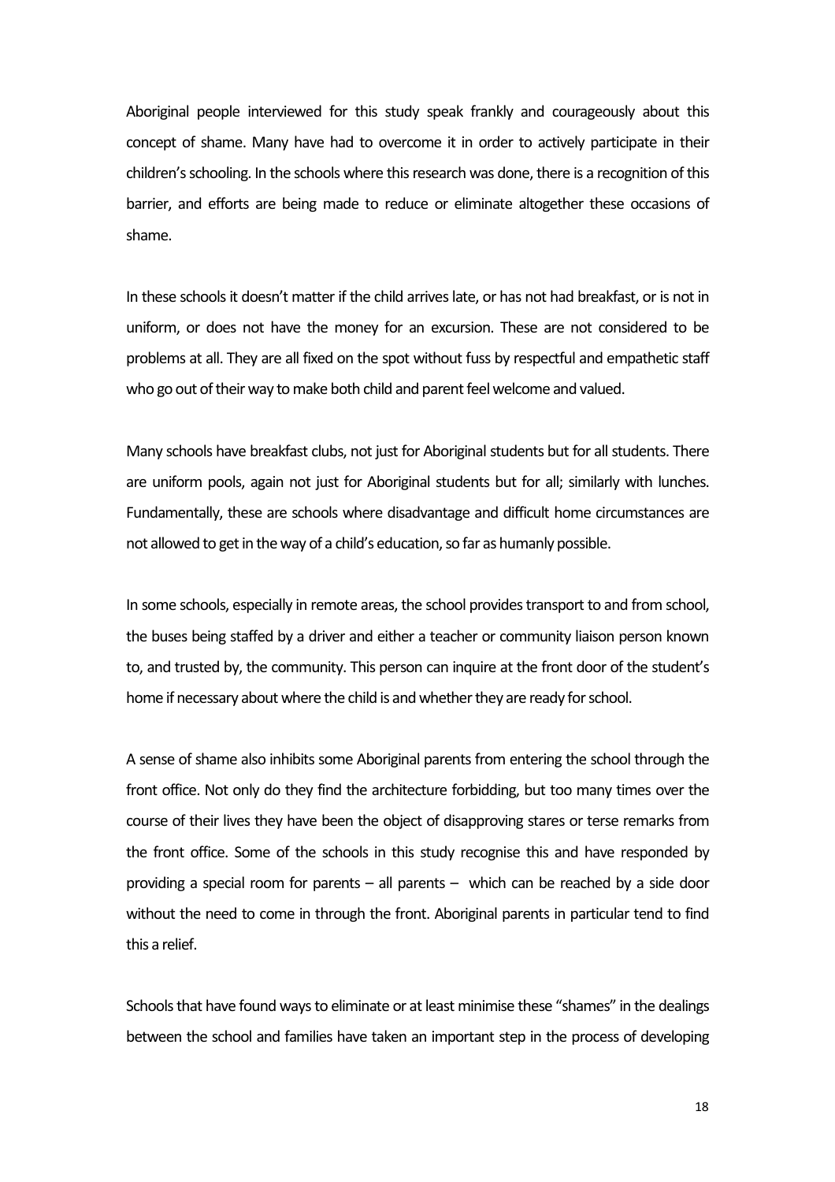Aboriginal people interviewed for this study speak frankly and courageously about this concept of shame. Many have had to overcome it in order to actively participate in their children's schooling. In the schools where this research was done, there is a recognition of this barrier, and efforts are being made to reduce or eliminate altogether these occasions of shame.

In these schools it doesn't matter if the child arrives late, or has not had breakfast, or is not in uniform, or does not have the money for an excursion. These are not considered to be problems at all. They are all fixed on the spot without fuss by respectful and empathetic staff who go out of their way to make both child and parent feel welcome and valued.

Many schools have breakfast clubs, not just for Aboriginal students but for all students. There are uniform pools, again not just for Aboriginal students but for all; similarly with lunches. Fundamentally, these are schools where disadvantage and difficult home circumstances are not allowed to get in the way of a child's education, so far as humanly possible.

In some schools, especially in remote areas, the school provides transport to and from school, the buses being staffed by a driver and either a teacher or community liaison person known to, and trusted by, the community. This person can inquire at the front door of the student's home if necessary about where the child is and whether they are ready for school.

A sense of shame also inhibits some Aboriginal parents from entering the school through the front office. Not only do they find the architecture forbidding, but too many times over the course of their lives they have been the object of disapproving stares or terse remarks from the front office. Some of the schools in this study recognise this and have responded by providing a special room for parents – all parents – which can be reached by a side door without the need to come in through the front. Aboriginal parents in particular tend to find this a relief.

Schools that have found ways to eliminate or at least minimise these "shames" in the dealings between the school and families have taken an important step in the process of developing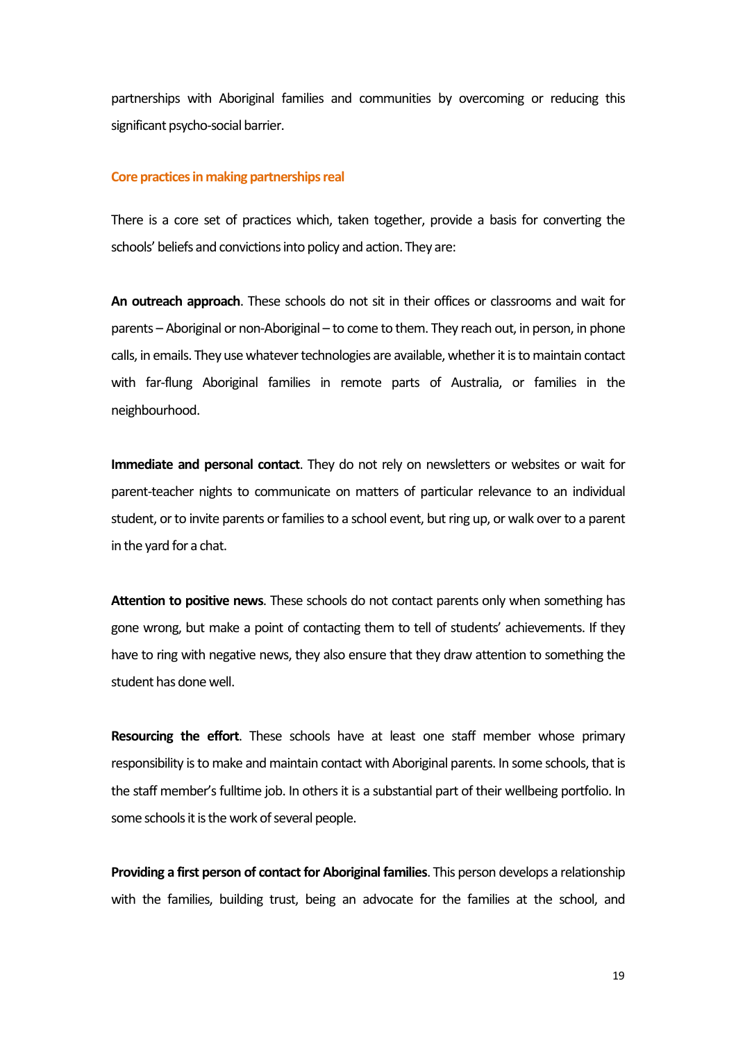partnerships with Aboriginal families and communities by overcoming or reducing this significant psycho-social barrier.

### Core practices in making partnerships real

There is a core set of practices which, taken together, provide a basis for converting the schools' beliefs and convictions into policy and action. They are:

**An outreach approach**. These schools do not sit in their offices or classrooms and wait for parents – Aboriginal or non-Aboriginal – to come to them. They reach out, in person, in phone calls, in emails. They use whatever technologies are available, whether it is to maintain contact with far-flung Aboriginal families in remote parts of Australia, or families in the neighbourhood.

**Immediate and personal contact**. They do not rely on newsletters or websites or wait for parent-teacher nights to communicate on matters of particular relevance to an individual student, or to invite parents or families to a school event, but ring up, or walk over to a parent in the yard for a chat.

**Attention to positive news**. These schools do not contact parents only when something has gone wrong, but make a point of contacting them to tell of students' achievements. If they have to ring with negative news, they also ensure that they draw attention to something the student has done well.

**Resourcing the effort**. These schools have at least one staff member whose primary responsibility is to make and maintain contact with Aboriginal parents. In some schools, that is the staff member's fulltime job. In others it is a substantial part of their wellbeing portfolio. In some schools it is the work of several people.

**Providing a first person of contact for Aboriginal families**. This person develops a relationship with the families, building trust, being an advocate for the families at the school, and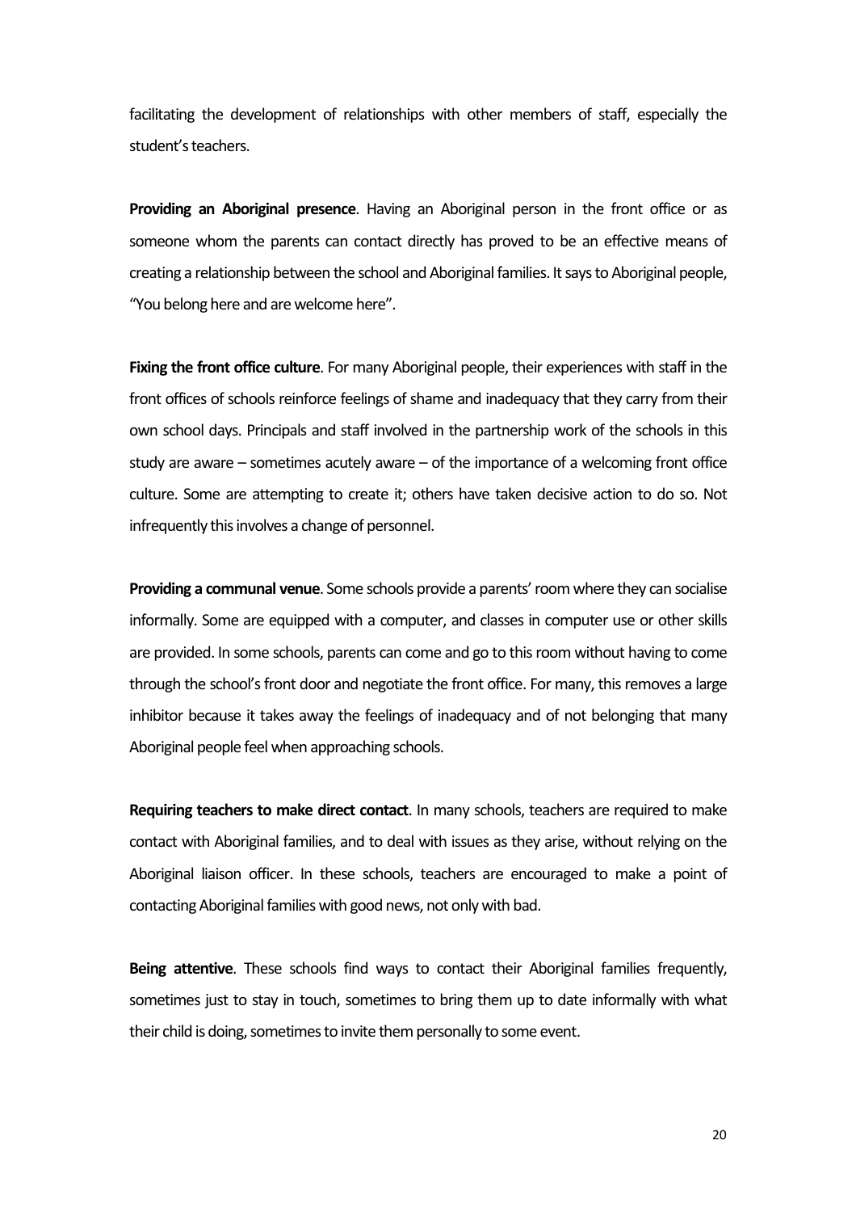facilitating the development of relationships with other members of staff, especially the student's teachers.

**Providing an Aboriginal presence**. Having an Aboriginal person in the front office or as someone whom the parents can contact directly has proved to be an effective means of creating a relationship between the school and Aboriginal families. It says to Aboriginal people, "You belong here and are welcome here".

**Fixing the front office culture**. For many Aboriginal people, their experiences with staff in the front offices of schools reinforce feelings of shame and inadequacy that they carry from their own school days. Principals and staff involved in the partnership work of the schools in this study are aware – sometimes acutely aware – of the importance of a welcoming front office culture. Some are attempting to create it; others have taken decisive action to do so. Not infrequently this involves a change of personnel.

**Providing a communal venue**. Some schools provide a parents' room where they can socialise informally. Some are equipped with a computer, and classes in computer use or other skills are provided. In some schools, parents can come and go to this room without having to come through the school's front door and negotiate the front office. For many, this removes a large inhibitor because it takes away the feelings of inadequacy and of not belonging that many Aboriginal people feel when approaching schools.

**Requiring teachers to make direct contact**. In many schools, teachers are required to make contact with Aboriginal families, and to deal with issues as they arise, without relying on the Aboriginal liaison officer. In these schools, teachers are encouraged to make a point of contacting Aboriginal families with good news, not only with bad.

**Being attentive**. These schools find ways to contact their Aboriginal families frequently, sometimes just to stay in touch, sometimes to bring them up to date informally with what their child is doing, sometimes to invite them personally to some event.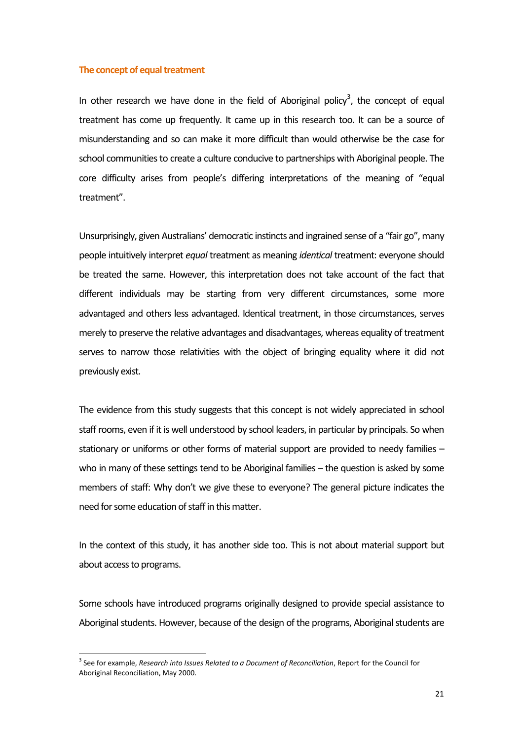## The concept of equal treatment

In other research we have done in the field of Aboriginal policy[3], the concept of equal treatment has come up frequently. It came up in this research too. It can be a source of misunderstanding and so can make it more difficult than would otherwise be the case for school communities to create a culture conducive to partnerships with Aboriginal people. The core difficulty arises from people's differing interpretations of the meaning of "equal treatment".

Unsurprisingly, given Australians' democratic instincts and ingrained sense of a "fair go", many people intuitively interpret *equal* treatment as meaning *identical* treatment: everyone should be treated the same. However, this interpretation does not take account of the fact that different individuals may be starting from very different circumstances, some more advantaged and others less advantaged. Identical treatment, in those circumstances, serves merely to preserve the relative advantages and disadvantages, whereas equality of treatment serves to narrow those relativities with the object of bringing equality where it did not previously exist.

The evidence from this study suggests that this concept is not widely appreciated in school staff rooms, even if it is well understood by school leaders, in particular by principals. So when stationary or uniforms or other forms of material support are provided to needy families – who in many of these settings tend to be Aboriginal families – the question is asked by some members of staff: Why don't we give these to everyone? The general picture indicates the need for some education of staff in this matter.

In the context of this study, it has another side too. This is not about material support but about access to programs.

Some schools have introduced programs originally designed to provide special assistance to Aboriginal students. However, because of the design of the programs, Aboriginal students are

[3] See for example, *Research into Issues Related to a Document of Reconciliation*, Report for the Council for Aboriginal Reconciliation, May 2000.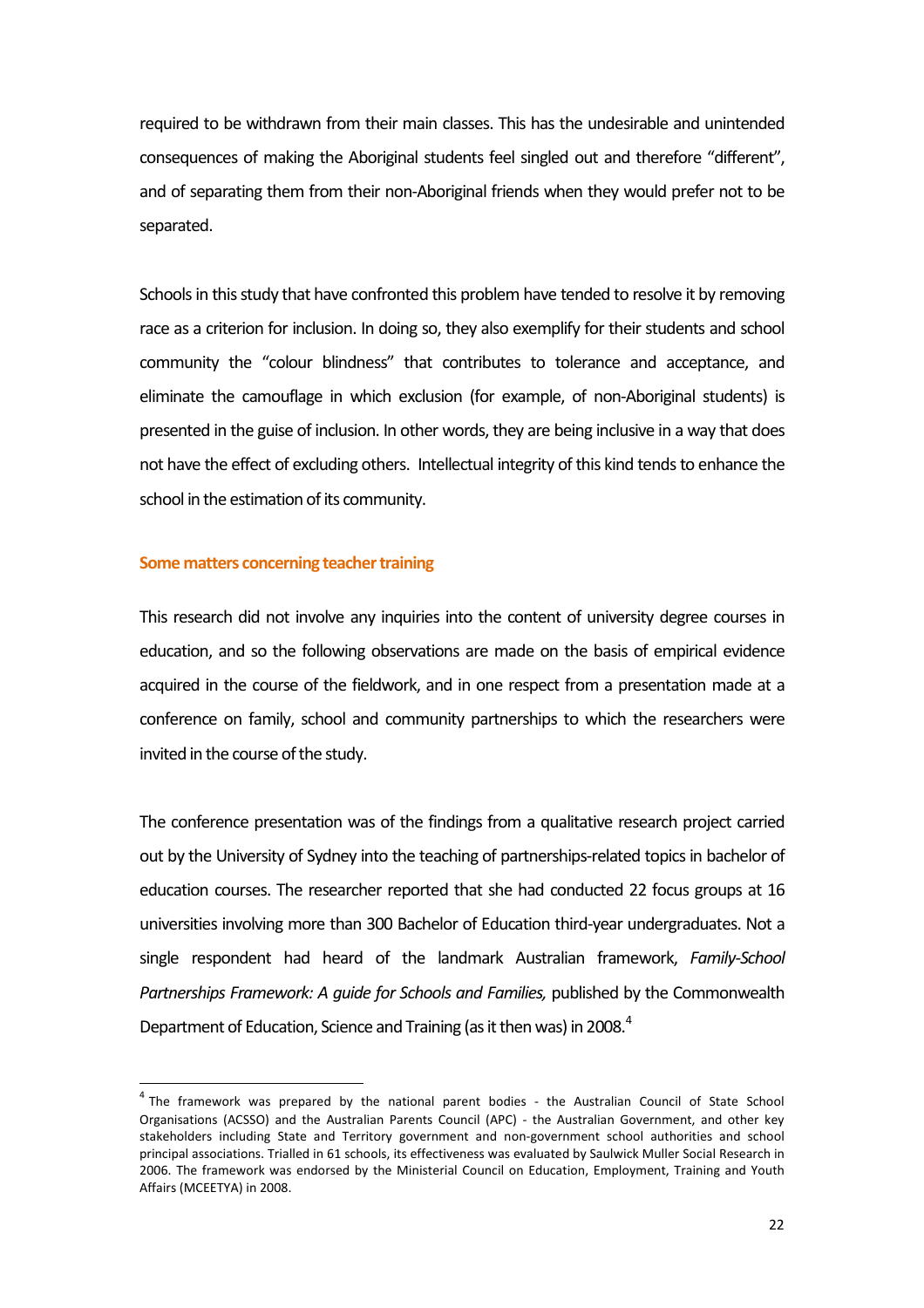required to be withdrawn from their main classes. This has the undesirable and unintended consequences of making the Aboriginal students feel singled out and therefore "different", and of separating them from their non-Aboriginal friends when they would prefer not to be separated.

Schools in this study that have confronted this problem have tended to resolve it by removing race as a criterion for inclusion. In doing so, they also exemplify for their students and school community the "colour blindness" that contributes to tolerance and acceptance, and eliminate the camouflage in which exclusion (for example, of non-Aboriginal students) is presented in the guise of inclusion. In other words, they are being inclusive in a way that does not have the effect of excluding others. Intellectual integrity of this kind tends to enhance the school in the estimation of its community.

## Some matters concerning teacher training

This research did not involve any inquiries into the content of university degree courses in education, and so the following observations are made on the basis of empirical evidence acquired in the course of the fieldwork, and in one respect from a presentation made at a conference on family, school and community partnerships to which the researchers were invited in the course of the study.

The conference presentation was of the findings from a qualitative research project carried out by the University of Sydney into the teaching of partnerships-related topics in bachelor of education courses. The researcher reported that she had conducted 22 focus groups at 16 universities involving more than 300 Bachelor of Education third-year undergraduates. Not a single respondent had heard of the landmark Australian framework, *Family-School Partnerships Framework: A guide for Schools and Families,* published by the Commonwealth Department of Education, Science and Training (as it then was) in 2008.[4]

---

[4] The framework was prepared by the national parent bodies - the Australian Council of State School Organisations (ACSSO) and the Australian Parents Council (APC) - the Australian Government, and other key stakeholders including State and Territory government and non-government school authorities and school principal associations. Trialled in 61 schools, its effectiveness was evaluated by Saulwick Muller Social Research in 2006. The framework was endorsed by the Ministerial Council on Education, Employment, Training and Youth Affairs (MCEETYA) in 2008.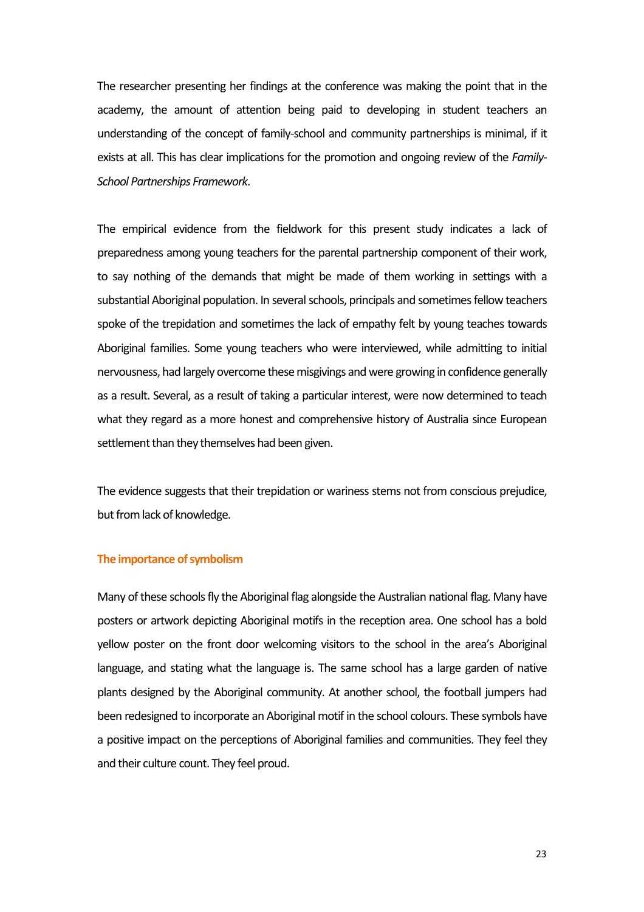The researcher presenting her findings at the conference was making the point that in the academy, the amount of attention being paid to developing in student teachers an understanding of the concept of family-school and community partnerships is minimal, if it exists at all. This has clear implications for the promotion and ongoing review of the *Family-School Partnerships Framework*.

The empirical evidence from the fieldwork for this present study indicates a lack of preparedness among young teachers for the parental partnership component of their work, to say nothing of the demands that might be made of them working in settings with a substantial Aboriginal population. In several schools, principals and sometimes fellow teachers spoke of the trepidation and sometimes the lack of empathy felt by young teaches towards Aboriginal families. Some young teachers who were interviewed, while admitting to initial nervousness, had largely overcome these misgivings and were growing in confidence generally as a result. Several, as a result of taking a particular interest, were now determined to teach what they regard as a more honest and comprehensive history of Australia since European settlement than they themselves had been given.

The evidence suggests that their trepidation or wariness stems not from conscious prejudice, but from lack of knowledge.

### The importance of symbolism

Many of these schools fly the Aboriginal flag alongside the Australian national flag. Many have posters or artwork depicting Aboriginal motifs in the reception area. One school has a bold yellow poster on the front door welcoming visitors to the school in the area's Aboriginal language, and stating what the language is. The same school has a large garden of native plants designed by the Aboriginal community. At another school, the football jumpers had been redesigned to incorporate an Aboriginal motif in the school colours. These symbols have a positive impact on the perceptions of Aboriginal families and communities. They feel they and their culture count. They feel proud.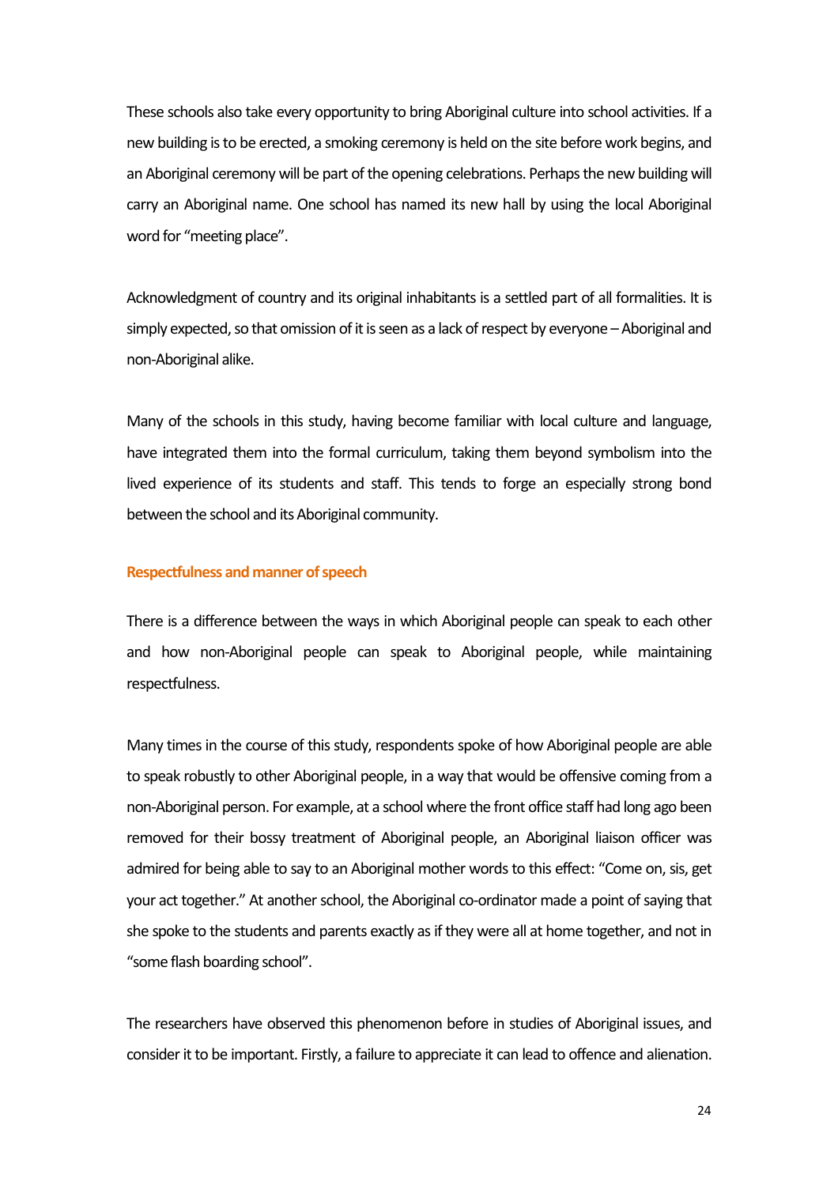These schools also take every opportunity to bring Aboriginal culture into school activities. If a new building is to be erected, a smoking ceremony is held on the site before work begins, and an Aboriginal ceremony will be part of the opening celebrations. Perhaps the new building will carry an Aboriginal name. One school has named its new hall by using the local Aboriginal word for "meeting place".

Acknowledgment of country and its original inhabitants is a settled part of all formalities. It is simply expected, so that omission of it is seen as a lack of respect by everyone – Aboriginal and non-Aboriginal alike.

Many of the schools in this study, having become familiar with local culture and language, have integrated them into the formal curriculum, taking them beyond symbolism into the lived experience of its students and staff. This tends to forge an especially strong bond between the school and its Aboriginal community.

### Respectfulness and manner of speech

There is a difference between the ways in which Aboriginal people can speak to each other and how non-Aboriginal people can speak to Aboriginal people, while maintaining respectfulness.

Many times in the course of this study, respondents spoke of how Aboriginal people are able to speak robustly to other Aboriginal people, in a way that would be offensive coming from a non-Aboriginal person. For example, at a school where the front office staff had long ago been removed for their bossy treatment of Aboriginal people, an Aboriginal liaison officer was admired for being able to say to an Aboriginal mother words to this effect: "Come on, sis, get your act together." At another school, the Aboriginal co-ordinator made a point of saying that she spoke to the students and parents exactly as if they were all at home together, and not in "some flash boarding school".

The researchers have observed this phenomenon before in studies of Aboriginal issues, and consider it to be important. Firstly, a failure to appreciate it can lead to offence and alienation.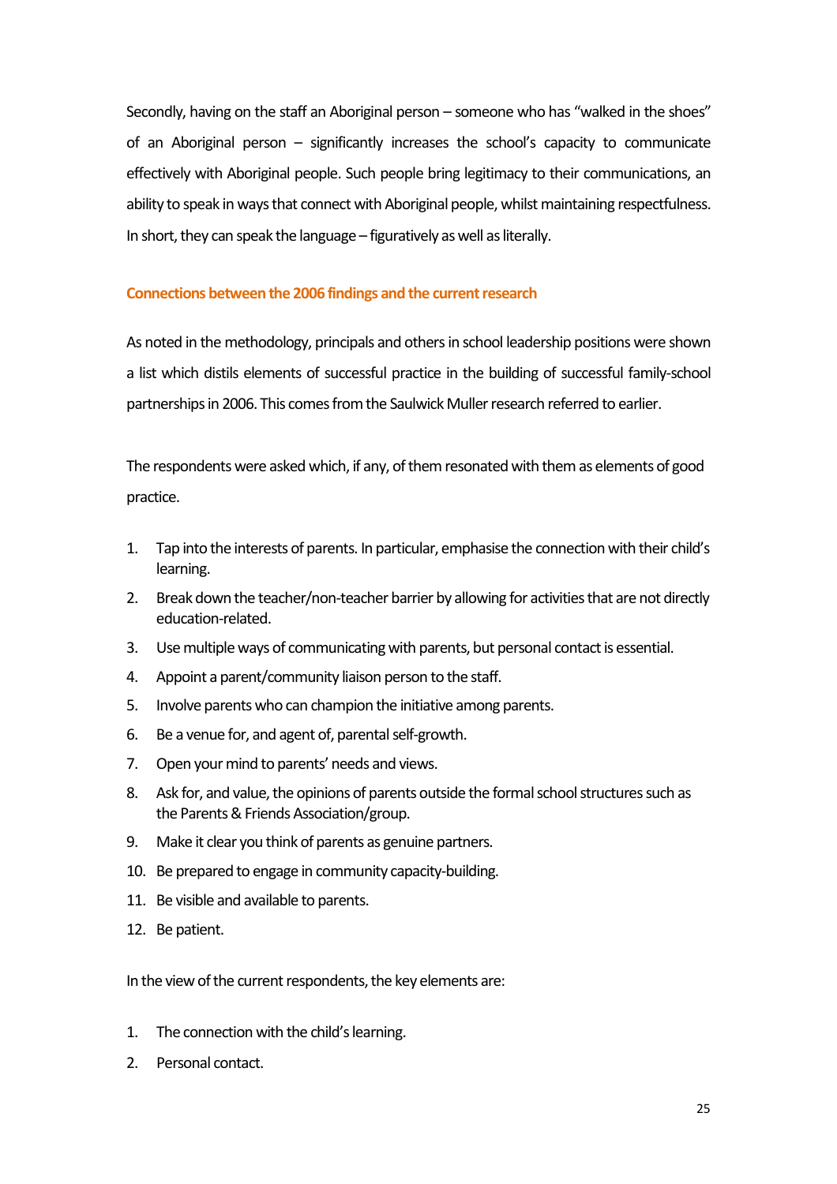Secondly, having on the staff an Aboriginal person – someone who has "walked in the shoes" of an Aboriginal person – significantly increases the school's capacity to communicate effectively with Aboriginal people. Such people bring legitimacy to their communications, an ability to speak in ways that connect with Aboriginal people, whilst maintaining respectfulness. In short, they can speak the language – figuratively as well as literally.

### Connections between the 2006 findings and the current research

As noted in the methodology, principals and others in school leadership positions were shown a list which distils elements of successful practice in the building of successful family-school partnerships in 2006. This comes from the Saulwick Muller research referred to earlier.

The respondents were asked which, if any, of them resonated with them as elements of good practice.

1. Tap into the interests of parents. In particular, emphasise the connection with their child's learning.
2. Break down the teacher/non-teacher barrier by allowing for activities that are not directly education-related.
3. Use multiple ways of communicating with parents, but personal contact is essential.
4. Appoint a parent/community liaison person to the staff.
5. Involve parents who can champion the initiative among parents.
6. Be a venue for, and agent of, parental self-growth.
7. Open your mind to parents' needs and views.
8. Ask for, and value, the opinions of parents outside the formal school structures such as the Parents & Friends Association/group.
9. Make it clear you think of parents as genuine partners.
10. Be prepared to engage in community capacity-building.
11. Be visible and available to parents.
12. Be patient.

In the view of the current respondents, the key elements are:

1. The connection with the child's learning.
2. Personal contact.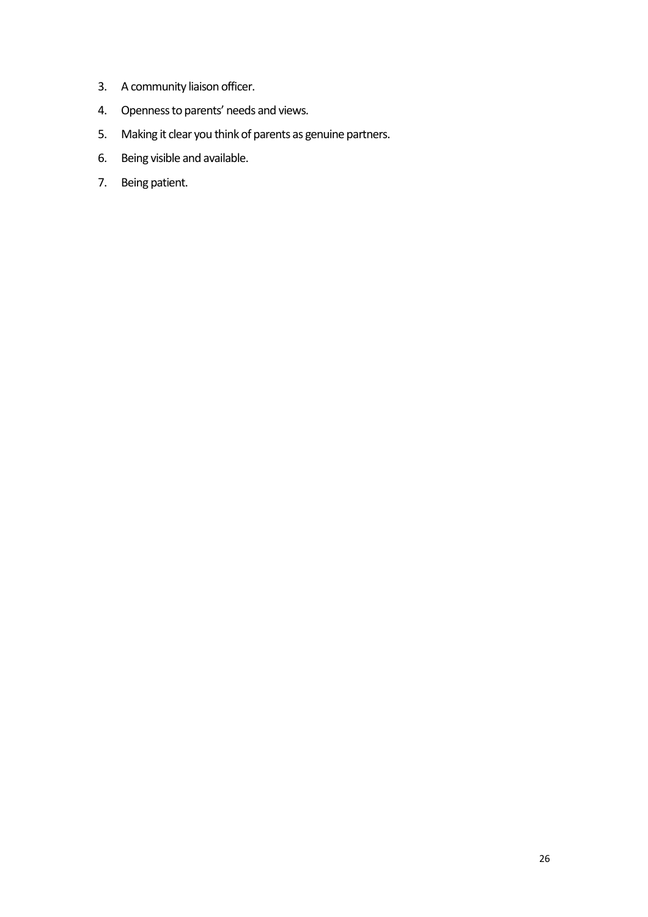3. A community liaison officer.
4. Openness to parents' needs and views.
5. Making it clear you think of parents as genuine partners.
6. Being visible and available.
7. Being patient.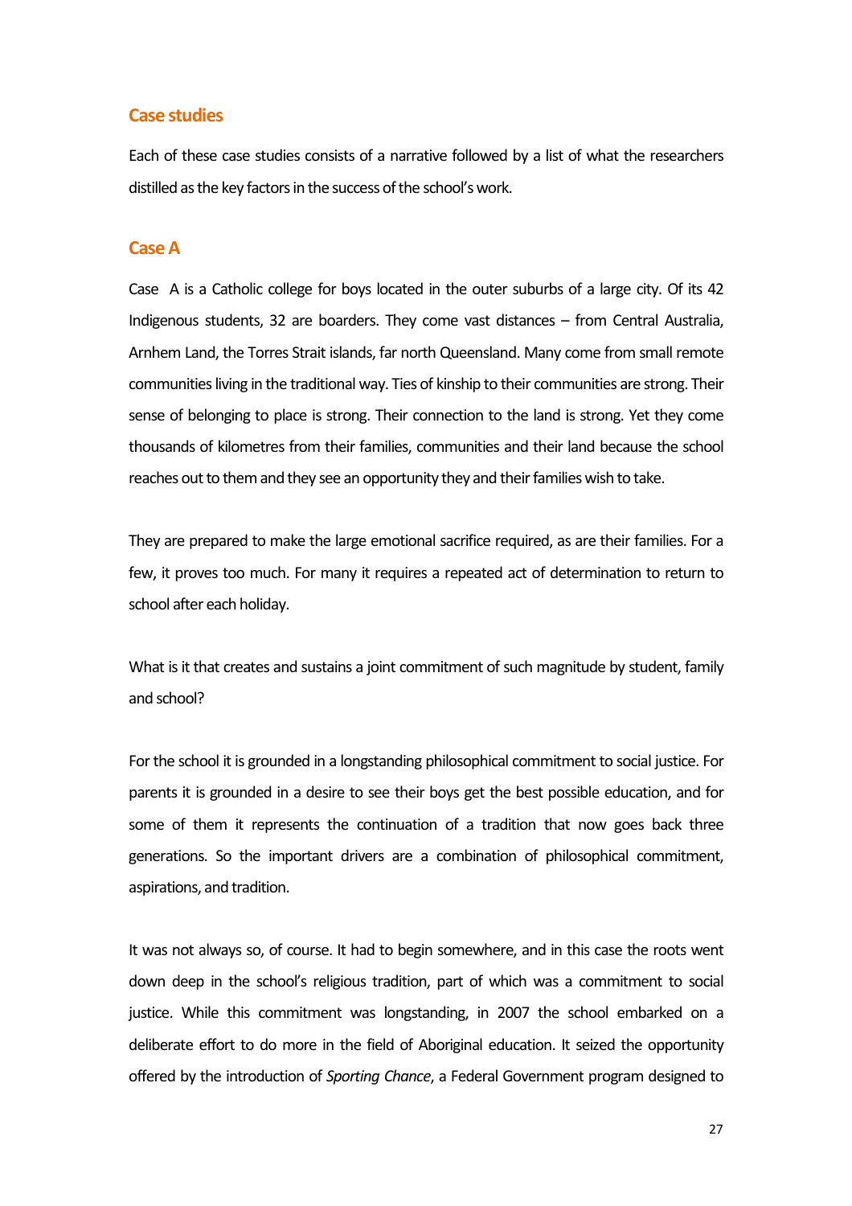## Case studies

Each of these case studies consists of a narrative followed by a list of what the researchers distilled as the key factors in the success of the school's work.

## Case A

Case A is a Catholic college for boys located in the outer suburbs of a large city. Of its 42 Indigenous students, 32 are boarders. They come vast distances – from Central Australia, Arnhem Land, the Torres Strait islands, far north Queensland. Many come from small remote communities living in the traditional way. Ties of kinship to their communities are strong. Their sense of belonging to place is strong. Their connection to the land is strong. Yet they come thousands of kilometres from their families, communities and their land because the school reaches out to them and they see an opportunity they and their families wish to take.

They are prepared to make the large emotional sacrifice required, as are their families. For a few, it proves too much. For many it requires a repeated act of determination to return to school after each holiday.

What is it that creates and sustains a joint commitment of such magnitude by student, family and school?

For the school it is grounded in a longstanding philosophical commitment to social justice. For parents it is grounded in a desire to see their boys get the best possible education, and for some of them it represents the continuation of a tradition that now goes back three generations. So the important drivers are a combination of philosophical commitment, aspirations, and tradition.

It was not always so, of course. It had to begin somewhere, and in this case the roots went down deep in the school's religious tradition, part of which was a commitment to social justice. While this commitment was longstanding, in 2007 the school embarked on a deliberate effort to do more in the field of Aboriginal education. It seized the opportunity offered by the introduction of *Sporting Chance*, a Federal Government program designed to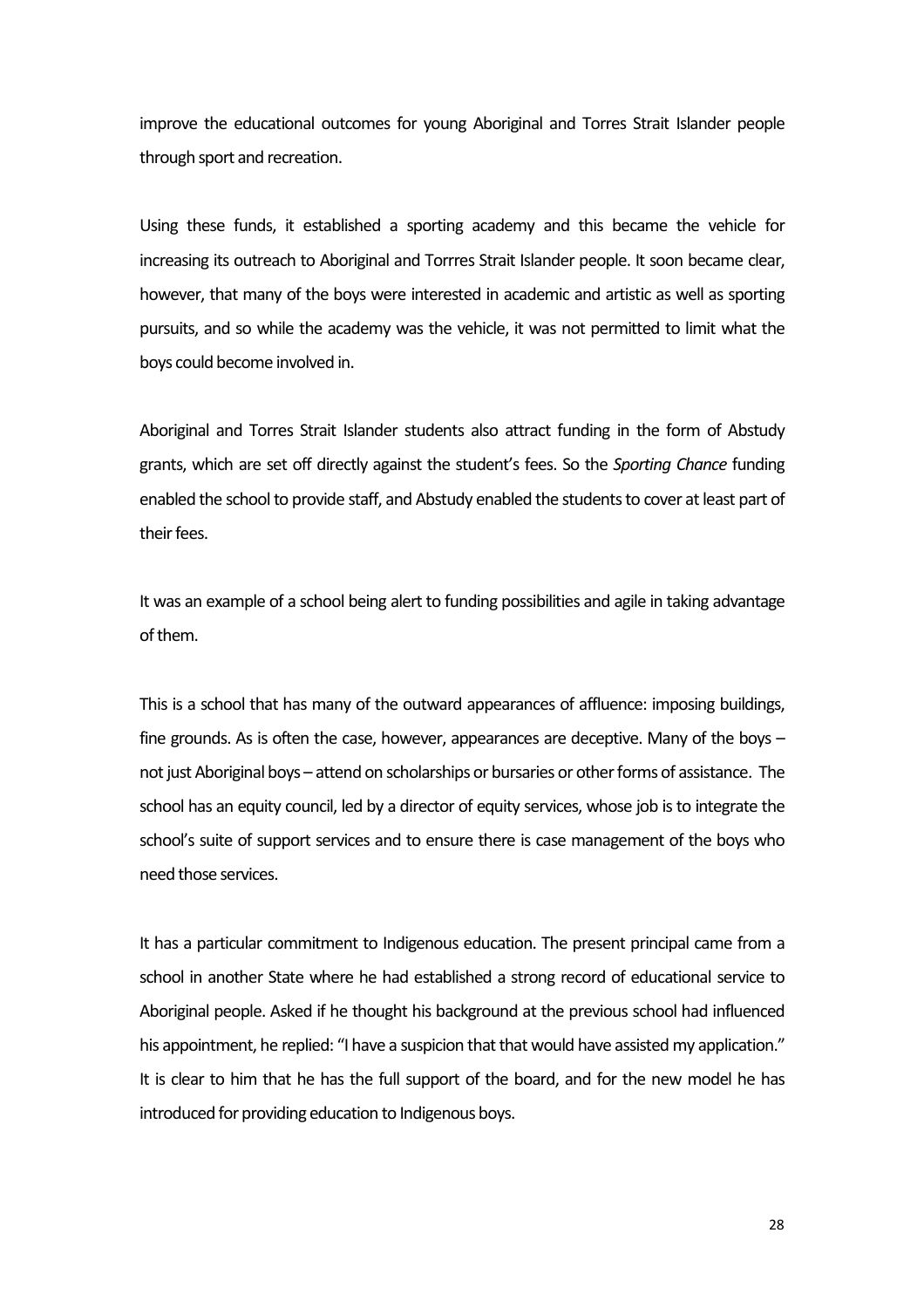improve the educational outcomes for young Aboriginal and Torres Strait Islander people through sport and recreation.

Using these funds, it established a sporting academy and this became the vehicle for increasing its outreach to Aboriginal and Torrres Strait Islander people. It soon became clear, however, that many of the boys were interested in academic and artistic as well as sporting pursuits, and so while the academy was the vehicle, it was not permitted to limit what the boys could become involved in.

Aboriginal and Torres Strait Islander students also attract funding in the form of Abstudy grants, which are set off directly against the student's fees. So the *Sporting Chance* funding enabled the school to provide staff, and Abstudy enabled the students to cover at least part of their fees.

It was an example of a school being alert to funding possibilities and agile in taking advantage of them.

This is a school that has many of the outward appearances of affluence: imposing buildings, fine grounds. As is often the case, however, appearances are deceptive. Many of the boys – not just Aboriginal boys – attend on scholarships or bursaries or other forms of assistance. The school has an equity council, led by a director of equity services, whose job is to integrate the school's suite of support services and to ensure there is case management of the boys who need those services.

It has a particular commitment to Indigenous education. The present principal came from a school in another State where he had established a strong record of educational service to Aboriginal people. Asked if he thought his background at the previous school had influenced his appointment, he replied: "I have a suspicion that that would have assisted my application." It is clear to him that he has the full support of the board, and for the new model he has introduced for providing education to Indigenous boys.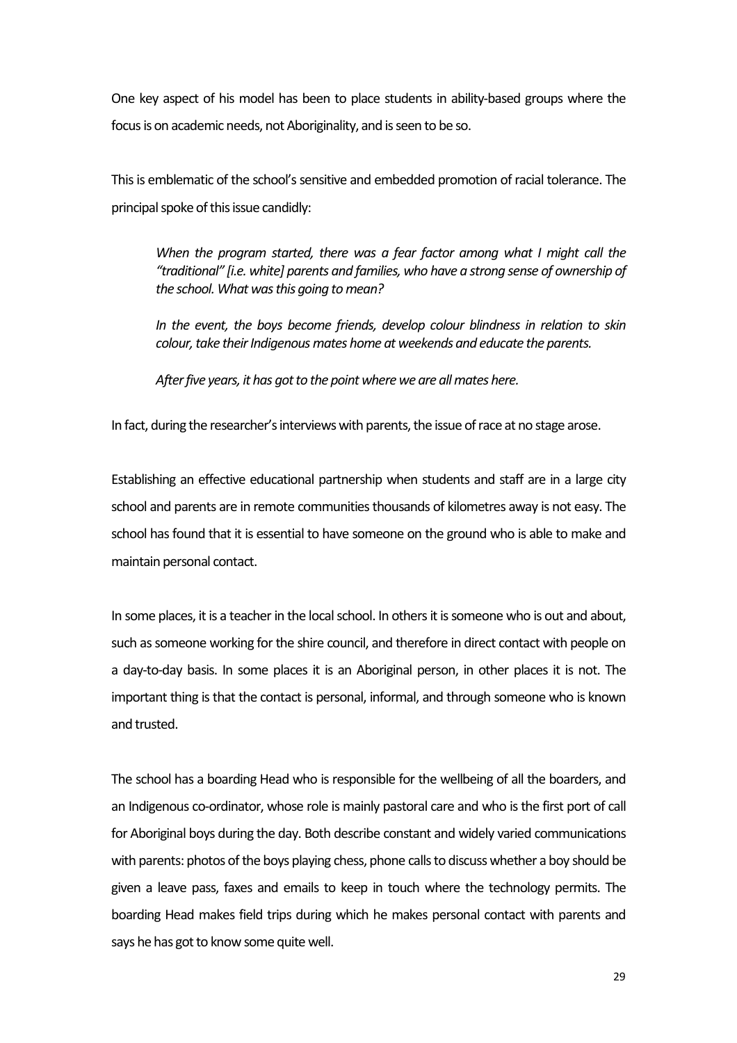One key aspect of his model has been to place students in ability-based groups where the focus is on academic needs, not Aboriginality, and is seen to be so.

This is emblematic of the school's sensitive and embedded promotion of racial tolerance. The principal spoke of this issue candidly:

> *When the program started, there was a fear factor among what I might call the "traditional" [i.e. white] parents and families, who have a strong sense of ownership of the school. What was this going to mean?*
>
> *In the event, the boys become friends, develop colour blindness in relation to skin colour, take their Indigenous mates home at weekends and educate the parents.*
>
> *After five years, it has got to the point where we are all mates here.*

In fact, during the researcher's interviews with parents, the issue of race at no stage arose.

Establishing an effective educational partnership when students and staff are in a large city school and parents are in remote communities thousands of kilometres away is not easy. The school has found that it is essential to have someone on the ground who is able to make and maintain personal contact.

In some places, it is a teacher in the local school. In others it is someone who is out and about, such as someone working for the shire council, and therefore in direct contact with people on a day-to-day basis. In some places it is an Aboriginal person, in other places it is not. The important thing is that the contact is personal, informal, and through someone who is known and trusted.

The school has a boarding Head who is responsible for the wellbeing of all the boarders, and an Indigenous co-ordinator, whose role is mainly pastoral care and who is the first port of call for Aboriginal boys during the day. Both describe constant and widely varied communications with parents: photos of the boys playing chess, phone calls to discuss whether a boy should be given a leave pass, faxes and emails to keep in touch where the technology permits. The boarding Head makes field trips during which he makes personal contact with parents and says he has got to know some quite well.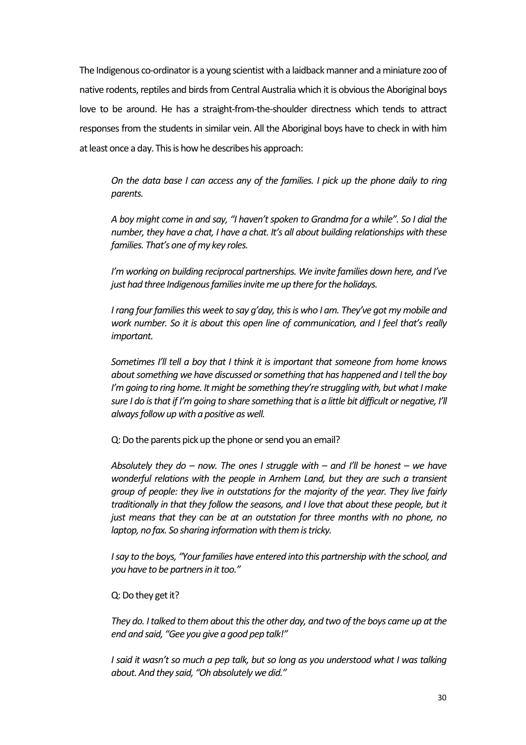The Indigenous co-ordinator is a young scientist with a laidback manner and a miniature zoo of native rodents, reptiles and birds from Central Australia which it is obvious the Aboriginal boys love to be around. He has a straight-from-the-shoulder directness which tends to attract responses from the students in similar vein. All the Aboriginal boys have to check in with him at least once a day. This is how he describes his approach:

> *On the data base I can access any of the families. I pick up the phone daily to ring parents.*
>
> *A boy might come in and say, "I haven't spoken to Grandma for a while". So I dial the number, they have a chat, I have a chat. It's all about building relationships with these families. That's one of my key roles.*
>
> *I'm working on building reciprocal partnerships. We invite families down here, and I've just had three Indigenous families invite me up there for the holidays.*
>
> *I rang four families this week to say g'day, this is who I am. They've got my mobile and work number. So it is about this open line of communication, and I feel that's really important.*
>
> *Sometimes I'll tell a boy that I think it is important that someone from home knows about something we have discussed or something that has happened and I tell the boy I'm going to ring home. It might be something they're struggling with, but what I make sure I do is that if I'm going to share something that is a little bit difficult or negative, I'll always follow up with a positive as well.*
>
> Q: Do the parents pick up the phone or send you an email?
>
> *Absolutely they do – now. The ones I struggle with – and I'll be honest – we have wonderful relations with the people in Arnhem Land, but they are such a transient group of people: they live in outstations for the majority of the year. They live fairly traditionally in that they follow the seasons, and I love that about these people, but it just means that they can be at an outstation for three months with no phone, no laptop, no fax. So sharing information with them is tricky.*
>
> *I say to the boys, "Your families have entered into this partnership with the school, and you have to be partners in it too."*
>
> Q: Do they get it?
>
> *They do. I talked to them about this the other day, and two of the boys came up at the end and said, "Gee you give a good pep talk!"*
>
> *I said it wasn't so much a pep talk, but so long as you understood what I was talking about. And they said, "Oh absolutely we did."*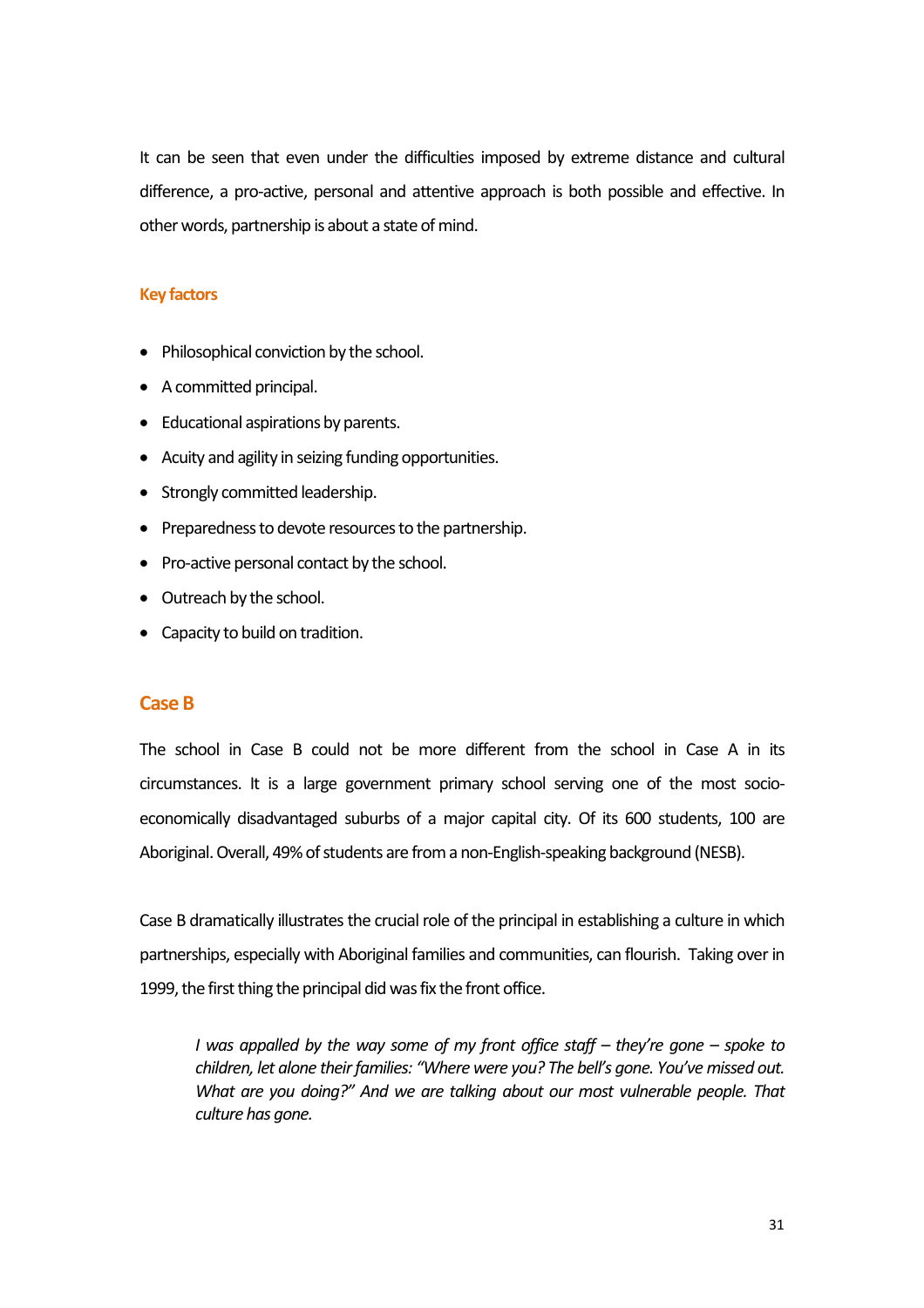It can be seen that even under the difficulties imposed by extreme distance and cultural difference, a pro-active, personal and attentive approach is both possible and effective. In other words, partnership is about a state of mind.

### Key factors

- Philosophical conviction by the school.
- A committed principal.
- Educational aspirations by parents.
- Acuity and agility in seizing funding opportunities.
- Strongly committed leadership.
- Preparedness to devote resources to the partnership.
- Pro-active personal contact by the school.
- Outreach by the school.
- Capacity to build on tradition.

## Case B

The school in Case B could not be more different from the school in Case A in its circumstances. It is a large government primary school serving one of the most socio-economically disadvantaged suburbs of a major capital city. Of its 600 students, 100 are Aboriginal. Overall, 49% of students are from a non-English-speaking background (NESB).

Case B dramatically illustrates the crucial role of the principal in establishing a culture in which partnerships, especially with Aboriginal families and communities, can flourish. Taking over in 1999, the first thing the principal did was fix the front office.

> *I was appalled by the way some of my front office staff – they're gone – spoke to children, let alone their families: "Where were you? The bell's gone. You've missed out. What are you doing?" And we are talking about our most vulnerable people. That culture has gone.*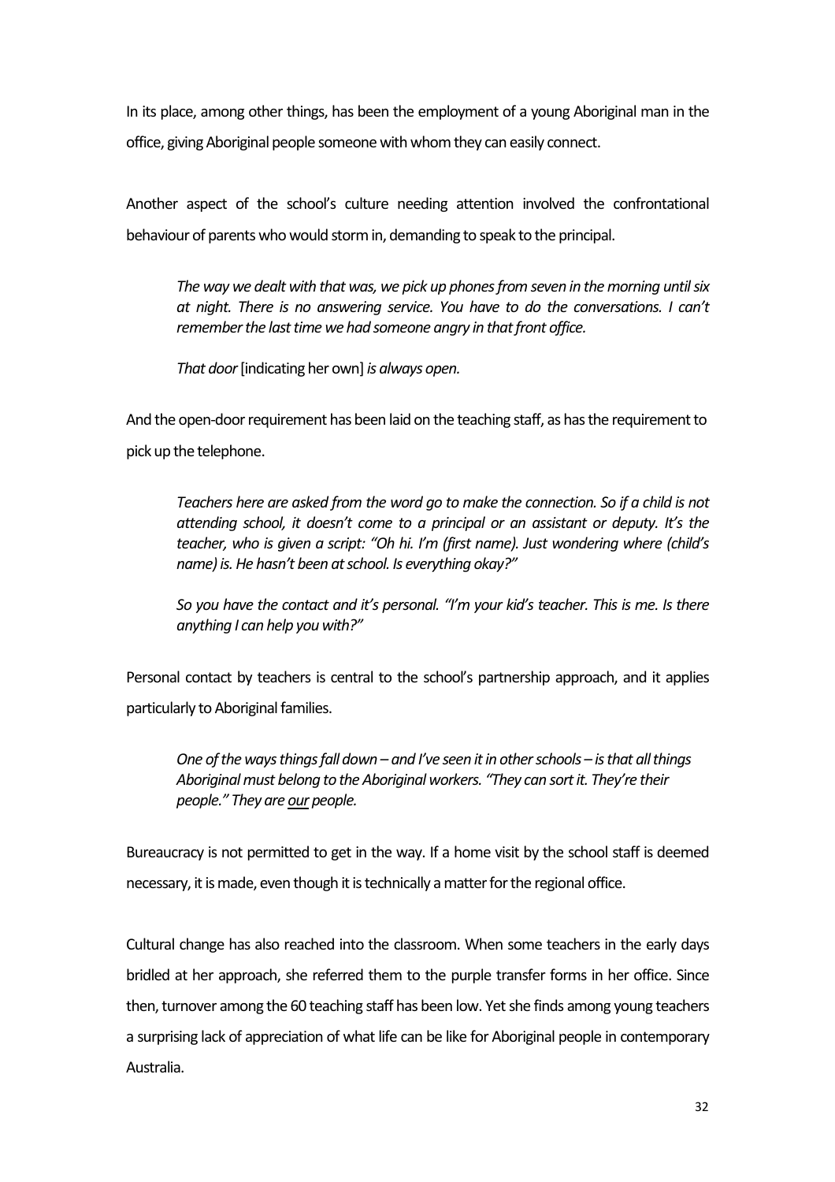In its place, among other things, has been the employment of a young Aboriginal man in the office, giving Aboriginal people someone with whom they can easily connect.

Another aspect of the school's culture needing attention involved the confrontational behaviour of parents who would storm in, demanding to speak to the principal.

> *The way we dealt with that was, we pick up phones from seven in the morning until six at night. There is no answering service. You have to do the conversations. I can't remember the last time we had someone angry in that front office.*
>
> *That door* [indicating her own] *is always open.*

And the open-door requirement has been laid on the teaching staff, as has the requirement to pick up the telephone.

> *Teachers here are asked from the word go to make the connection. So if a child is not attending school, it doesn't come to a principal or an assistant or deputy. It's the teacher, who is given a script: "Oh hi. I'm (first name). Just wondering where (child's name) is. He hasn't been at school. Is everything okay?"*
>
> *So you have the contact and it's personal. "I'm your kid's teacher. This is me. Is there anything I can help you with?"*

Personal contact by teachers is central to the school's partnership approach, and it applies particularly to Aboriginal families.

> *One of the ways things fall down – and I've seen it in other schools – is that all things Aboriginal must belong to the Aboriginal workers. "They can sort it. They're their people." They are <u>our</u> people.*

Bureaucracy is not permitted to get in the way. If a home visit by the school staff is deemed necessary, it is made, even though it is technically a matter for the regional office.

Cultural change has also reached into the classroom. When some teachers in the early days bridled at her approach, she referred them to the purple transfer forms in her office. Since then, turnover among the 60 teaching staff has been low. Yet she finds among young teachers a surprising lack of appreciation of what life can be like for Aboriginal people in contemporary Australia.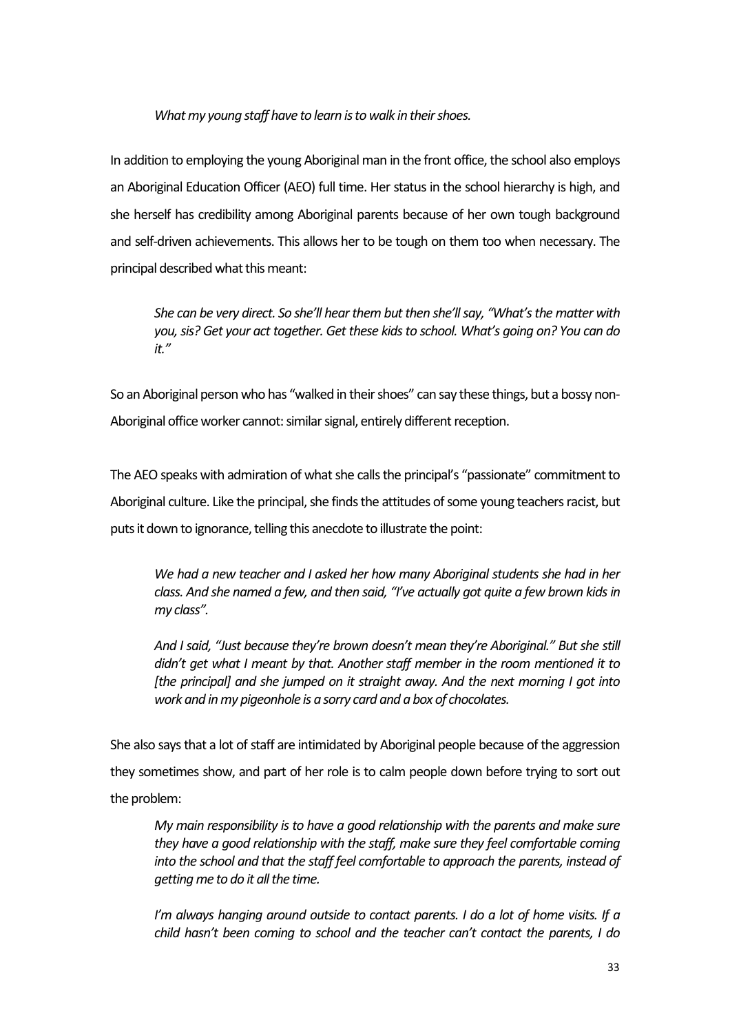> *What my young staff have to learn is to walk in their shoes.*

In addition to employing the young Aboriginal man in the front office, the school also employs an Aboriginal Education Officer (AEO) full time. Her status in the school hierarchy is high, and she herself has credibility among Aboriginal parents because of her own tough background and self-driven achievements. This allows her to be tough on them too when necessary. The principal described what this meant:

> *She can be very direct. So she'll hear them but then she'll say, "What's the matter with you, sis? Get your act together. Get these kids to school. What's going on? You can do it."*

So an Aboriginal person who has "walked in their shoes" can say these things, but a bossy non-Aboriginal office worker cannot: similar signal, entirely different reception.

The AEO speaks with admiration of what she calls the principal's "passionate" commitment to Aboriginal culture. Like the principal, she finds the attitudes of some young teachers racist, but puts it down to ignorance, telling this anecdote to illustrate the point:

> *We had a new teacher and I asked her how many Aboriginal students she had in her class. And she named a few, and then said, "I've actually got quite a few brown kids in my class".*
>
> *And I said, "Just because they're brown doesn't mean they're Aboriginal." But she still didn't get what I meant by that. Another staff member in the room mentioned it to [the principal] and she jumped on it straight away. And the next morning I got into work and in my pigeonhole is a sorry card and a box of chocolates.*

She also says that a lot of staff are intimidated by Aboriginal people because of the aggression they sometimes show, and part of her role is to calm people down before trying to sort out the problem:

> *My main responsibility is to have a good relationship with the parents and make sure they have a good relationship with the staff, make sure they feel comfortable coming into the school and that the staff feel comfortable to approach the parents, instead of getting me to do it all the time.*
>
> *I'm always hanging around outside to contact parents. I do a lot of home visits. If a child hasn't been coming to school and the teacher can't contact the parents, I do*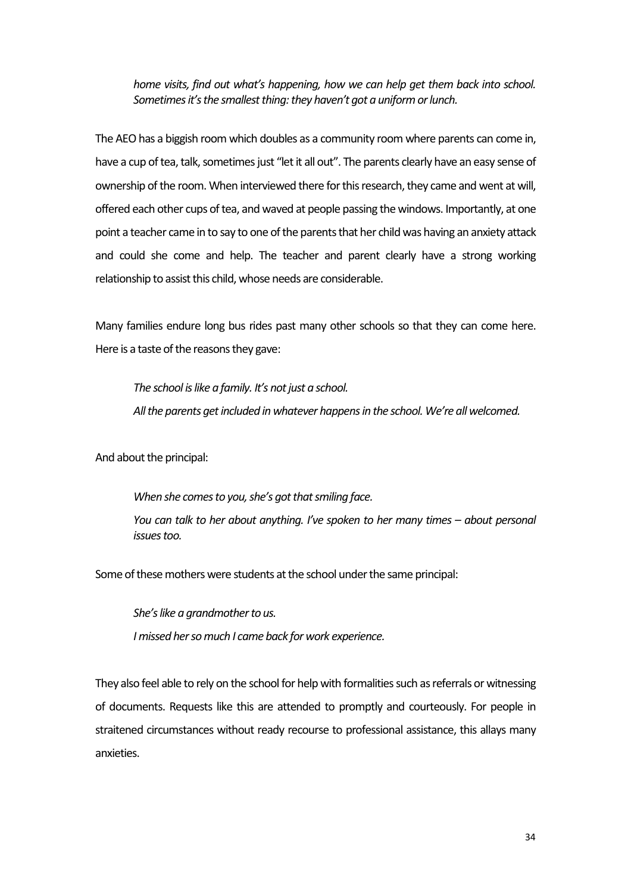> *home visits, find out what's happening, how we can help get them back into school. Sometimes it's the smallest thing: they haven't got a uniform or lunch.*

The AEO has a biggish room which doubles as a community room where parents can come in, have a cup of tea, talk, sometimes just "let it all out". The parents clearly have an easy sense of ownership of the room. When interviewed there for this research, they came and went at will, offered each other cups of tea, and waved at people passing the windows. Importantly, at one point a teacher came in to say to one of the parents that her child was having an anxiety attack and could she come and help. The teacher and parent clearly have a strong working relationship to assist this child, whose needs are considerable.

Many families endure long bus rides past many other schools so that they can come here. Here is a taste of the reasons they gave:

> *The school is like a family. It's not just a school.*
>
> *All the parents get included in whatever happens in the school. We're all welcomed.*

And about the principal:

> *When she comes to you, she's got that smiling face.*
>
> *You can talk to her about anything. I've spoken to her many times – about personal issues too.*

Some of these mothers were students at the school under the same principal:

> *She's like a grandmother to us.*
>
> *I missed her so much I came back for work experience.*

They also feel able to rely on the school for help with formalities such as referrals or witnessing of documents. Requests like this are attended to promptly and courteously. For people in straitened circumstances without ready recourse to professional assistance, this allays many anxieties.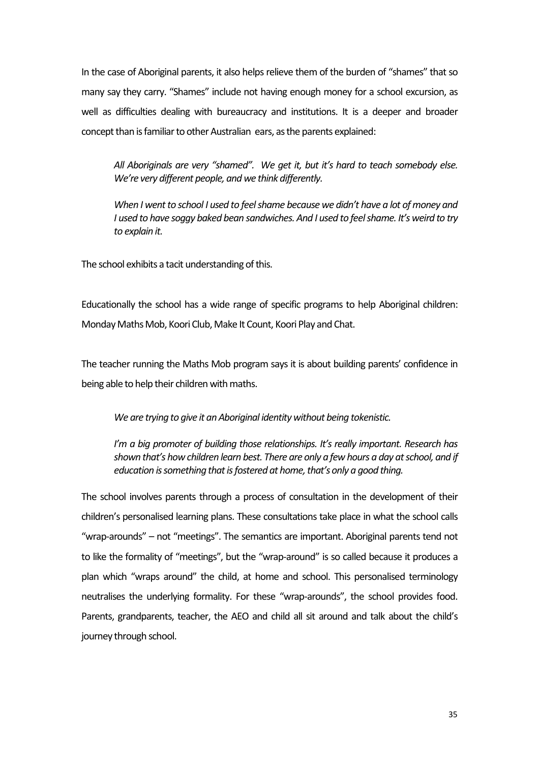In the case of Aboriginal parents, it also helps relieve them of the burden of "shames" that so many say they carry. "Shames" include not having enough money for a school excursion, as well as difficulties dealing with bureaucracy and institutions. It is a deeper and broader concept than is familiar to other Australian ears, as the parents explained:

> *All Aboriginals are very "shamed". We get it, but it's hard to teach somebody else. We're very different people, and we think differently.*
>
> *When I went to school I used to feel shame because we didn't have a lot of money and I used to have soggy baked bean sandwiches. And I used to feel shame. It's weird to try to explain it.*

The school exhibits a tacit understanding of this.

Educationally the school has a wide range of specific programs to help Aboriginal children: Monday Maths Mob, Koori Club, Make It Count, Koori Play and Chat.

The teacher running the Maths Mob program says it is about building parents' confidence in being able to help their children with maths.

> *We are trying to give it an Aboriginal identity without being tokenistic.*
>
> *I'm a big promoter of building those relationships. It's really important. Research has shown that's how children learn best. There are only a few hours a day at school, and if education is something that is fostered at home, that's only a good thing.*

The school involves parents through a process of consultation in the development of their children's personalised learning plans. These consultations take place in what the school calls "wrap-arounds" – not "meetings". The semantics are important. Aboriginal parents tend not to like the formality of "meetings", but the "wrap-around" is so called because it produces a plan which "wraps around" the child, at home and school. This personalised terminology neutralises the underlying formality. For these "wrap-arounds", the school provides food. Parents, grandparents, teacher, the AEO and child all sit around and talk about the child's journey through school.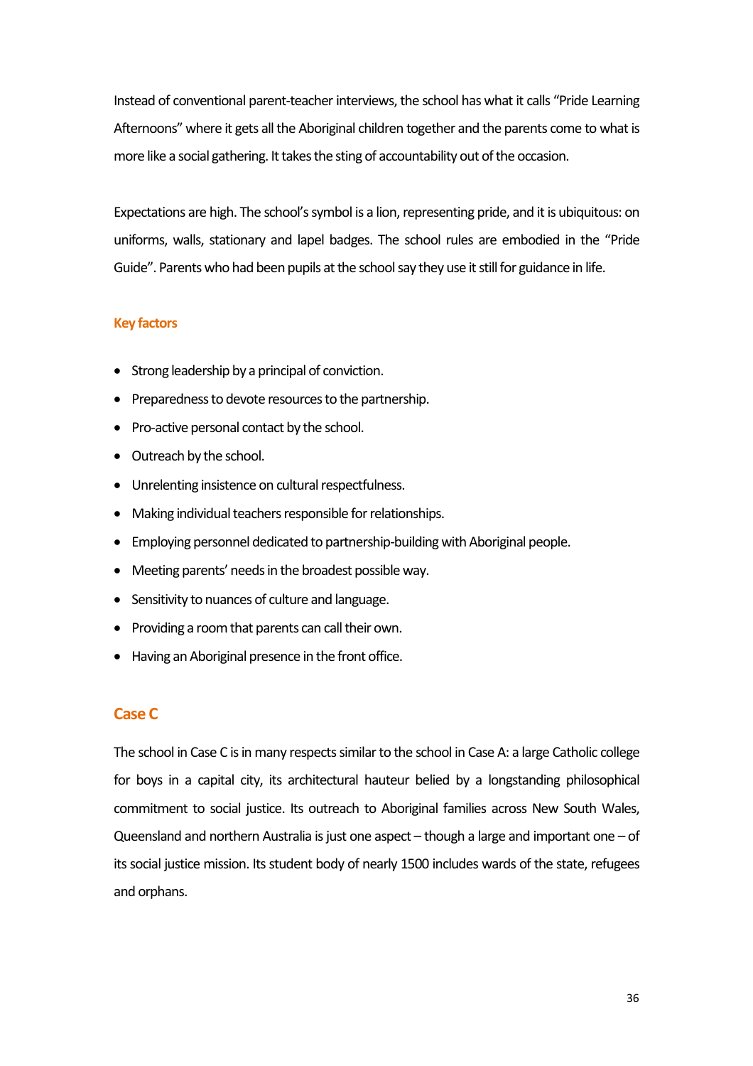Instead of conventional parent-teacher interviews, the school has what it calls "Pride Learning Afternoons" where it gets all the Aboriginal children together and the parents come to what is more like a social gathering. It takes the sting of accountability out of the occasion.

Expectations are high. The school's symbol is a lion, representing pride, and it is ubiquitous: on uniforms, walls, stationary and lapel badges. The school rules are embodied in the "Pride Guide". Parents who had been pupils at the school say they use it still for guidance in life.

### Key factors

- Strong leadership by a principal of conviction.
- Preparedness to devote resources to the partnership.
- Pro-active personal contact by the school.
- Outreach by the school.
- Unrelenting insistence on cultural respectfulness.
- Making individual teachers responsible for relationships.
- Employing personnel dedicated to partnership-building with Aboriginal people.
- Meeting parents' needs in the broadest possible way.
- Sensitivity to nuances of culture and language.
- Providing a room that parents can call their own.
- Having an Aboriginal presence in the front office.

## Case C

The school in Case C is in many respects similar to the school in Case A: a large Catholic college for boys in a capital city, its architectural hauteur belied by a longstanding philosophical commitment to social justice. Its outreach to Aboriginal families across New South Wales, Queensland and northern Australia is just one aspect – though a large and important one – of its social justice mission. Its student body of nearly 1500 includes wards of the state, refugees and orphans.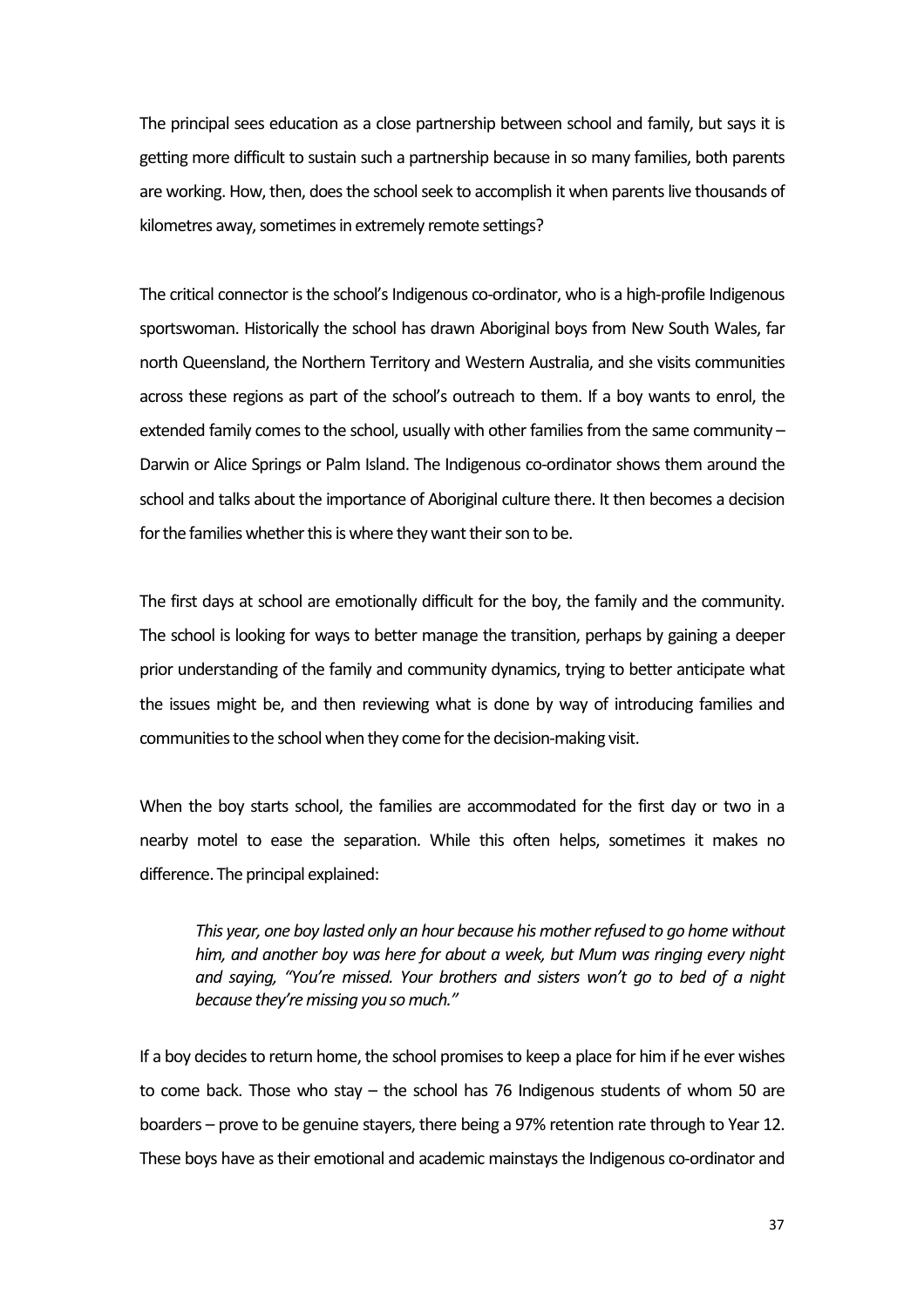The principal sees education as a close partnership between school and family, but says it is getting more difficult to sustain such a partnership because in so many families, both parents are working. How, then, does the school seek to accomplish it when parents live thousands of kilometres away, sometimes in extremely remote settings?

The critical connector is the school's Indigenous co-ordinator, who is a high-profile Indigenous sportswoman. Historically the school has drawn Aboriginal boys from New South Wales, far north Queensland, the Northern Territory and Western Australia, and she visits communities across these regions as part of the school's outreach to them. If a boy wants to enrol, the extended family comes to the school, usually with other families from the same community – Darwin or Alice Springs or Palm Island. The Indigenous co-ordinator shows them around the school and talks about the importance of Aboriginal culture there. It then becomes a decision for the families whether this is where they want their son to be.

The first days at school are emotionally difficult for the boy, the family and the community. The school is looking for ways to better manage the transition, perhaps by gaining a deeper prior understanding of the family and community dynamics, trying to better anticipate what the issues might be, and then reviewing what is done by way of introducing families and communities to the school when they come for the decision-making visit.

When the boy starts school, the families are accommodated for the first day or two in a nearby motel to ease the separation. While this often helps, sometimes it makes no difference. The principal explained:

> *This year, one boy lasted only an hour because his mother refused to go home without him, and another boy was here for about a week, but Mum was ringing every night and saying, "You're missed. Your brothers and sisters won't go to bed of a night because they're missing you so much."*

If a boy decides to return home, the school promises to keep a place for him if he ever wishes to come back. Those who stay – the school has 76 Indigenous students of whom 50 are boarders – prove to be genuine stayers, there being a 97% retention rate through to Year 12. These boys have as their emotional and academic mainstays the Indigenous co-ordinator and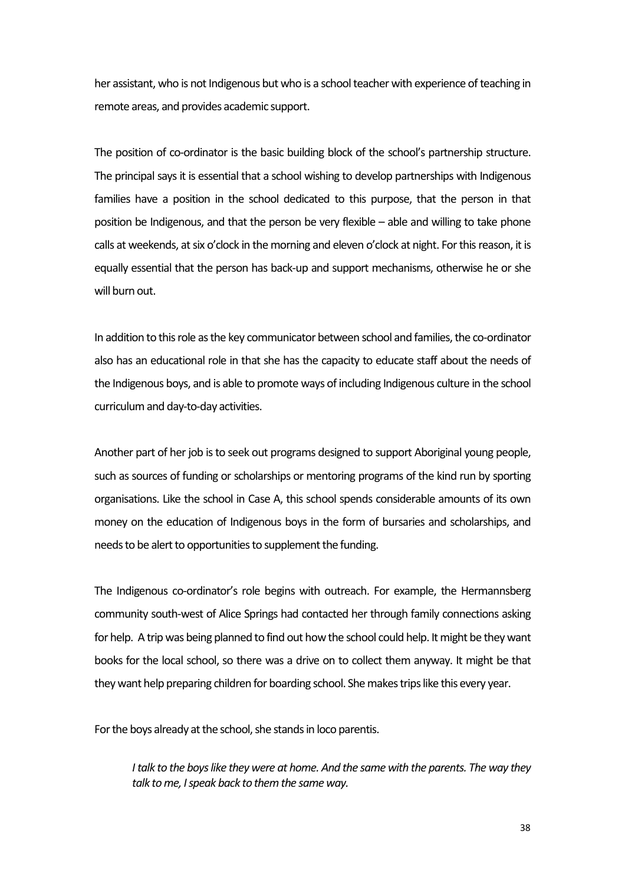her assistant, who is not Indigenous but who is a school teacher with experience of teaching in remote areas, and provides academic support.

The position of co-ordinator is the basic building block of the school's partnership structure. The principal says it is essential that a school wishing to develop partnerships with Indigenous families have a position in the school dedicated to this purpose, that the person in that position be Indigenous, and that the person be very flexible – able and willing to take phone calls at weekends, at six o'clock in the morning and eleven o'clock at night. For this reason, it is equally essential that the person has back-up and support mechanisms, otherwise he or she will burn out.

In addition to this role as the key communicator between school and families, the co-ordinator also has an educational role in that she has the capacity to educate staff about the needs of the Indigenous boys, and is able to promote ways of including Indigenous culture in the school curriculum and day-to-day activities.

Another part of her job is to seek out programs designed to support Aboriginal young people, such as sources of funding or scholarships or mentoring programs of the kind run by sporting organisations. Like the school in Case A, this school spends considerable amounts of its own money on the education of Indigenous boys in the form of bursaries and scholarships, and needs to be alert to opportunities to supplement the funding.

The Indigenous co-ordinator's role begins with outreach. For example, the Hermannsberg community south-west of Alice Springs had contacted her through family connections asking for help. A trip was being planned to find out how the school could help. It might be they want books for the local school, so there was a drive on to collect them anyway. It might be that they want help preparing children for boarding school. She makes trips like this every year.

For the boys already at the school, she stands in loco parentis.

> *I talk to the boys like they were at home. And the same with the parents. The way they talk to me, I speak back to them the same way.*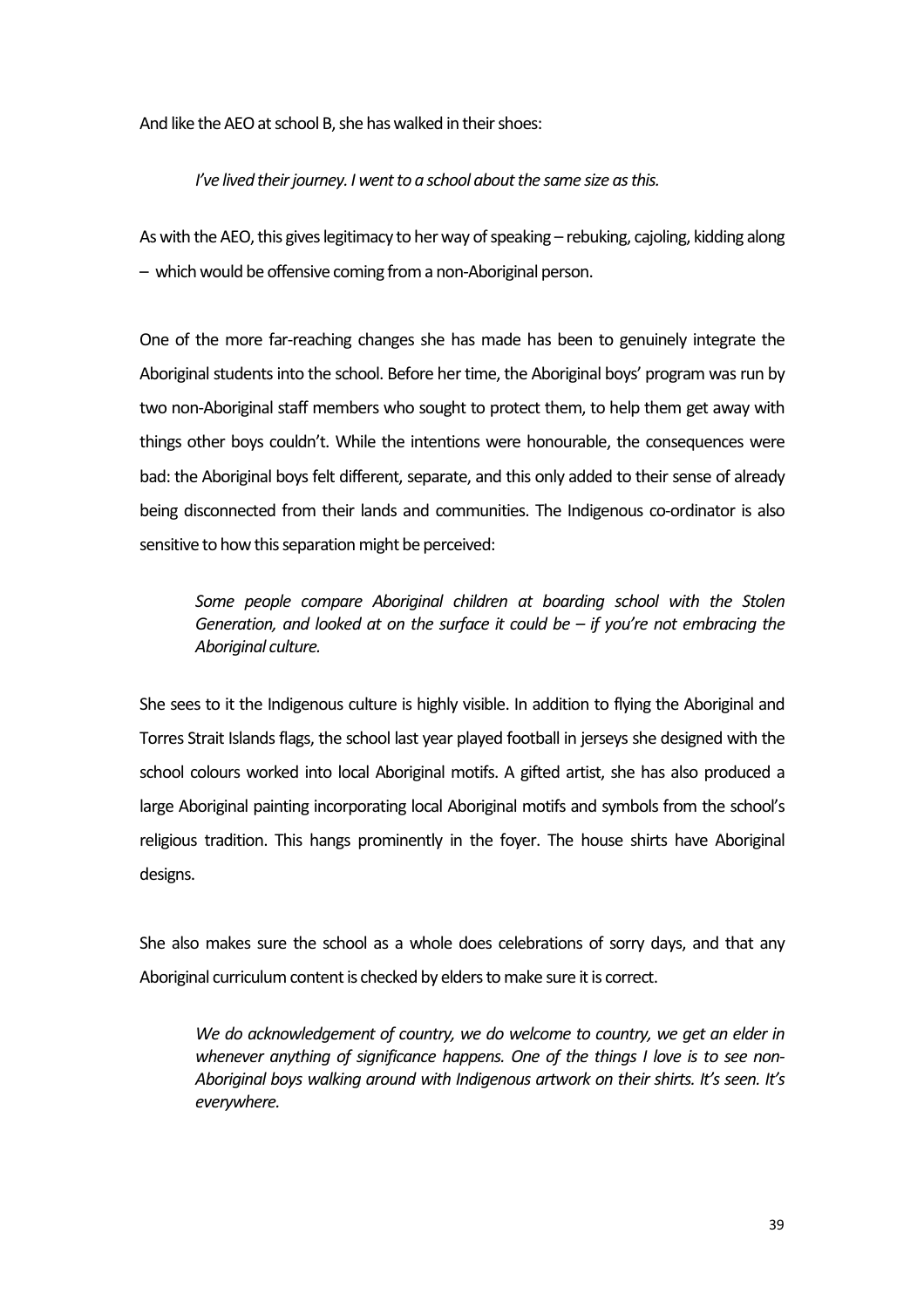And like the AEO at school B, she has walked in their shoes:

> *I've lived their journey. I went to a school about the same size as this.*

As with the AEO, this gives legitimacy to her way of speaking – rebuking, cajoling, kidding along – which would be offensive coming from a non-Aboriginal person.

One of the more far-reaching changes she has made has been to genuinely integrate the Aboriginal students into the school. Before her time, the Aboriginal boys' program was run by two non-Aboriginal staff members who sought to protect them, to help them get away with things other boys couldn't. While the intentions were honourable, the consequences were bad: the Aboriginal boys felt different, separate, and this only added to their sense of already being disconnected from their lands and communities. The Indigenous co-ordinator is also sensitive to how this separation might be perceived:

> *Some people compare Aboriginal children at boarding school with the Stolen Generation, and looked at on the surface it could be – if you're not embracing the Aboriginal culture.*

She sees to it the Indigenous culture is highly visible. In addition to flying the Aboriginal and Torres Strait Islands flags, the school last year played football in jerseys she designed with the school colours worked into local Aboriginal motifs. A gifted artist, she has also produced a large Aboriginal painting incorporating local Aboriginal motifs and symbols from the school's religious tradition. This hangs prominently in the foyer. The house shirts have Aboriginal designs.

She also makes sure the school as a whole does celebrations of sorry days, and that any Aboriginal curriculum content is checked by elders to make sure it is correct.

> *We do acknowledgement of country, we do welcome to country, we get an elder in whenever anything of significance happens. One of the things I love is to see non-Aboriginal boys walking around with Indigenous artwork on their shirts. It's seen. It's everywhere.*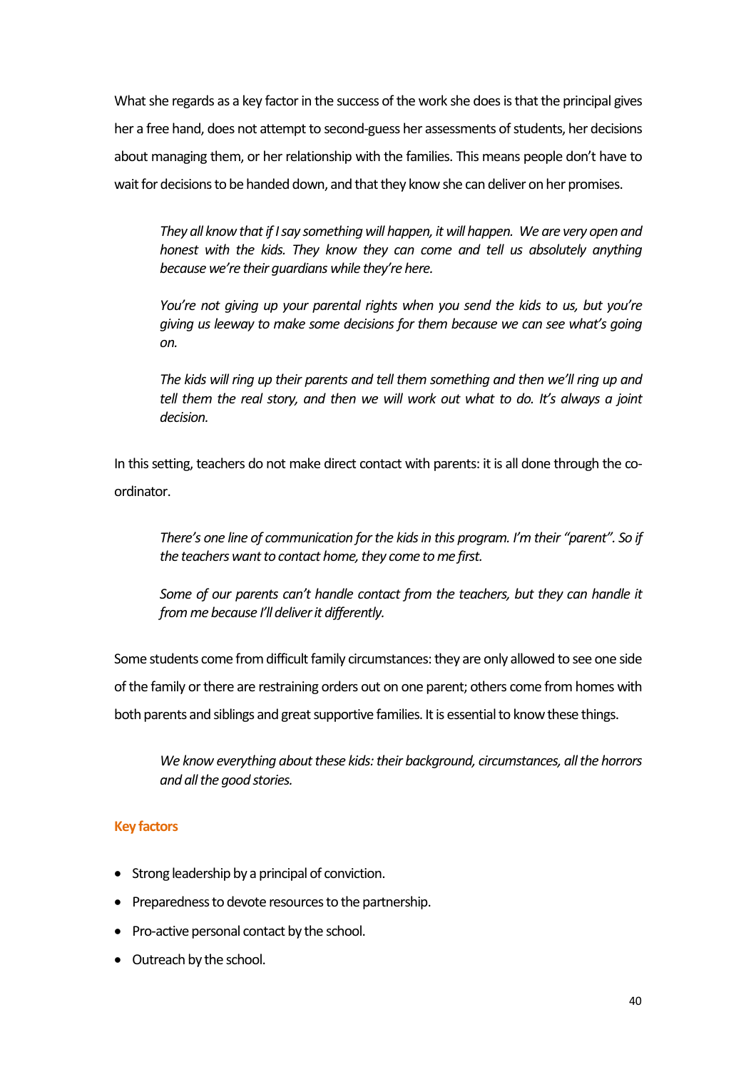What she regards as a key factor in the success of the work she does is that the principal gives her a free hand, does not attempt to second-guess her assessments of students, her decisions about managing them, or her relationship with the families. This means people don't have to wait for decisions to be handed down, and that they know she can deliver on her promises.

> *They all know that if I say something will happen, it will happen. We are very open and honest with the kids. They know they can come and tell us absolutely anything because we're their guardians while they're here.*
>
> *You're not giving up your parental rights when you send the kids to us, but you're giving us leeway to make some decisions for them because we can see what's going on.*
>
> *The kids will ring up their parents and tell them something and then we'll ring up and tell them the real story, and then we will work out what to do. It's always a joint decision.*

In this setting, teachers do not make direct contact with parents: it is all done through the co-ordinator.

> *There's one line of communication for the kids in this program. I'm their "parent". So if the teachers want to contact home, they come to me first.*
>
> *Some of our parents can't handle contact from the teachers, but they can handle it from me because I'll deliver it differently.*

Some students come from difficult family circumstances: they are only allowed to see one side of the family or there are restraining orders out on one parent; others come from homes with both parents and siblings and great supportive families. It is essential to know these things.

> *We know everything about these kids: their background, circumstances, all the horrors and all the good stories.*

### Key factors

- Strong leadership by a principal of conviction.
- Preparedness to devote resources to the partnership.
- Pro-active personal contact by the school.
- Outreach by the school.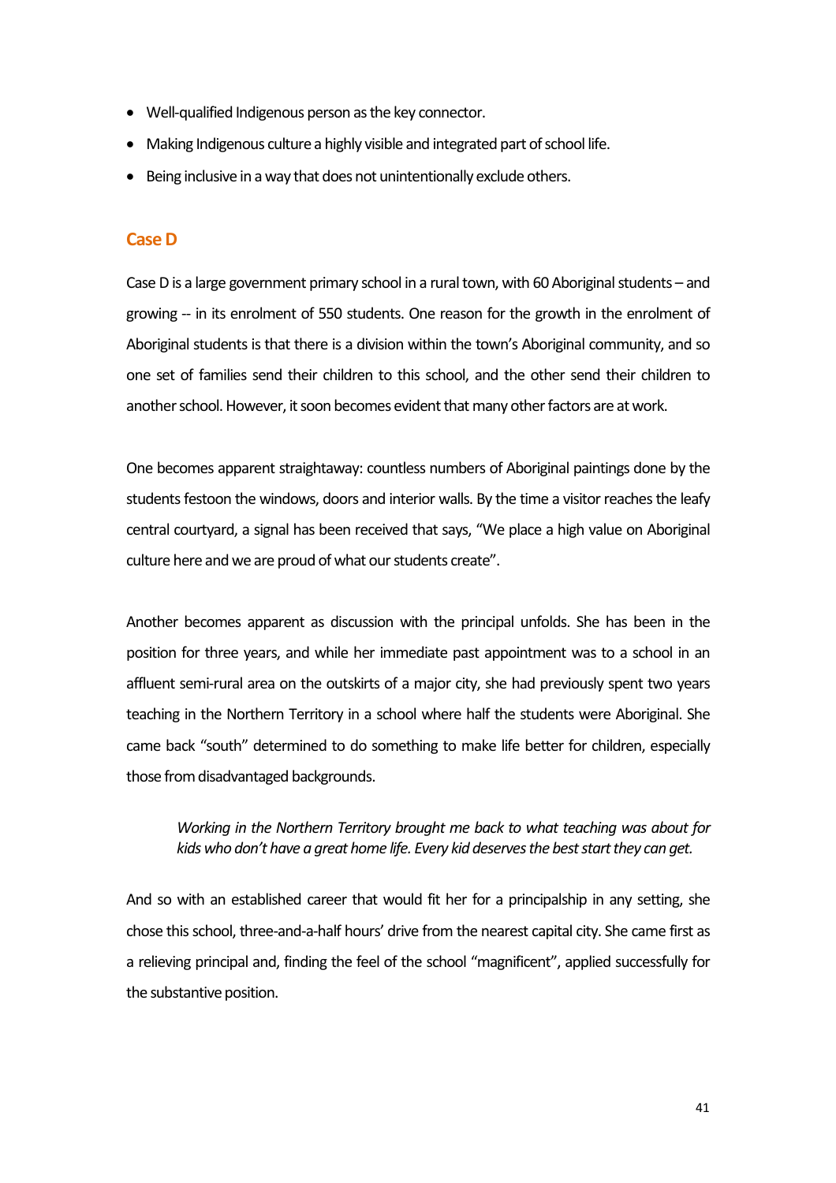- Well-qualified Indigenous person as the key connector.
- Making Indigenous culture a highly visible and integrated part of school life.
- Being inclusive in a way that does not unintentionally exclude others.

## Case D

Case D is a large government primary school in a rural town, with 60 Aboriginal students – and growing -- in its enrolment of 550 students. One reason for the growth in the enrolment of Aboriginal students is that there is a division within the town's Aboriginal community, and so one set of families send their children to this school, and the other send their children to another school. However, it soon becomes evident that many other factors are at work.

One becomes apparent straightaway: countless numbers of Aboriginal paintings done by the students festoon the windows, doors and interior walls. By the time a visitor reaches the leafy central courtyard, a signal has been received that says, "We place a high value on Aboriginal culture here and we are proud of what our students create".

Another becomes apparent as discussion with the principal unfolds. She has been in the position for three years, and while her immediate past appointment was to a school in an affluent semi-rural area on the outskirts of a major city, she had previously spent two years teaching in the Northern Territory in a school where half the students were Aboriginal. She came back "south" determined to do something to make life better for children, especially those from disadvantaged backgrounds.

> *Working in the Northern Territory brought me back to what teaching was about for kids who don't have a great home life. Every kid deserves the best start they can get.*

And so with an established career that would fit her for a principalship in any setting, she chose this school, three-and-a-half hours' drive from the nearest capital city. She came first as a relieving principal and, finding the feel of the school "magnificent", applied successfully for the substantive position.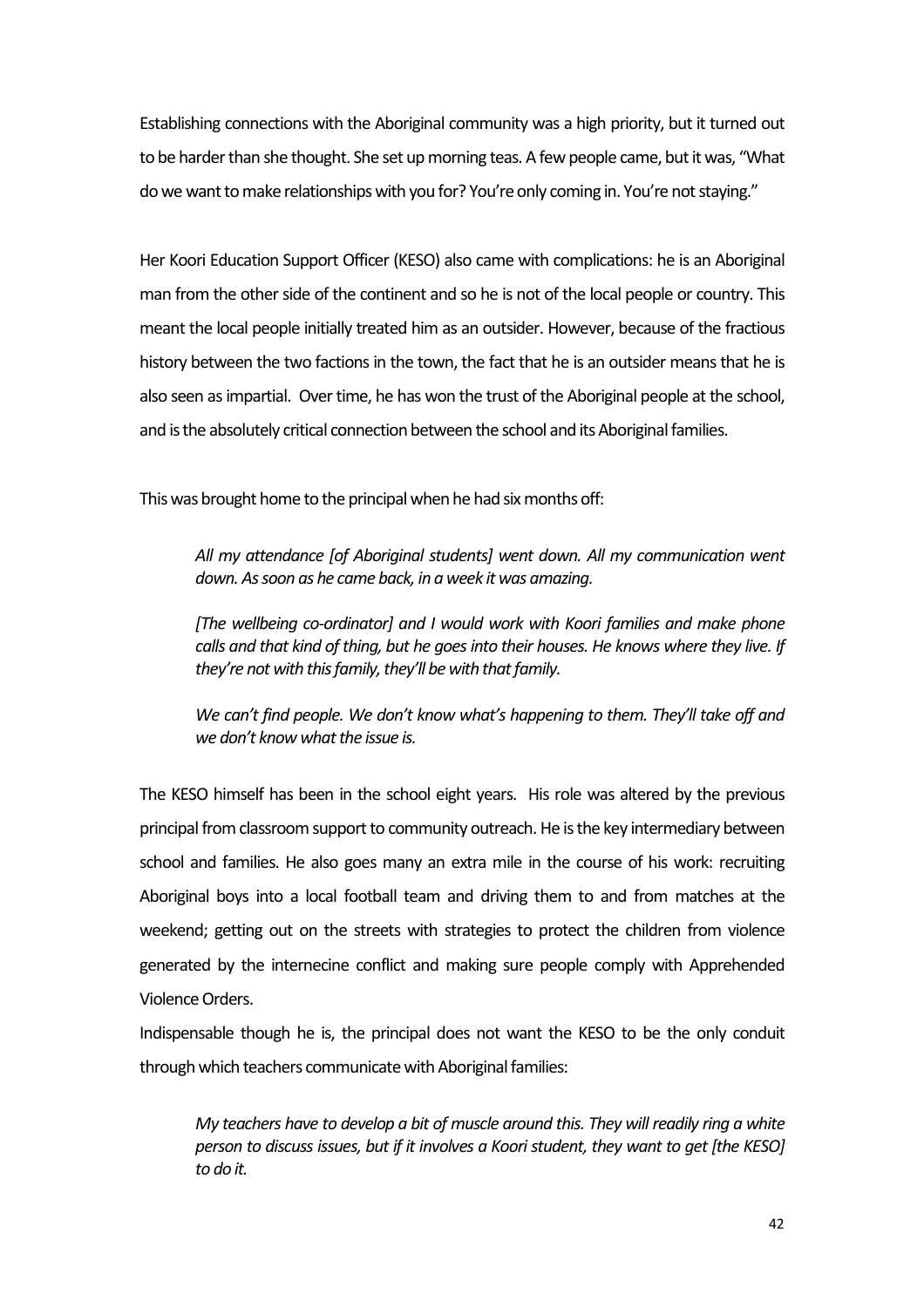Establishing connections with the Aboriginal community was a high priority, but it turned out to be harder than she thought. She set up morning teas. A few people came, but it was, "What do we want to make relationships with you for? You're only coming in. You're not staying."

Her Koori Education Support Officer (KESO) also came with complications: he is an Aboriginal man from the other side of the continent and so he is not of the local people or country. This meant the local people initially treated him as an outsider. However, because of the fractious history between the two factions in the town, the fact that he is an outsider means that he is also seen as impartial. Over time, he has won the trust of the Aboriginal people at the school, and is the absolutely critical connection between the school and its Aboriginal families.

This was brought home to the principal when he had six months off:

> *All my attendance [of Aboriginal students] went down. All my communication went down. As soon as he came back, in a week it was amazing.*
>
> *[The wellbeing co-ordinator] and I would work with Koori families and make phone calls and that kind of thing, but he goes into their houses. He knows where they live. If they're not with this family, they'll be with that family.*
>
> *We can't find people. We don't know what's happening to them. They'll take off and we don't know what the issue is.*

The KESO himself has been in the school eight years. His role was altered by the previous principal from classroom support to community outreach. He is the key intermediary between school and families. He also goes many an extra mile in the course of his work: recruiting Aboriginal boys into a local football team and driving them to and from matches at the weekend; getting out on the streets with strategies to protect the children from violence generated by the internecine conflict and making sure people comply with Apprehended Violence Orders.

Indispensable though he is, the principal does not want the KESO to be the only conduit through which teachers communicate with Aboriginal families:

> *My teachers have to develop a bit of muscle around this. They will readily ring a white person to discuss issues, but if it involves a Koori student, they want to get [the KESO] to do it.*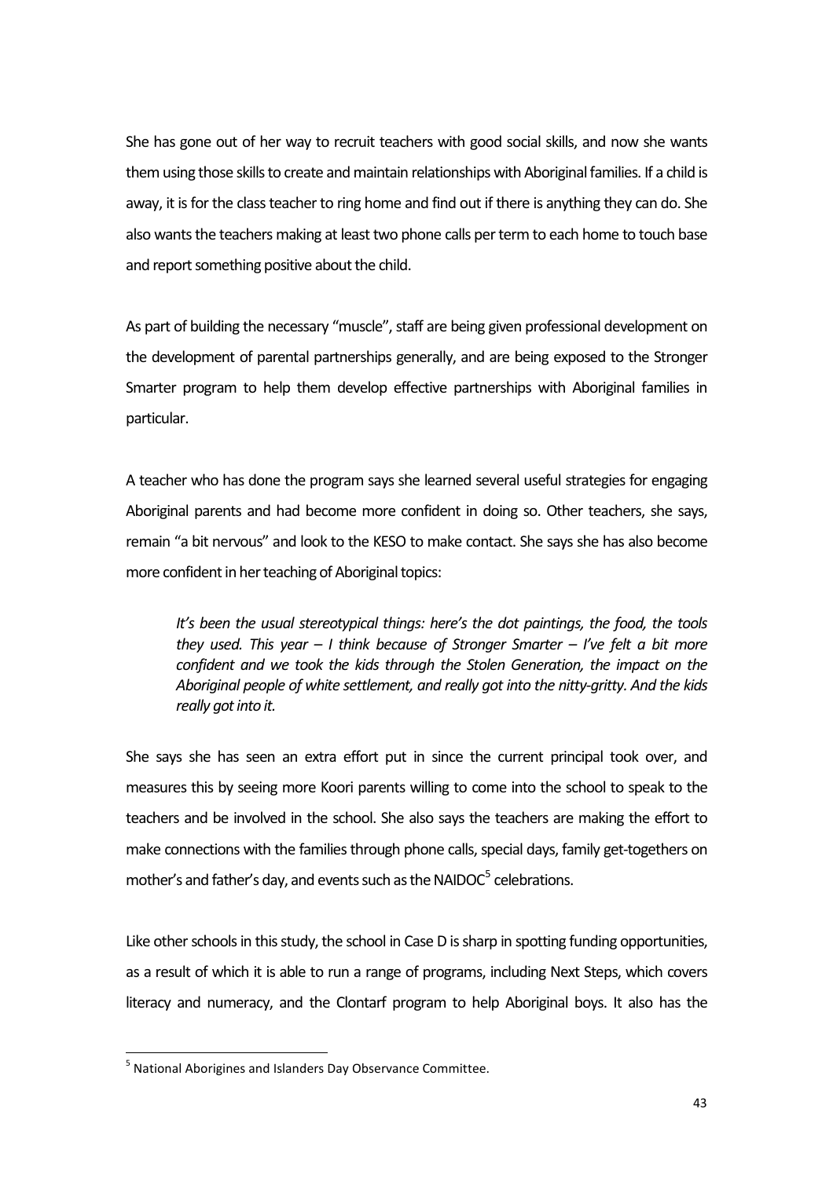She has gone out of her way to recruit teachers with good social skills, and now she wants them using those skills to create and maintain relationships with Aboriginal families. If a child is away, it is for the class teacher to ring home and find out if there is anything they can do. She also wants the teachers making at least two phone calls per term to each home to touch base and report something positive about the child.

As part of building the necessary "muscle", staff are being given professional development on the development of parental partnerships generally, and are being exposed to the Stronger Smarter program to help them develop effective partnerships with Aboriginal families in particular.

A teacher who has done the program says she learned several useful strategies for engaging Aboriginal parents and had become more confident in doing so. Other teachers, she says, remain "a bit nervous" and look to the KESO to make contact. She says she has also become more confident in her teaching of Aboriginal topics:

> *It's been the usual stereotypical things: here's the dot paintings, the food, the tools they used. This year – I think because of Stronger Smarter – I've felt a bit more confident and we took the kids through the Stolen Generation, the impact on the Aboriginal people of white settlement, and really got into the nitty-gritty. And the kids really got into it.*

She says she has seen an extra effort put in since the current principal took over, and measures this by seeing more Koori parents willing to come into the school to speak to the teachers and be involved in the school. She also says the teachers are making the effort to make connections with the families through phone calls, special days, family get-togethers on mother's and father's day, and events such as the NAIDOC[5] celebrations.

Like other schools in this study, the school in Case D is sharp in spotting funding opportunities, as a result of which it is able to run a range of programs, including Next Steps, which covers literacy and numeracy, and the Clontarf program to help Aboriginal boys. It also has the

[5] National Aborigines and Islanders Day Observance Committee.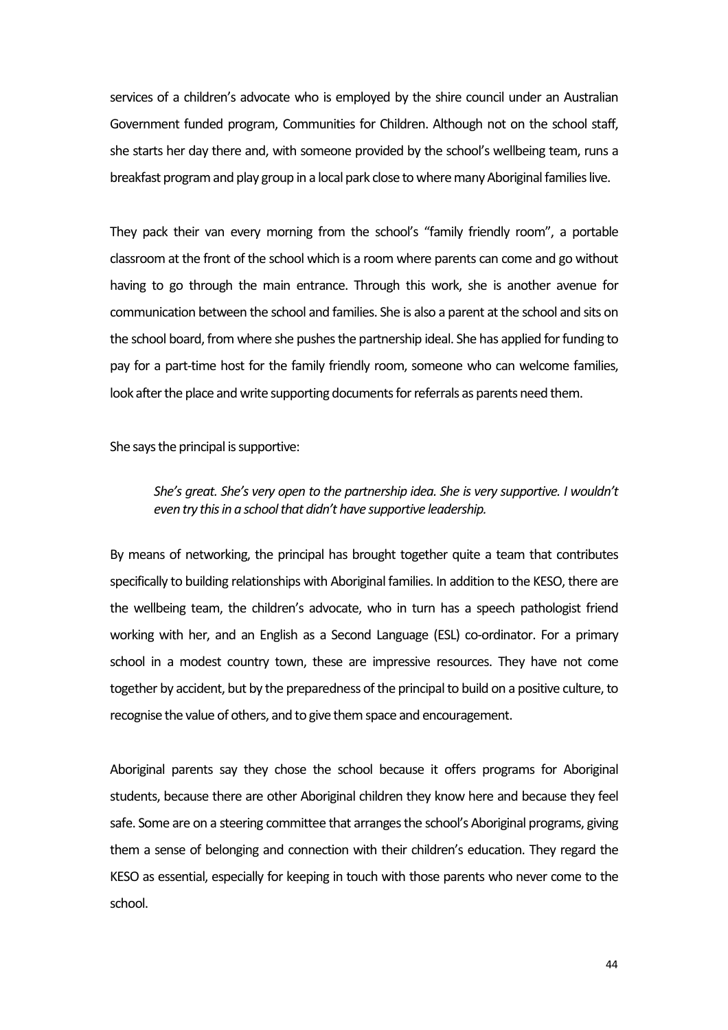services of a children's advocate who is employed by the shire council under an Australian Government funded program, Communities for Children. Although not on the school staff, she starts her day there and, with someone provided by the school's wellbeing team, runs a breakfast program and play group in a local park close to where many Aboriginal families live.

They pack their van every morning from the school's "family friendly room", a portable classroom at the front of the school which is a room where parents can come and go without having to go through the main entrance. Through this work, she is another avenue for communication between the school and families. She is also a parent at the school and sits on the school board, from where she pushes the partnership ideal. She has applied for funding to pay for a part-time host for the family friendly room, someone who can welcome families, look after the place and write supporting documents for referrals as parents need them.

She says the principal is supportive:

> *She's great. She's very open to the partnership idea. She is very supportive. I wouldn't even try this in a school that didn't have supportive leadership.*

By means of networking, the principal has brought together quite a team that contributes specifically to building relationships with Aboriginal families. In addition to the KESO, there are the wellbeing team, the children's advocate, who in turn has a speech pathologist friend working with her, and an English as a Second Language (ESL) co-ordinator. For a primary school in a modest country town, these are impressive resources. They have not come together by accident, but by the preparedness of the principal to build on a positive culture, to recognise the value of others, and to give them space and encouragement.

Aboriginal parents say they chose the school because it offers programs for Aboriginal students, because there are other Aboriginal children they know here and because they feel safe. Some are on a steering committee that arranges the school's Aboriginal programs, giving them a sense of belonging and connection with their children's education. They regard the KESO as essential, especially for keeping in touch with those parents who never come to the school.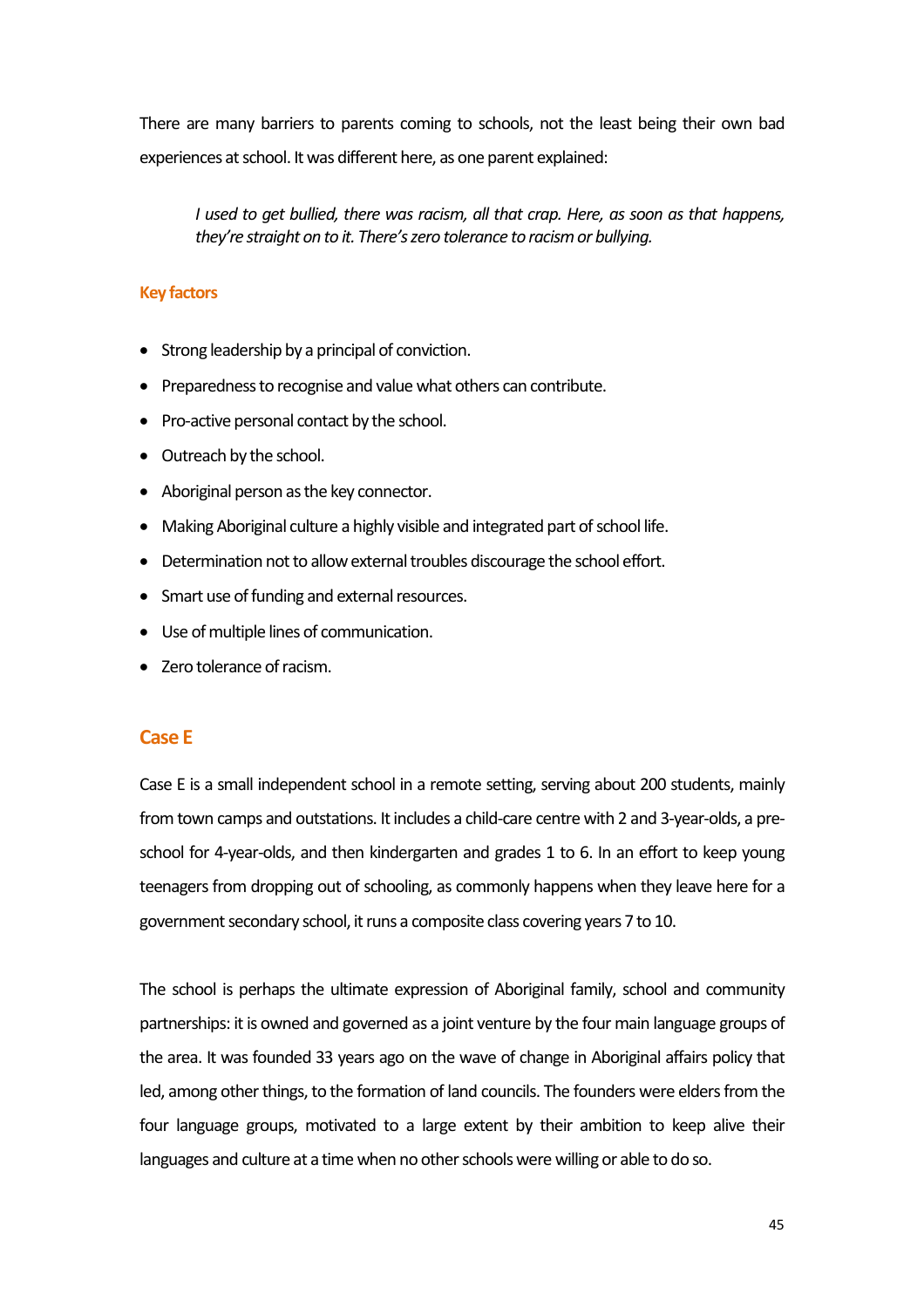There are many barriers to parents coming to schools, not the least being their own bad experiences at school. It was different here, as one parent explained:

> *I used to get bullied, there was racism, all that crap. Here, as soon as that happens, they're straight on to it. There's zero tolerance to racism or bullying.*

### Key factors

- Strong leadership by a principal of conviction.
- Preparedness to recognise and value what others can contribute.
- Pro-active personal contact by the school.
- Outreach by the school.
- Aboriginal person as the key connector.
- Making Aboriginal culture a highly visible and integrated part of school life.
- Determination not to allow external troubles discourage the school effort.
- Smart use of funding and external resources.
- Use of multiple lines of communication.
- Zero tolerance of racism.

## Case E

Case E is a small independent school in a remote setting, serving about 200 students, mainly from town camps and outstations. It includes a child-care centre with 2 and 3-year-olds, a pre-school for 4-year-olds, and then kindergarten and grades 1 to 6. In an effort to keep young teenagers from dropping out of schooling, as commonly happens when they leave here for a government secondary school, it runs a composite class covering years 7 to 10.

The school is perhaps the ultimate expression of Aboriginal family, school and community partnerships: it is owned and governed as a joint venture by the four main language groups of the area. It was founded 33 years ago on the wave of change in Aboriginal affairs policy that led, among other things, to the formation of land councils. The founders were elders from the four language groups, motivated to a large extent by their ambition to keep alive their languages and culture at a time when no other schools were willing or able to do so.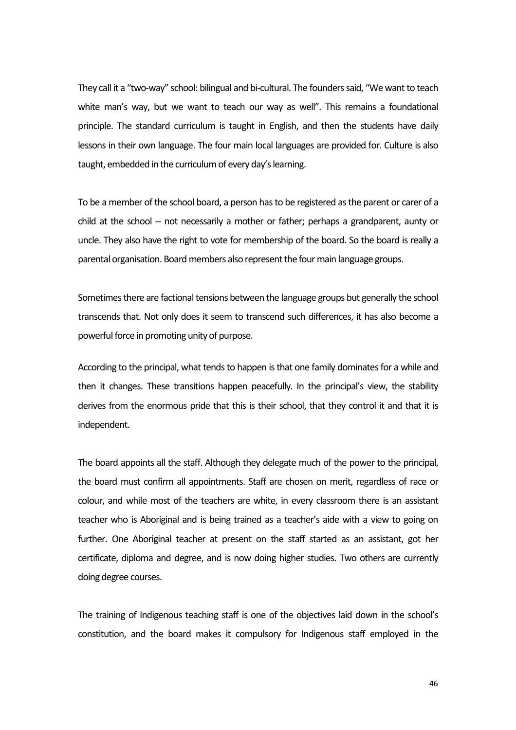They call it a "two-way" school: bilingual and bi-cultural. The founders said, "We want to teach white man's way, but we want to teach our way as well". This remains a foundational principle. The standard curriculum is taught in English, and then the students have daily lessons in their own language. The four main local languages are provided for. Culture is also taught, embedded in the curriculum of every day's learning.

To be a member of the school board, a person has to be registered as the parent or carer of a child at the school -- not necessarily a mother or father; perhaps a grandparent, aunty or uncle. They also have the right to vote for membership of the board. So the board is really a parental organisation. Board members also represent the four main language groups.

Sometimes there are factional tensions between the language groups but generally the school transcends that. Not only does it seem to transcend such differences, it has also become a powerful force in promoting unity of purpose.

According to the principal, what tends to happen is that one family dominates for a while and then it changes. These transitions happen peacefully. In the principal's view, the stability derives from the enormous pride that this is their school, that they control it and that it is independent.

The board appoints all the staff. Although they delegate much of the power to the principal, the board must confirm all appointments. Staff are chosen on merit, regardless of race or colour, and while most of the teachers are white, in every classroom there is an assistant teacher who is Aboriginal and is being trained as a teacher's aide with a view to going on further. One Aboriginal teacher at present on the staff started as an assistant, got her certificate, diploma and degree, and is now doing higher studies. Two others are currently doing degree courses.

The training of Indigenous teaching staff is one of the objectives laid down in the school's constitution, and the board makes it compulsory for Indigenous staff employed in the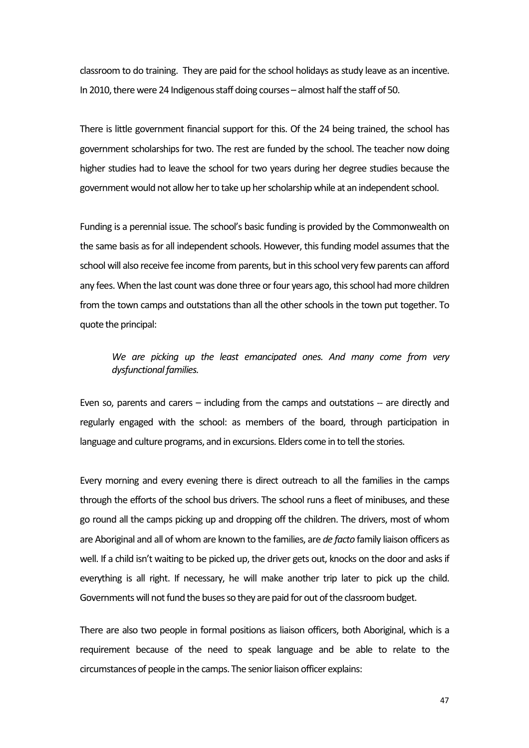classroom to do training. They are paid for the school holidays as study leave as an incentive. In 2010, there were 24 Indigenous staff doing courses – almost half the staff of 50.

There is little government financial support for this. Of the 24 being trained, the school has government scholarships for two. The rest are funded by the school. The teacher now doing higher studies had to leave the school for two years during her degree studies because the government would not allow her to take up her scholarship while at an independent school.

Funding is a perennial issue. The school's basic funding is provided by the Commonwealth on the same basis as for all independent schools. However, this funding model assumes that the school will also receive fee income from parents, but in this school very few parents can afford any fees. When the last count was done three or four years ago, this school had more children from the town camps and outstations than all the other schools in the town put together. To quote the principal:

> *We are picking up the least emancipated ones. And many come from very dysfunctional families.*

Even so, parents and carers – including from the camps and outstations -- are directly and regularly engaged with the school: as members of the board, through participation in language and culture programs, and in excursions. Elders come in to tell the stories.

Every morning and every evening there is direct outreach to all the families in the camps through the efforts of the school bus drivers. The school runs a fleet of minibuses, and these go round all the camps picking up and dropping off the children. The drivers, most of whom are Aboriginal and all of whom are known to the families, are *de facto* family liaison officers as well. If a child isn't waiting to be picked up, the driver gets out, knocks on the door and asks if everything is all right. If necessary, he will make another trip later to pick up the child. Governments will not fund the buses so they are paid for out of the classroom budget.

There are also two people in formal positions as liaison officers, both Aboriginal, which is a requirement because of the need to speak language and be able to relate to the circumstances of people in the camps. The senior liaison officer explains: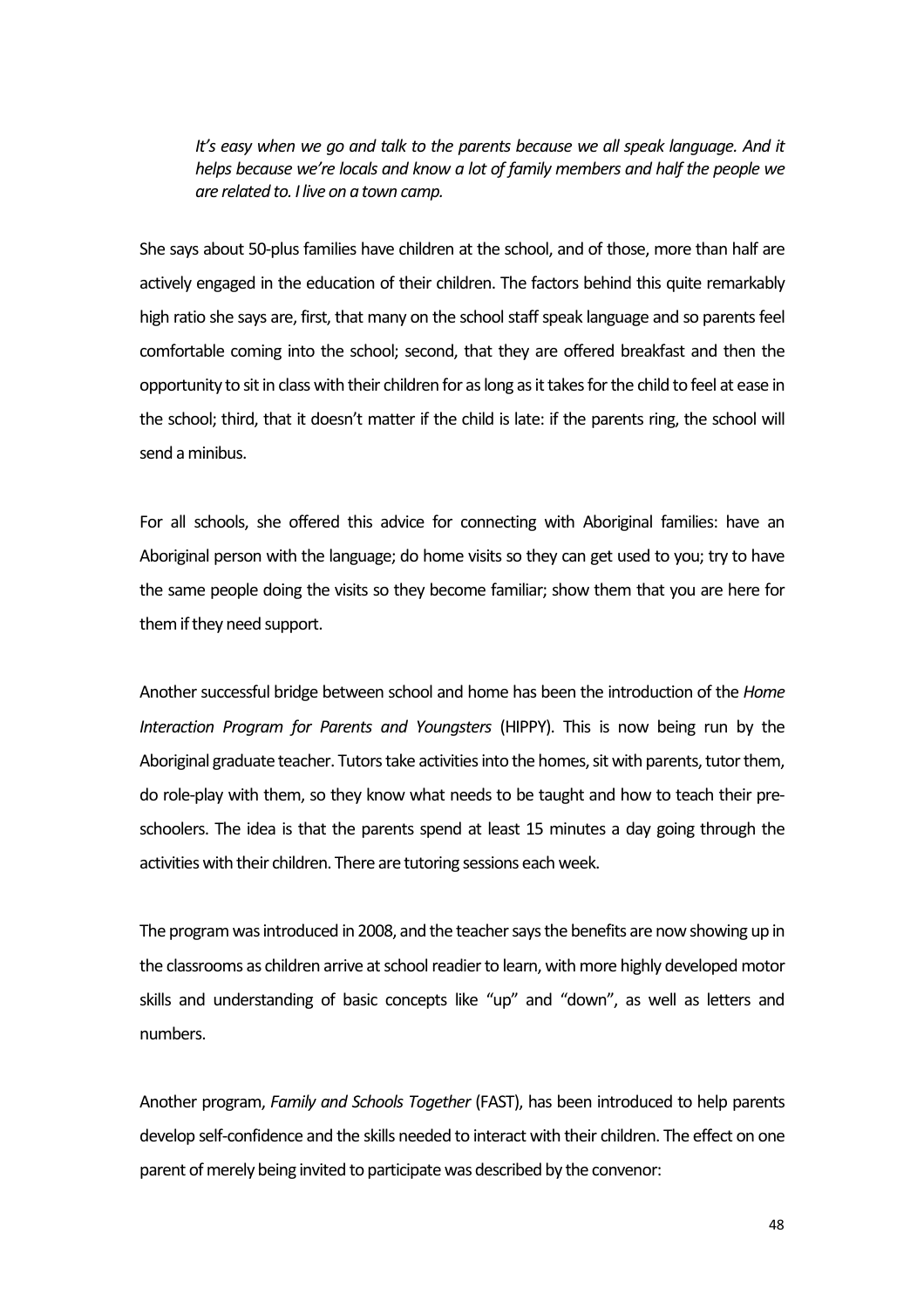> *It's easy when we go and talk to the parents because we all speak language. And it helps because we're locals and know a lot of family members and half the people we are related to. I live on a town camp.*

She says about 50-plus families have children at the school, and of those, more than half are actively engaged in the education of their children. The factors behind this quite remarkably high ratio she says are, first, that many on the school staff speak language and so parents feel comfortable coming into the school; second, that they are offered breakfast and then the opportunity to sit in class with their children for as long as it takes for the child to feel at ease in the school; third, that it doesn't matter if the child is late: if the parents ring, the school will send a minibus.

For all schools, she offered this advice for connecting with Aboriginal families: have an Aboriginal person with the language; do home visits so they can get used to you; try to have the same people doing the visits so they become familiar; show them that you are here for them if they need support.

Another successful bridge between school and home has been the introduction of the *Home Interaction Program for Parents and Youngsters* (HIPPY). This is now being run by the Aboriginal graduate teacher. Tutors take activities into the homes, sit with parents, tutor them, do role-play with them, so they know what needs to be taught and how to teach their pre-schoolers. The idea is that the parents spend at least 15 minutes a day going through the activities with their children. There are tutoring sessions each week.

The program was introduced in 2008, and the teacher says the benefits are now showing up in the classrooms as children arrive at school readier to learn, with more highly developed motor skills and understanding of basic concepts like "up" and "down", as well as letters and numbers.

Another program, *Family and Schools Together* (FAST), has been introduced to help parents develop self-confidence and the skills needed to interact with their children. The effect on one parent of merely being invited to participate was described by the convenor: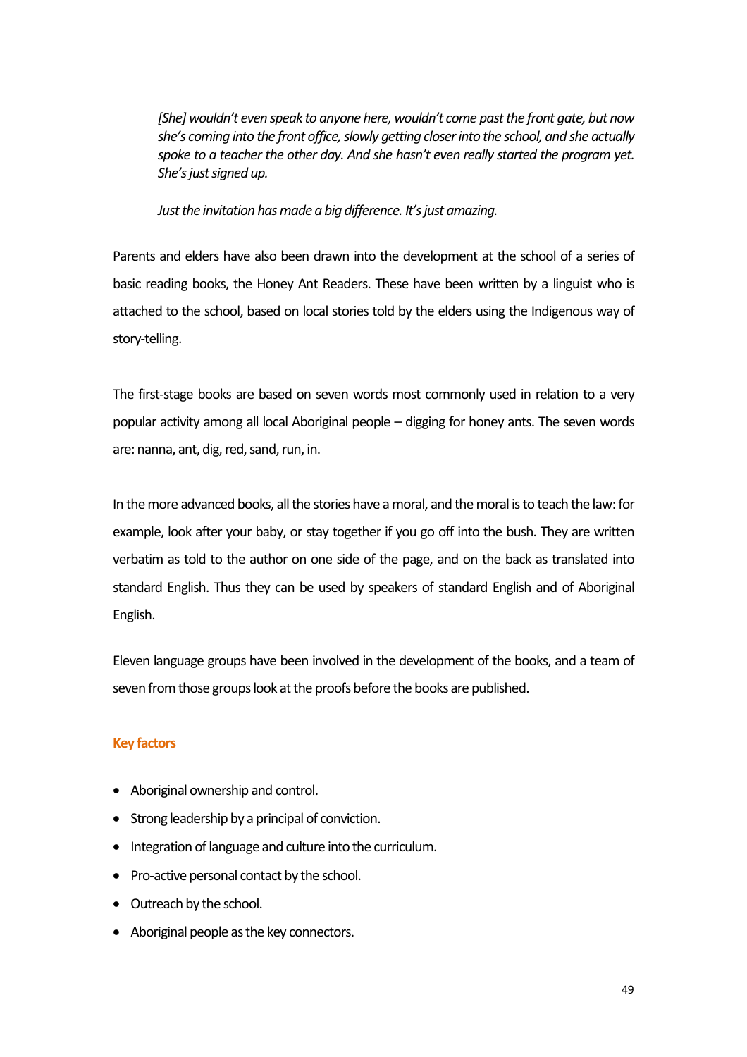*[She] wouldn't even speak to anyone here, wouldn't come past the front gate, but now she's coming into the front office, slowly getting closer into the school, and she actually spoke to a teacher the other day. And she hasn't even really started the program yet. She's just signed up.*

*Just the invitation has made a big difference. It's just amazing.*

Parents and elders have also been drawn into the development at the school of a series of basic reading books, the Honey Ant Readers. These have been written by a linguist who is attached to the school, based on local stories told by the elders using the Indigenous way of story-telling.

The first-stage books are based on seven words most commonly used in relation to a very popular activity among all local Aboriginal people – digging for honey ants. The seven words are: nanna, ant, dig, red, sand, run, in.

In the more advanced books, all the stories have a moral, and the moral is to teach the law: for example, look after your baby, or stay together if you go off into the bush. They are written verbatim as told to the author on one side of the page, and on the back as translated into standard English. Thus they can be used by speakers of standard English and of Aboriginal English.

Eleven language groups have been involved in the development of the books, and a team of seven from those groups look at the proofs before the books are published.

### Key factors

- Aboriginal ownership and control.
- Strong leadership by a principal of conviction.
- Integration of language and culture into the curriculum.
- Pro-active personal contact by the school.
- Outreach by the school.
- Aboriginal people as the key connectors.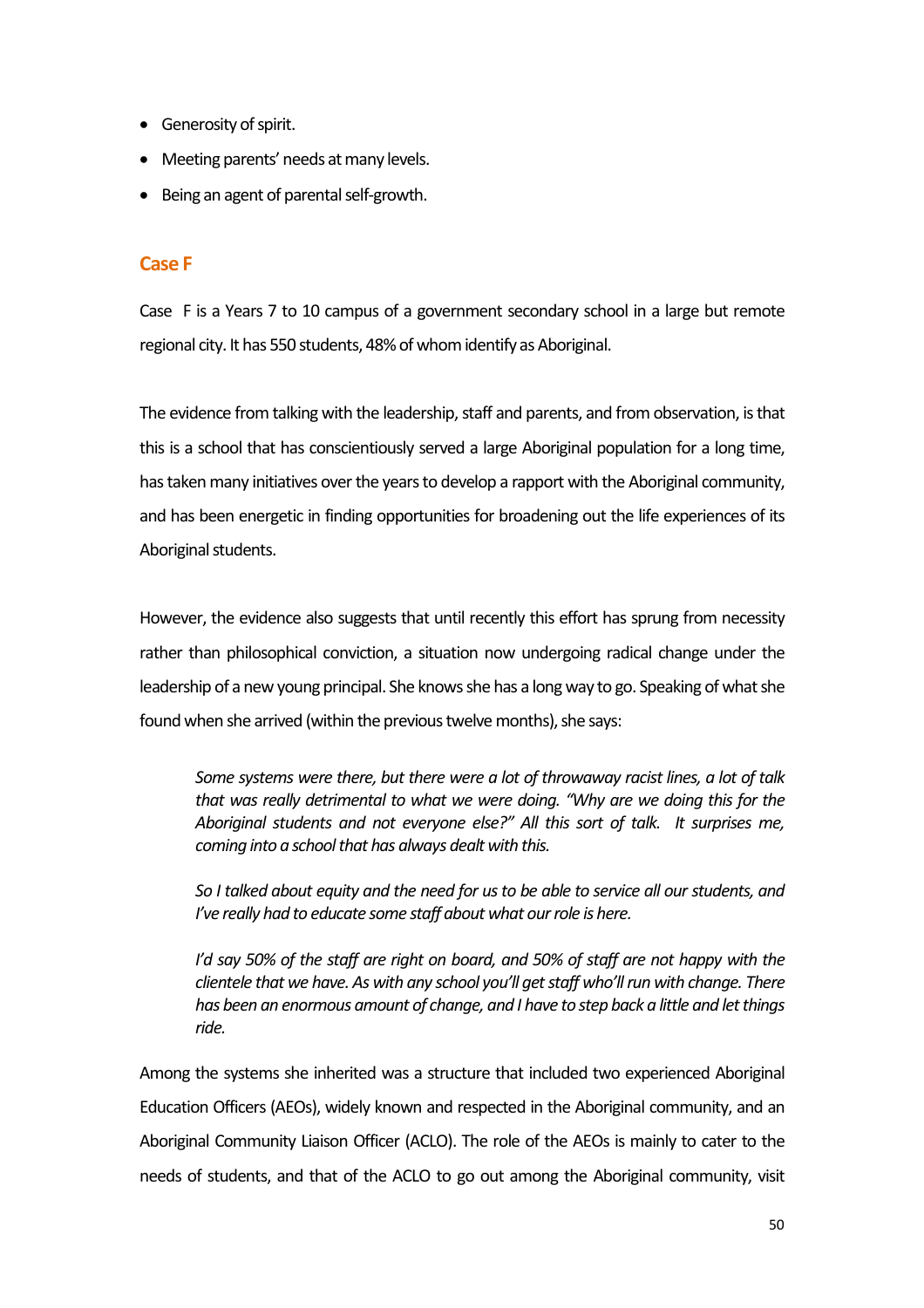- Generosity of spirit.
- Meeting parents' needs at many levels.
- Being an agent of parental self-growth.

## Case F

Case F is a Years 7 to 10 campus of a government secondary school in a large but remote regional city. It has 550 students, 48% of whom identify as Aboriginal.

The evidence from talking with the leadership, staff and parents, and from observation, is that this is a school that has conscientiously served a large Aboriginal population for a long time, has taken many initiatives over the years to develop a rapport with the Aboriginal community, and has been energetic in finding opportunities for broadening out the life experiences of its Aboriginal students.

However, the evidence also suggests that until recently this effort has sprung from necessity rather than philosophical conviction, a situation now undergoing radical change under the leadership of a new young principal. She knows she has a long way to go. Speaking of what she found when she arrived (within the previous twelve months), she says:

> *Some systems were there, but there were a lot of throwaway racist lines, a lot of talk that was really detrimental to what we were doing. "Why are we doing this for the Aboriginal students and not everyone else?" All this sort of talk. It surprises me, coming into a school that has always dealt with this.*
>
> *So I talked about equity and the need for us to be able to service all our students, and I've really had to educate some staff about what our role is here.*
>
> *I'd say 50% of the staff are right on board, and 50% of staff are not happy with the clientele that we have. As with any school you'll get staff who'll run with change. There has been an enormous amount of change, and I have to step back a little and let things ride.*

Among the systems she inherited was a structure that included two experienced Aboriginal Education Officers (AEOs), widely known and respected in the Aboriginal community, and an Aboriginal Community Liaison Officer (ACLO). The role of the AEOs is mainly to cater to the needs of students, and that of the ACLO to go out among the Aboriginal community, visit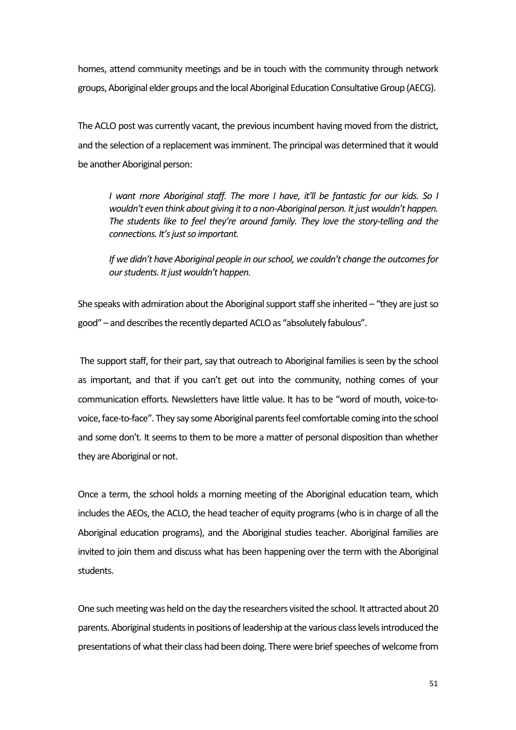homes, attend community meetings and be in touch with the community through network groups, Aboriginal elder groups and the local Aboriginal Education Consultative Group (AECG).

The ACLO post was currently vacant, the previous incumbent having moved from the district, and the selection of a replacement was imminent. The principal was determined that it would be another Aboriginal person:

> *I want more Aboriginal staff. The more I have, it'll be fantastic for our kids. So I wouldn't even think about giving it to a non-Aboriginal person. It just wouldn't happen. The students like to feel they're around family. They love the story-telling and the connections. It's just so important.*
>
> *If we didn't have Aboriginal people in our school, we couldn't change the outcomes for our students. It just wouldn't happen.*

She speaks with admiration about the Aboriginal support staff she inherited – "they are just so good" – and describes the recently departed ACLO as "absolutely fabulous".

The support staff, for their part, say that outreach to Aboriginal families is seen by the school as important, and that if you can't get out into the community, nothing comes of your communication efforts. Newsletters have little value. It has to be "word of mouth, voice-to-voice, face-to-face". They say some Aboriginal parents feel comfortable coming into the school and some don't. It seems to them to be more a matter of personal disposition than whether they are Aboriginal or not.

Once a term, the school holds a morning meeting of the Aboriginal education team, which includes the AEOs, the ACLO, the head teacher of equity programs (who is in charge of all the Aboriginal education programs), and the Aboriginal studies teacher. Aboriginal families are invited to join them and discuss what has been happening over the term with the Aboriginal students.

One such meeting was held on the day the researchers visited the school. It attracted about 20 parents. Aboriginal students in positions of leadership at the various class levels introduced the presentations of what their class had been doing. There were brief speeches of welcome from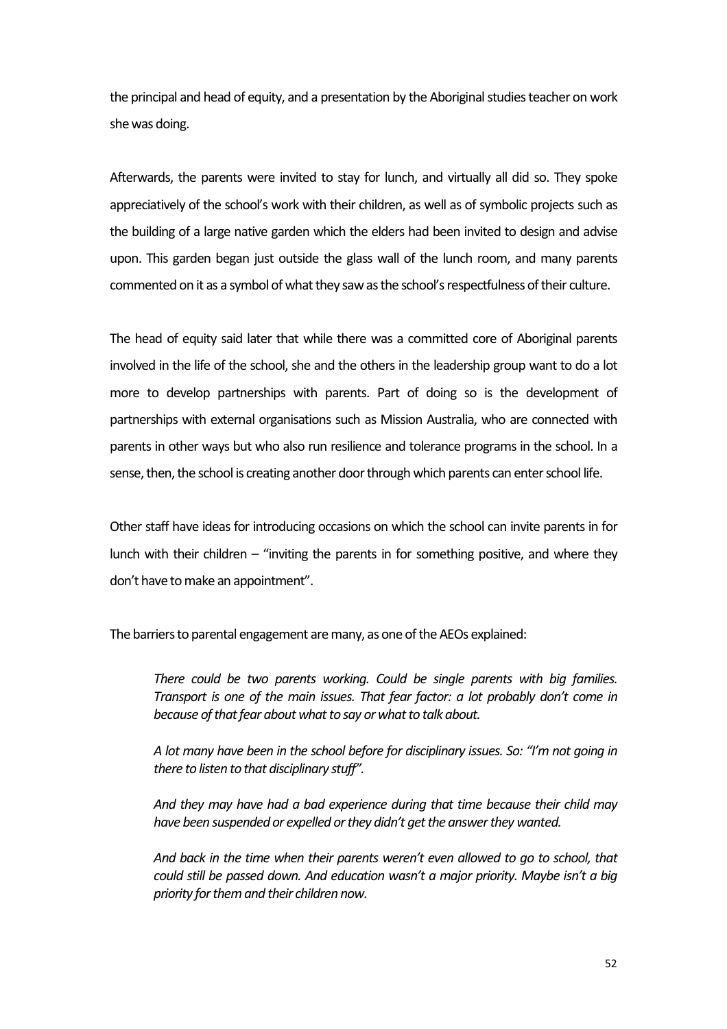the principal and head of equity, and a presentation by the Aboriginal studies teacher on work she was doing.

Afterwards, the parents were invited to stay for lunch, and virtually all did so. They spoke appreciatively of the school's work with their children, as well as of symbolic projects such as the building of a large native garden which the elders had been invited to design and advise upon. This garden began just outside the glass wall of the lunch room, and many parents commented on it as a symbol of what they saw as the school's respectfulness of their culture.

The head of equity said later that while there was a committed core of Aboriginal parents involved in the life of the school, she and the others in the leadership group want to do a lot more to develop partnerships with parents. Part of doing so is the development of partnerships with external organisations such as Mission Australia, who are connected with parents in other ways but who also run resilience and tolerance programs in the school. In a sense, then, the school is creating another door through which parents can enter school life.

Other staff have ideas for introducing occasions on which the school can invite parents in for lunch with their children – "inviting the parents in for something positive, and where they don't have to make an appointment".

The barriers to parental engagement are many, as one of the AEOs explained:

> *There could be two parents working. Could be single parents with big families. Transport is one of the main issues. That fear factor: a lot probably don't come in because of that fear about what to say or what to talk about.*
>
> *A lot many have been in the school before for disciplinary issues. So: "I'm not going in there to listen to that disciplinary stuff".*
>
> *And they may have had a bad experience during that time because their child may have been suspended or expelled or they didn't get the answer they wanted.*
>
> *And back in the time when their parents weren't even allowed to go to school, that could still be passed down. And education wasn't a major priority. Maybe isn't a big priority for them and their children now.*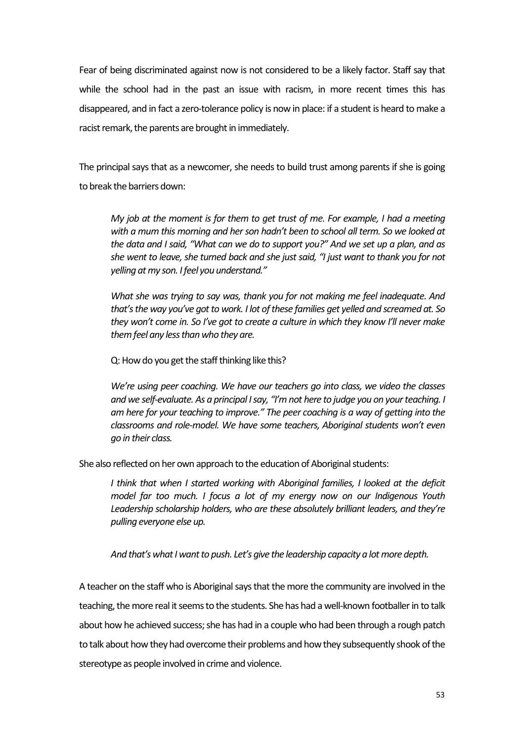Fear of being discriminated against now is not considered to be a likely factor. Staff say that while the school had in the past an issue with racism, in more recent times this has disappeared, and in fact a zero-tolerance policy is now in place: if a student is heard to make a racist remark, the parents are brought in immediately.

The principal says that as a newcomer, she needs to build trust among parents if she is going to break the barriers down:

> *My job at the moment is for them to get trust of me. For example, I had a meeting with a mum this morning and her son hadn't been to school all term. So we looked at the data and I said, "What can we do to support you?" And we set up a plan, and as she went to leave, she turned back and she just said, "I just want to thank you for not yelling at my son. I feel you understand."*
>
> *What she was trying to say was, thank you for not making me feel inadequate. And that's the way you've got to work. I lot of these families get yelled and screamed at. So they won't come in. So I've got to create a culture in which they know I'll never make them feel any less than who they are.*
>
> Q: How do you get the staff thinking like this?
>
> *We're using peer coaching. We have our teachers go into class, we video the classes and we self-evaluate. As a principal I say, "I'm not here to judge you on your teaching. I am here for your teaching to improve." The peer coaching is a way of getting into the classrooms and role-model. We have some teachers, Aboriginal students won't even go in their class.*

She also reflected on her own approach to the education of Aboriginal students:

> *I think that when I started working with Aboriginal families, I looked at the deficit model far too much. I focus a lot of my energy now on our Indigenous Youth Leadership scholarship holders, who are these absolutely brilliant leaders, and they're pulling everyone else up.*
>
> *And that's what I want to push. Let's give the leadership capacity a lot more depth.*

A teacher on the staff who is Aboriginal says that the more the community are involved in the teaching, the more real it seems to the students. She has had a well-known footballer in to talk about how he achieved success; she has had in a couple who had been through a rough patch to talk about how they had overcome their problems and how they subsequently shook of the stereotype as people involved in crime and violence.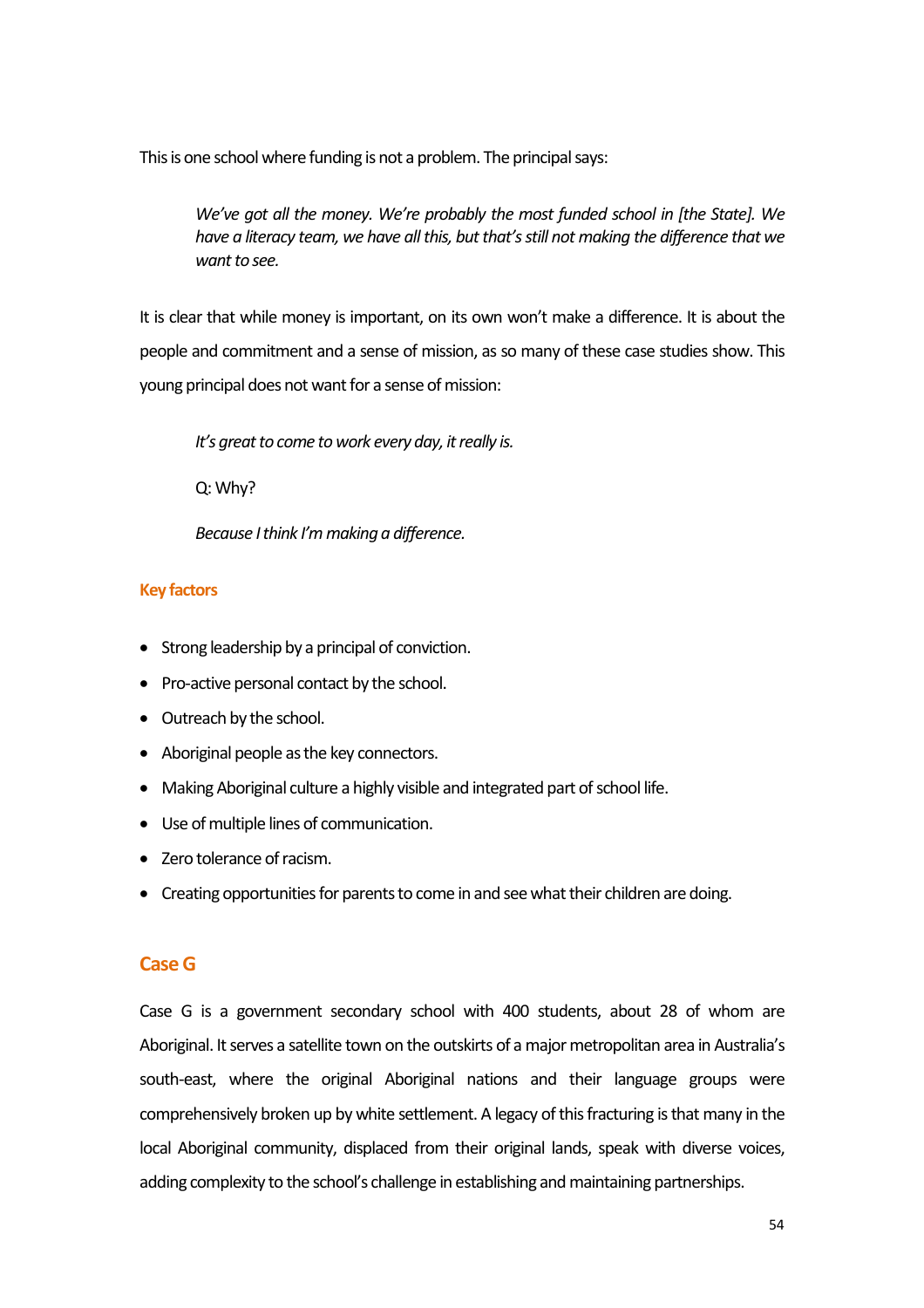This is one school where funding is not a problem. The principal says:

> *We've got all the money. We're probably the most funded school in [the State]. We have a literacy team, we have all this, but that's still not making the difference that we want to see.*

It is clear that while money is important, on its own won't make a difference. It is about the people and commitment and a sense of mission, as so many of these case studies show. This young principal does not want for a sense of mission:

> *It's great to come to work every day, it really is.*
>
> Q: Why?
>
> *Because I think I'm making a difference.*

### Key factors

- Strong leadership by a principal of conviction.
- Pro-active personal contact by the school.
- Outreach by the school.
- Aboriginal people as the key connectors.
- Making Aboriginal culture a highly visible and integrated part of school life.
- Use of multiple lines of communication.
- Zero tolerance of racism.
- Creating opportunities for parents to come in and see what their children are doing.

## Case G

Case G is a government secondary school with 400 students, about 28 of whom are Aboriginal. It serves a satellite town on the outskirts of a major metropolitan area in Australia's south-east, where the original Aboriginal nations and their language groups were comprehensively broken up by white settlement. A legacy of this fracturing is that many in the local Aboriginal community, displaced from their original lands, speak with diverse voices, adding complexity to the school's challenge in establishing and maintaining partnerships.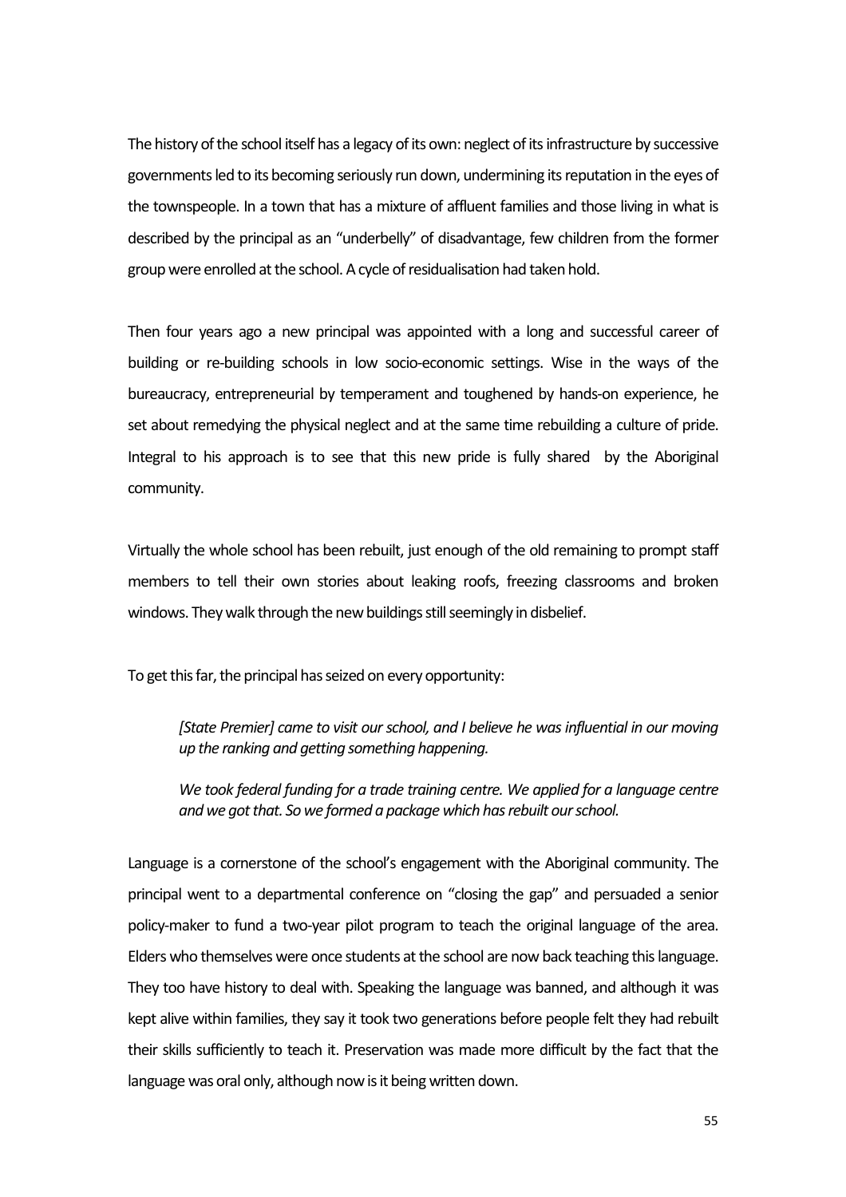The history of the school itself has a legacy of its own: neglect of its infrastructure by successive governments led to its becoming seriously run down, undermining its reputation in the eyes of the townspeople. In a town that has a mixture of affluent families and those living in what is described by the principal as an "underbelly" of disadvantage, few children from the former group were enrolled at the school. A cycle of residualisation had taken hold.

Then four years ago a new principal was appointed with a long and successful career of building or re-building schools in low socio-economic settings. Wise in the ways of the bureaucracy, entrepreneurial by temperament and toughened by hands-on experience, he set about remedying the physical neglect and at the same time rebuilding a culture of pride. Integral to his approach is to see that this new pride is fully shared by the Aboriginal community.

Virtually the whole school has been rebuilt, just enough of the old remaining to prompt staff members to tell their own stories about leaking roofs, freezing classrooms and broken windows. They walk through the new buildings still seemingly in disbelief.

To get this far, the principal has seized on every opportunity:

> *[State Premier] came to visit our school, and I believe he was influential in our moving up the ranking and getting something happening.*
>
> *We took federal funding for a trade training centre. We applied for a language centre and we got that. So we formed a package which has rebuilt our school.*

Language is a cornerstone of the school's engagement with the Aboriginal community. The principal went to a departmental conference on "closing the gap" and persuaded a senior policy-maker to fund a two-year pilot program to teach the original language of the area. Elders who themselves were once students at the school are now back teaching this language. They too have history to deal with. Speaking the language was banned, and although it was kept alive within families, they say it took two generations before people felt they had rebuilt their skills sufficiently to teach it. Preservation was made more difficult by the fact that the language was oral only, although now is it being written down.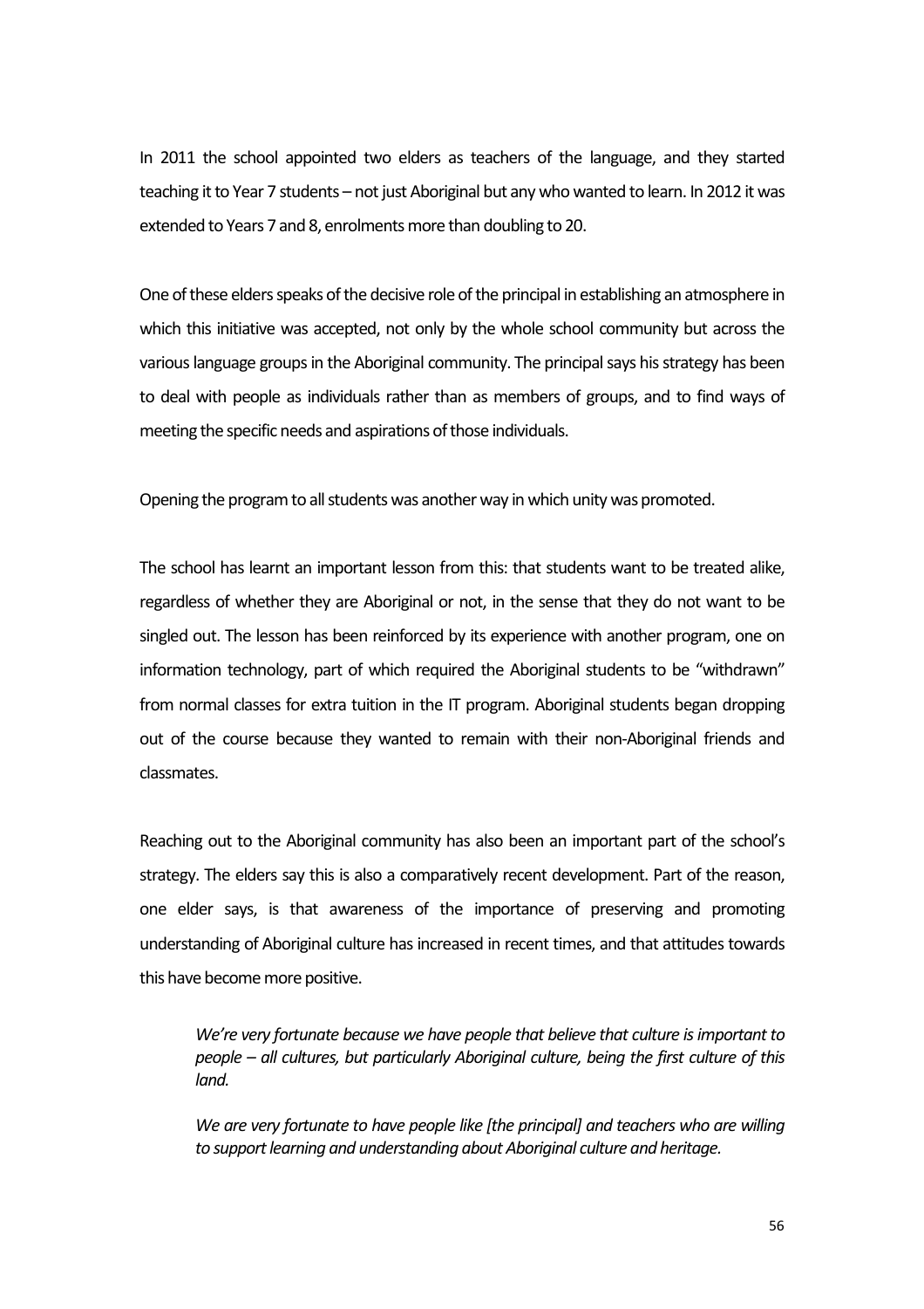In 2011 the school appointed two elders as teachers of the language, and they started teaching it to Year 7 students – not just Aboriginal but any who wanted to learn. In 2012 it was extended to Years 7 and 8, enrolments more than doubling to 20.

One of these elders speaks of the decisive role of the principal in establishing an atmosphere in which this initiative was accepted, not only by the whole school community but across the various language groups in the Aboriginal community. The principal says his strategy has been to deal with people as individuals rather than as members of groups, and to find ways of meeting the specific needs and aspirations of those individuals.

Opening the program to all students was another way in which unity was promoted.

The school has learnt an important lesson from this: that students want to be treated alike, regardless of whether they are Aboriginal or not, in the sense that they do not want to be singled out. The lesson has been reinforced by its experience with another program, one on information technology, part of which required the Aboriginal students to be "withdrawn" from normal classes for extra tuition in the IT program. Aboriginal students began dropping out of the course because they wanted to remain with their non-Aboriginal friends and classmates.

Reaching out to the Aboriginal community has also been an important part of the school's strategy. The elders say this is also a comparatively recent development. Part of the reason, one elder says, is that awareness of the importance of preserving and promoting understanding of Aboriginal culture has increased in recent times, and that attitudes towards this have become more positive.

> *We're very fortunate because we have people that believe that culture is important to people – all cultures, but particularly Aboriginal culture, being the first culture of this land.*
>
> *We are very fortunate to have people like [the principal] and teachers who are willing to support learning and understanding about Aboriginal culture and heritage.*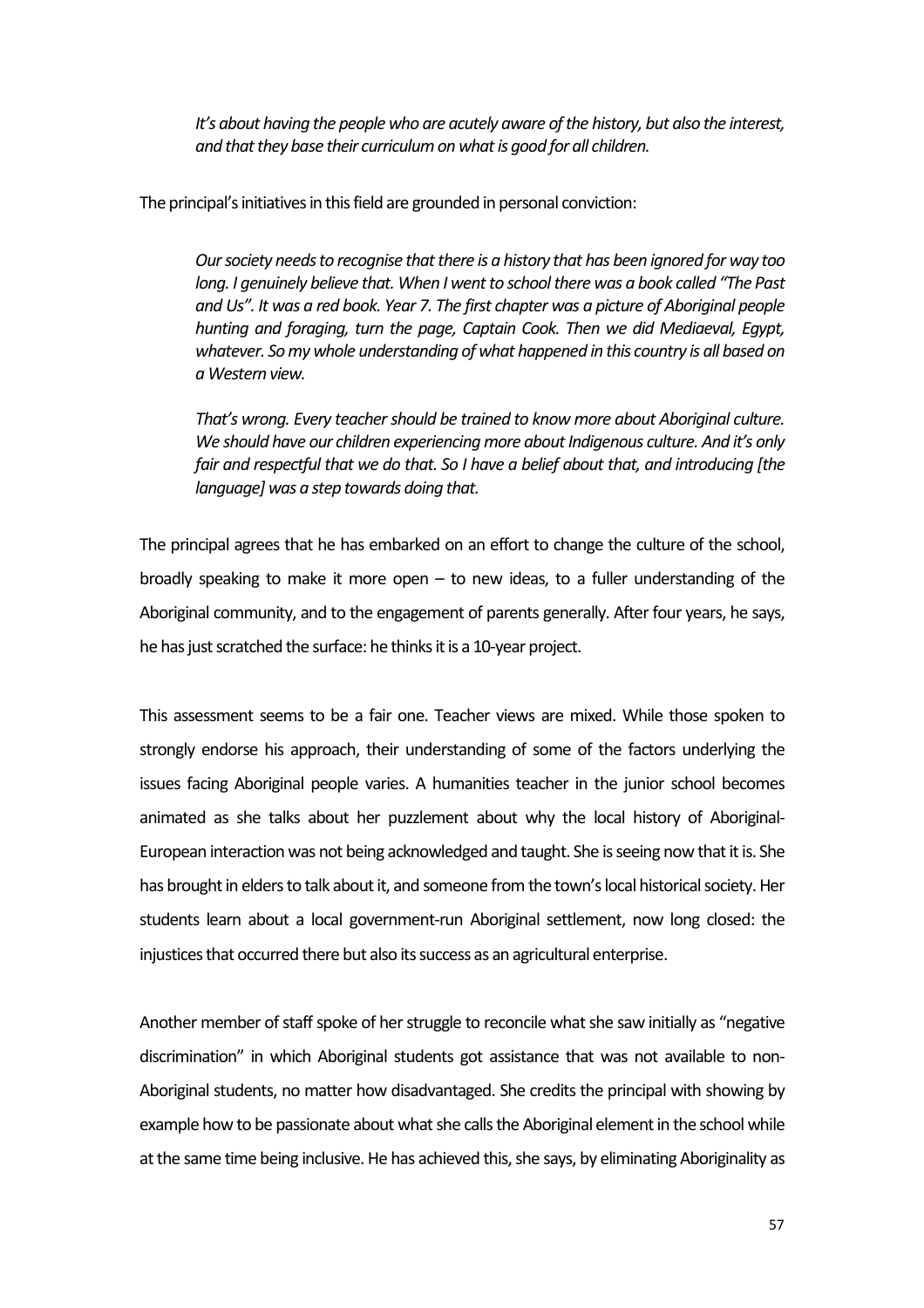> *It's about having the people who are acutely aware of the history, but also the interest, and that they base their curriculum on what is good for all children.*

The principal's initiatives in this field are grounded in personal conviction:

> *Our society needs to recognise that there is a history that has been ignored for way too long. I genuinely believe that. When I went to school there was a book called "The Past and Us". It was a red book. Year 7. The first chapter was a picture of Aboriginal people hunting and foraging, turn the page, Captain Cook. Then we did Mediaeval, Egypt, whatever. So my whole understanding of what happened in this country is all based on a Western view.*
>
> *That's wrong. Every teacher should be trained to know more about Aboriginal culture. We should have our children experiencing more about Indigenous culture. And it's only fair and respectful that we do that. So I have a belief about that, and introducing [the language] was a step towards doing that.*

The principal agrees that he has embarked on an effort to change the culture of the school, broadly speaking to make it more open – to new ideas, to a fuller understanding of the Aboriginal community, and to the engagement of parents generally. After four years, he says, he has just scratched the surface: he thinks it is a 10-year project.

This assessment seems to be a fair one. Teacher views are mixed. While those spoken to strongly endorse his approach, their understanding of some of the factors underlying the issues facing Aboriginal people varies. A humanities teacher in the junior school becomes animated as she talks about her puzzlement about why the local history of Aboriginal-European interaction was not being acknowledged and taught. She is seeing now that it is. She has brought in elders to talk about it, and someone from the town's local historical society. Her students learn about a local government-run Aboriginal settlement, now long closed: the injustices that occurred there but also its success as an agricultural enterprise.

Another member of staff spoke of her struggle to reconcile what she saw initially as "negative discrimination" in which Aboriginal students got assistance that was not available to non-Aboriginal students, no matter how disadvantaged. She credits the principal with showing by example how to be passionate about what she calls the Aboriginal element in the school while at the same time being inclusive. He has achieved this, she says, by eliminating Aboriginality as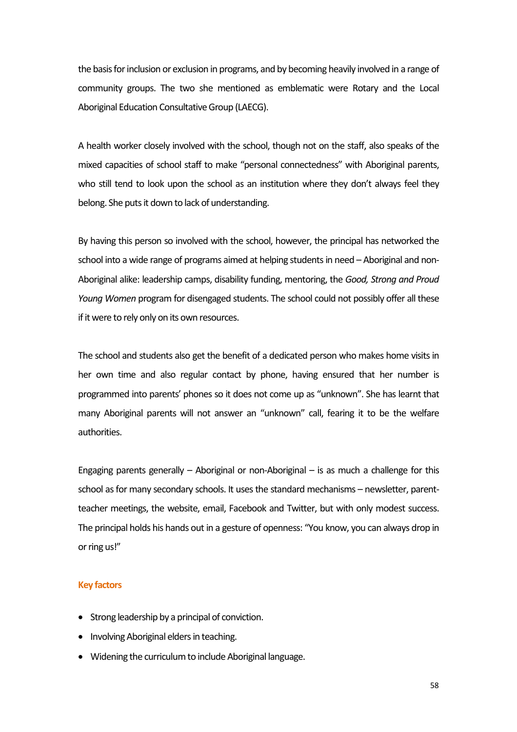the basis for inclusion or exclusion in programs, and by becoming heavily involved in a range of community groups. The two she mentioned as emblematic were Rotary and the Local Aboriginal Education Consultative Group (LAECG).

A health worker closely involved with the school, though not on the staff, also speaks of the mixed capacities of school staff to make "personal connectedness" with Aboriginal parents, who still tend to look upon the school as an institution where they don't always feel they belong. She puts it down to lack of understanding.

By having this person so involved with the school, however, the principal has networked the school into a wide range of programs aimed at helping students in need – Aboriginal and non-Aboriginal alike: leadership camps, disability funding, mentoring, the *Good, Strong and Proud Young Women* program for disengaged students. The school could not possibly offer all these if it were to rely only on its own resources.

The school and students also get the benefit of a dedicated person who makes home visits in her own time and also regular contact by phone, having ensured that her number is programmed into parents' phones so it does not come up as "unknown". She has learnt that many Aboriginal parents will not answer an "unknown" call, fearing it to be the welfare authorities.

Engaging parents generally – Aboriginal or non-Aboriginal – is as much a challenge for this school as for many secondary schools. It uses the standard mechanisms – newsletter, parent-teacher meetings, the website, email, Facebook and Twitter, but with only modest success. The principal holds his hands out in a gesture of openness: "You know, you can always drop in or ring us!"

### Key factors

- Strong leadership by a principal of conviction.
- Involving Aboriginal elders in teaching.
- Widening the curriculum to include Aboriginal language.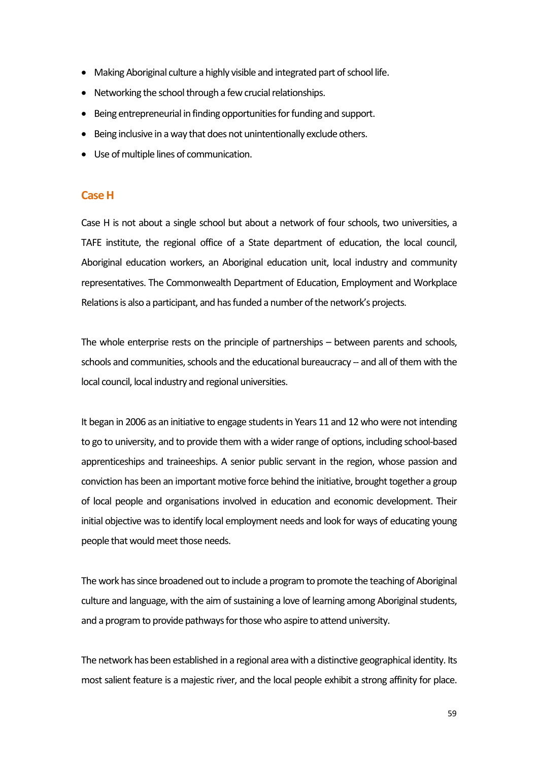- Making Aboriginal culture a highly visible and integrated part of school life.
- Networking the school through a few crucial relationships.
- Being entrepreneurial in finding opportunities for funding and support.
- Being inclusive in a way that does not unintentionally exclude others.
- Use of multiple lines of communication.

## Case H

Case H is not about a single school but about a network of four schools, two universities, a TAFE institute, the regional office of a State department of education, the local council, Aboriginal education workers, an Aboriginal education unit, local industry and community representatives. The Commonwealth Department of Education, Employment and Workplace Relations is also a participant, and has funded a number of the network's projects.

The whole enterprise rests on the principle of partnerships – between parents and schools, schools and communities, schools and the educational bureaucracy -- and all of them with the local council, local industry and regional universities.

It began in 2006 as an initiative to engage students in Years 11 and 12 who were not intending to go to university, and to provide them with a wider range of options, including school-based apprenticeships and traineeships. A senior public servant in the region, whose passion and conviction has been an important motive force behind the initiative, brought together a group of local people and organisations involved in education and economic development. Their initial objective was to identify local employment needs and look for ways of educating young people that would meet those needs.

The work has since broadened out to include a program to promote the teaching of Aboriginal culture and language, with the aim of sustaining a love of learning among Aboriginal students, and a program to provide pathways for those who aspire to attend university.

The network has been established in a regional area with a distinctive geographical identity. Its most salient feature is a majestic river, and the local people exhibit a strong affinity for place.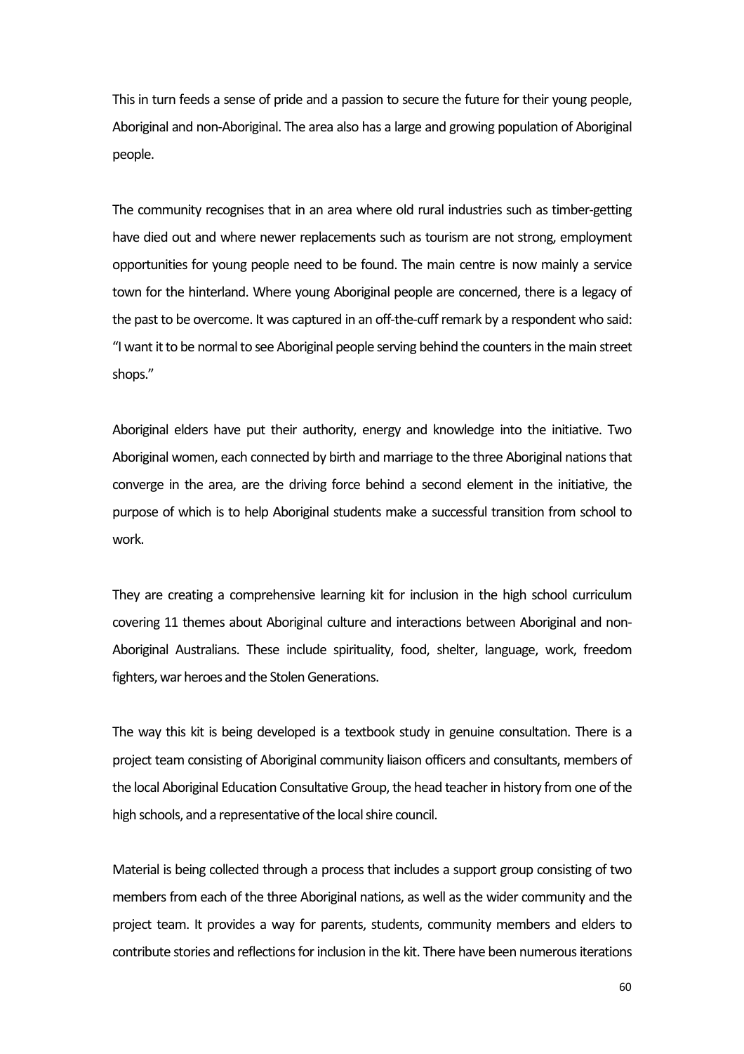This in turn feeds a sense of pride and a passion to secure the future for their young people, Aboriginal and non-Aboriginal. The area also has a large and growing population of Aboriginal people.

The community recognises that in an area where old rural industries such as timber-getting have died out and where newer replacements such as tourism are not strong, employment opportunities for young people need to be found. The main centre is now mainly a service town for the hinterland. Where young Aboriginal people are concerned, there is a legacy of the past to be overcome. It was captured in an off-the-cuff remark by a respondent who said: "I want it to be normal to see Aboriginal people serving behind the counters in the main street shops."

Aboriginal elders have put their authority, energy and knowledge into the initiative. Two Aboriginal women, each connected by birth and marriage to the three Aboriginal nations that converge in the area, are the driving force behind a second element in the initiative, the purpose of which is to help Aboriginal students make a successful transition from school to work.

They are creating a comprehensive learning kit for inclusion in the high school curriculum covering 11 themes about Aboriginal culture and interactions between Aboriginal and non-Aboriginal Australians. These include spirituality, food, shelter, language, work, freedom fighters, war heroes and the Stolen Generations.

The way this kit is being developed is a textbook study in genuine consultation. There is a project team consisting of Aboriginal community liaison officers and consultants, members of the local Aboriginal Education Consultative Group, the head teacher in history from one of the high schools, and a representative of the local shire council.

Material is being collected through a process that includes a support group consisting of two members from each of the three Aboriginal nations, as well as the wider community and the project team. It provides a way for parents, students, community members and elders to contribute stories and reflections for inclusion in the kit. There have been numerous iterations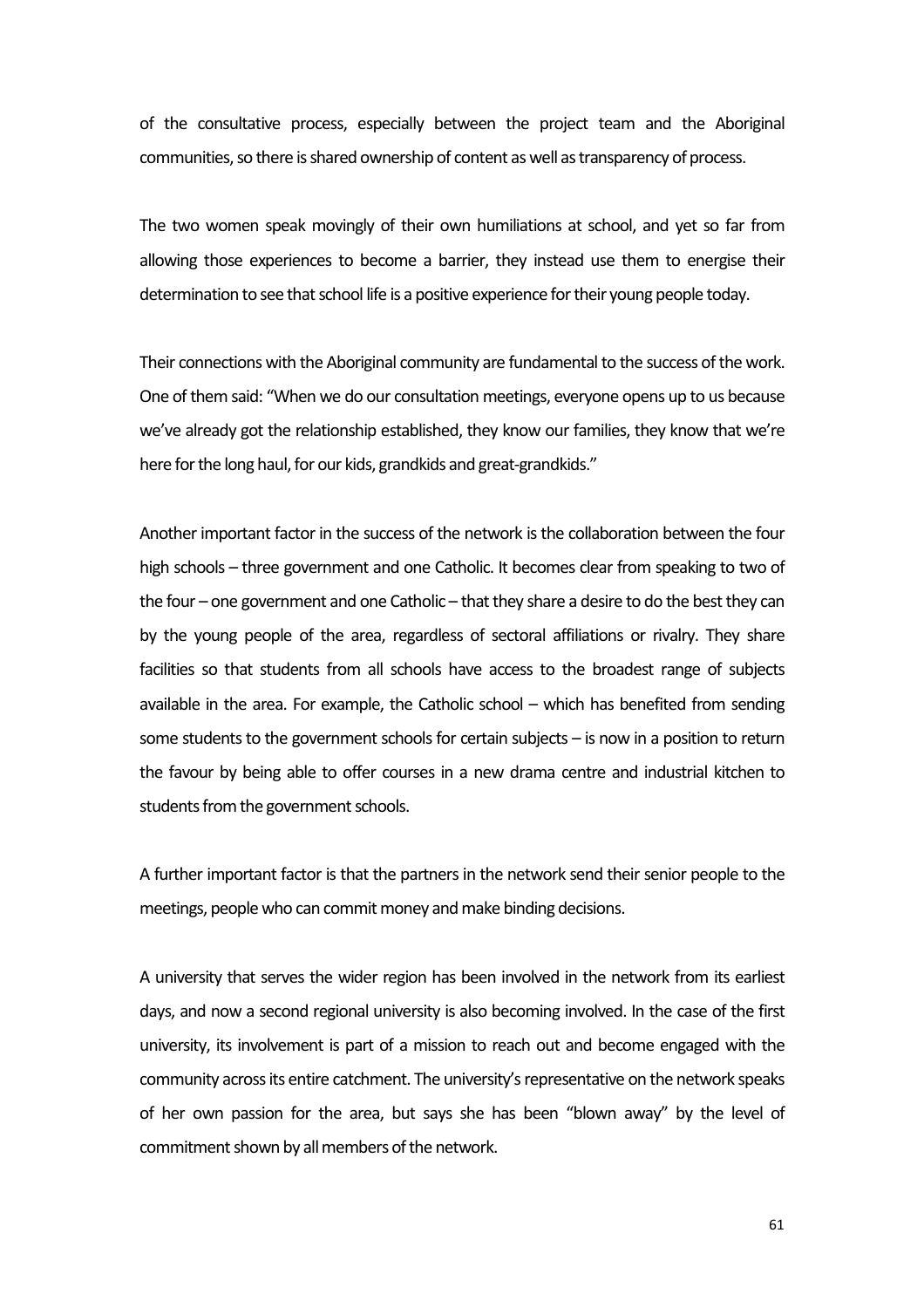of the consultative process, especially between the project team and the Aboriginal communities, so there is shared ownership of content as well as transparency of process.

The two women speak movingly of their own humiliations at school, and yet so far from allowing those experiences to become a barrier, they instead use them to energise their determination to see that school life is a positive experience for their young people today.

Their connections with the Aboriginal community are fundamental to the success of the work. One of them said: "When we do our consultation meetings, everyone opens up to us because we've already got the relationship established, they know our families, they know that we're here for the long haul, for our kids, grandkids and great-grandkids."

Another important factor in the success of the network is the collaboration between the four high schools – three government and one Catholic. It becomes clear from speaking to two of the four – one government and one Catholic – that they share a desire to do the best they can by the young people of the area, regardless of sectoral affiliations or rivalry. They share facilities so that students from all schools have access to the broadest range of subjects available in the area. For example, the Catholic school – which has benefited from sending some students to the government schools for certain subjects – is now in a position to return the favour by being able to offer courses in a new drama centre and industrial kitchen to students from the government schools.

A further important factor is that the partners in the network send their senior people to the meetings, people who can commit money and make binding decisions.

A university that serves the wider region has been involved in the network from its earliest days, and now a second regional university is also becoming involved. In the case of the first university, its involvement is part of a mission to reach out and become engaged with the community across its entire catchment. The university's representative on the network speaks of her own passion for the area, but says she has been "blown away" by the level of commitment shown by all members of the network.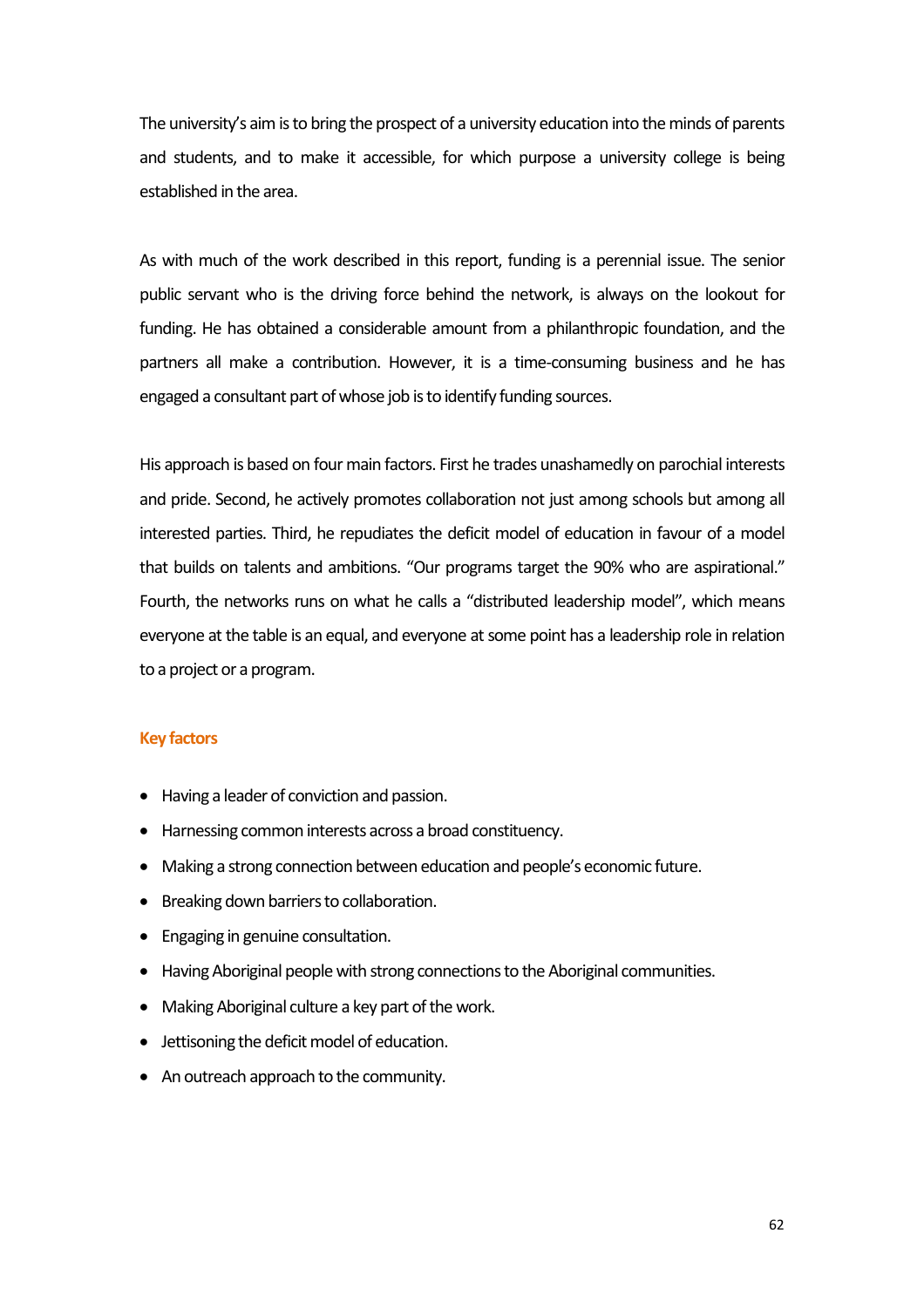The university's aim is to bring the prospect of a university education into the minds of parents and students, and to make it accessible, for which purpose a university college is being established in the area.

As with much of the work described in this report, funding is a perennial issue. The senior public servant who is the driving force behind the network, is always on the lookout for funding. He has obtained a considerable amount from a philanthropic foundation, and the partners all make a contribution. However, it is a time-consuming business and he has engaged a consultant part of whose job is to identify funding sources.

His approach is based on four main factors. First he trades unashamedly on parochial interests and pride. Second, he actively promotes collaboration not just among schools but among all interested parties. Third, he repudiates the deficit model of education in favour of a model that builds on talents and ambitions. "Our programs target the 90% who are aspirational." Fourth, the networks runs on what he calls a "distributed leadership model", which means everyone at the table is an equal, and everyone at some point has a leadership role in relation to a project or a program.

### Key factors

- Having a leader of conviction and passion.
- Harnessing common interests across a broad constituency.
- Making a strong connection between education and people's economic future.
- Breaking down barriers to collaboration.
- Engaging in genuine consultation.
- Having Aboriginal people with strong connections to the Aboriginal communities.
- Making Aboriginal culture a key part of the work.
- Jettisoning the deficit model of education.
- An outreach approach to the community.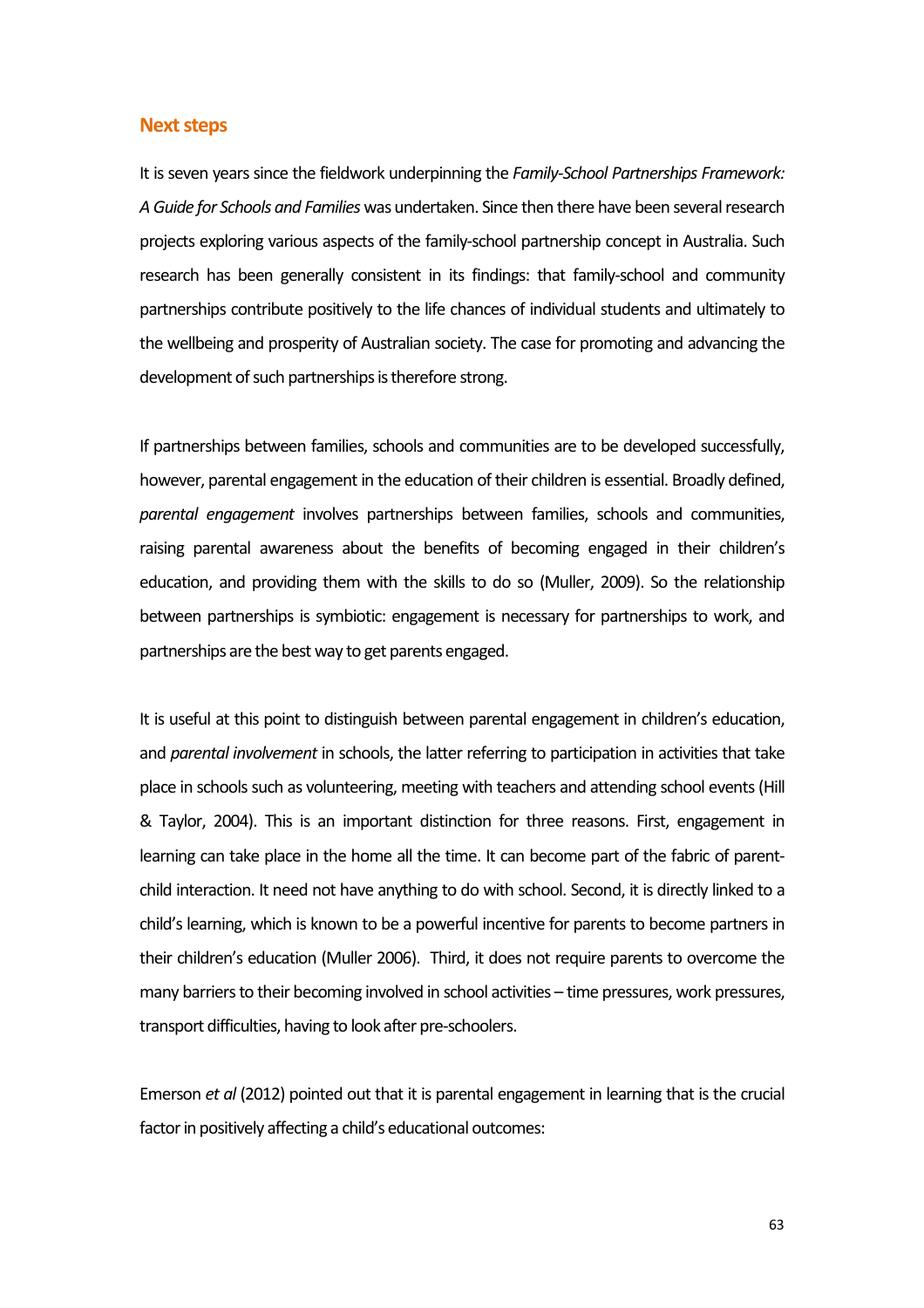## Next steps

It is seven years since the fieldwork underpinning the *Family-School Partnerships Framework: A Guide for Schools and Families* was undertaken. Since then there have been several research projects exploring various aspects of the family-school partnership concept in Australia. Such research has been generally consistent in its findings: that family-school and community partnerships contribute positively to the life chances of individual students and ultimately to the wellbeing and prosperity of Australian society. The case for promoting and advancing the development of such partnerships is therefore strong.

If partnerships between families, schools and communities are to be developed successfully, however, parental engagement in the education of their children is essential. Broadly defined, *parental engagement* involves partnerships between families, schools and communities, raising parental awareness about the benefits of becoming engaged in their children's education, and providing them with the skills to do so (Muller, 2009). So the relationship between partnerships is symbiotic: engagement is necessary for partnerships to work, and partnerships are the best way to get parents engaged.

It is useful at this point to distinguish between parental engagement in children's education, and *parental involvement* in schools, the latter referring to participation in activities that take place in schools such as volunteering, meeting with teachers and attending school events (Hill & Taylor, 2004). This is an important distinction for three reasons. First, engagement in learning can take place in the home all the time. It can become part of the fabric of parent-child interaction. It need not have anything to do with school. Second, it is directly linked to a child's learning, which is known to be a powerful incentive for parents to become partners in their children's education (Muller 2006). Third, it does not require parents to overcome the many barriers to their becoming involved in school activities – time pressures, work pressures, transport difficulties, having to look after pre-schoolers.

Emerson *et al* (2012) pointed out that it is parental engagement in learning that is the crucial factor in positively affecting a child's educational outcomes: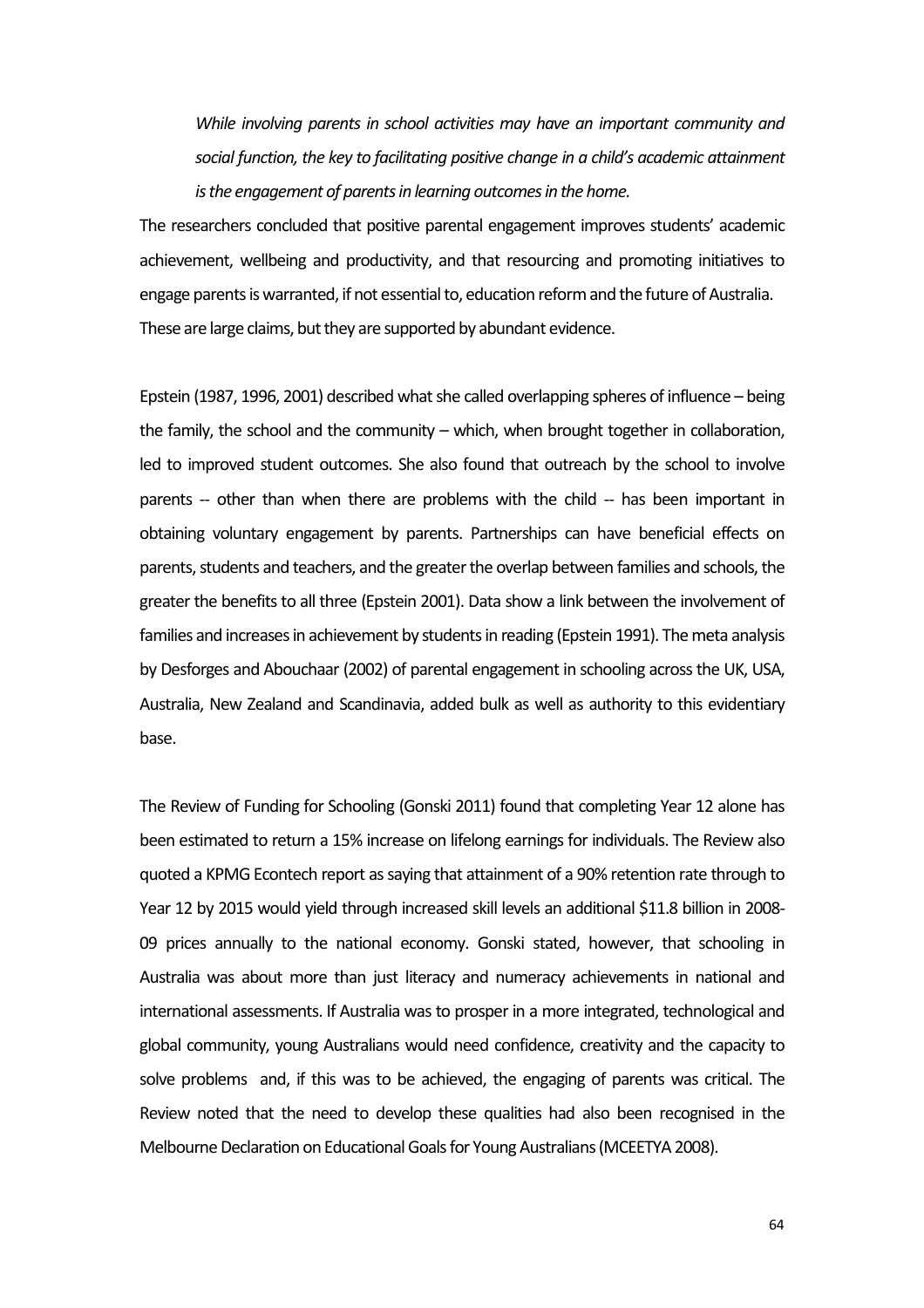> *While involving parents in school activities may have an important community and social function, the key to facilitating positive change in a child's academic attainment is the engagement of parents in learning outcomes in the home.*

The researchers concluded that positive parental engagement improves students' academic achievement, wellbeing and productivity, and that resourcing and promoting initiatives to engage parents is warranted, if not essential to, education reform and the future of Australia. These are large claims, but they are supported by abundant evidence.

Epstein (1987, 1996, 2001) described what she called overlapping spheres of influence – being the family, the school and the community – which, when brought together in collaboration, led to improved student outcomes. She also found that outreach by the school to involve parents -- other than when there are problems with the child -- has been important in obtaining voluntary engagement by parents. Partnerships can have beneficial effects on parents, students and teachers, and the greater the overlap between families and schools, the greater the benefits to all three (Epstein 2001). Data show a link between the involvement of families and increases in achievement by students in reading (Epstein 1991). The meta analysis by Desforges and Abouchaar (2002) of parental engagement in schooling across the UK, USA, Australia, New Zealand and Scandinavia, added bulk as well as authority to this evidentiary base.

The Review of Funding for Schooling (Gonski 2011) found that completing Year 12 alone has been estimated to return a 15% increase on lifelong earnings for individuals. The Review also quoted a KPMG Econtech report as saying that attainment of a 90% retention rate through to Year 12 by 2015 would yield through increased skill levels an additional $11.8 billion in 2008-09 prices annually to the national economy. Gonski stated, however, that schooling in Australia was about more than just literacy and numeracy achievements in national and international assessments. If Australia was to prosper in a more integrated, technological and global community, young Australians would need confidence, creativity and the capacity to solve problems and, if this was to be achieved, the engaging of parents was critical. The Review noted that the need to develop these qualities had also been recognised in the Melbourne Declaration on Educational Goals for Young Australians (MCEETYA 2008).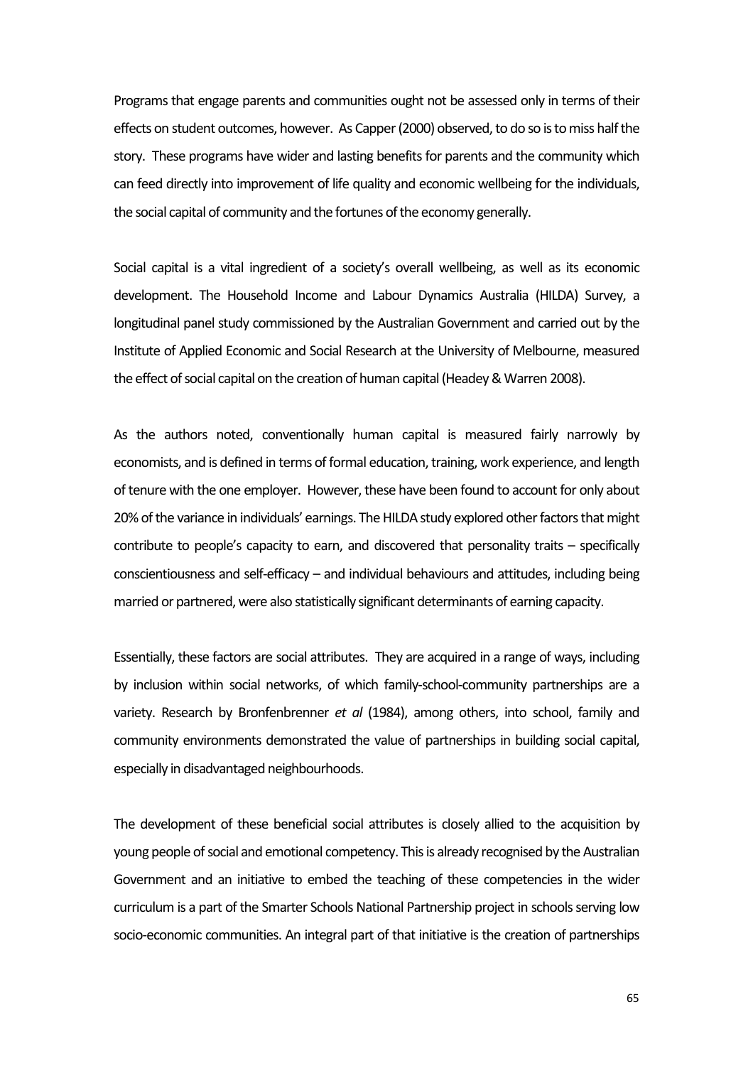Programs that engage parents and communities ought not be assessed only in terms of their effects on student outcomes, however. As Capper (2000) observed, to do so is to miss half the story. These programs have wider and lasting benefits for parents and the community which can feed directly into improvement of life quality and economic wellbeing for the individuals, the social capital of community and the fortunes of the economy generally.

Social capital is a vital ingredient of a society's overall wellbeing, as well as its economic development. The Household Income and Labour Dynamics Australia (HILDA) Survey, a longitudinal panel study commissioned by the Australian Government and carried out by the Institute of Applied Economic and Social Research at the University of Melbourne, measured the effect of social capital on the creation of human capital (Headey & Warren 2008).

As the authors noted, conventionally human capital is measured fairly narrowly by economists, and is defined in terms of formal education, training, work experience, and length of tenure with the one employer. However, these have been found to account for only about 20% of the variance in individuals' earnings. The HILDA study explored other factors that might contribute to people's capacity to earn, and discovered that personality traits – specifically conscientiousness and self-efficacy – and individual behaviours and attitudes, including being married or partnered, were also statistically significant determinants of earning capacity.

Essentially, these factors are social attributes. They are acquired in a range of ways, including by inclusion within social networks, of which family-school-community partnerships are a variety. Research by Bronfenbrenner *et al* (1984), among others, into school, family and community environments demonstrated the value of partnerships in building social capital, especially in disadvantaged neighbourhoods.

The development of these beneficial social attributes is closely allied to the acquisition by young people of social and emotional competency. This is already recognised by the Australian Government and an initiative to embed the teaching of these competencies in the wider curriculum is a part of the Smarter Schools National Partnership project in schools serving low socio-economic communities. An integral part of that initiative is the creation of partnerships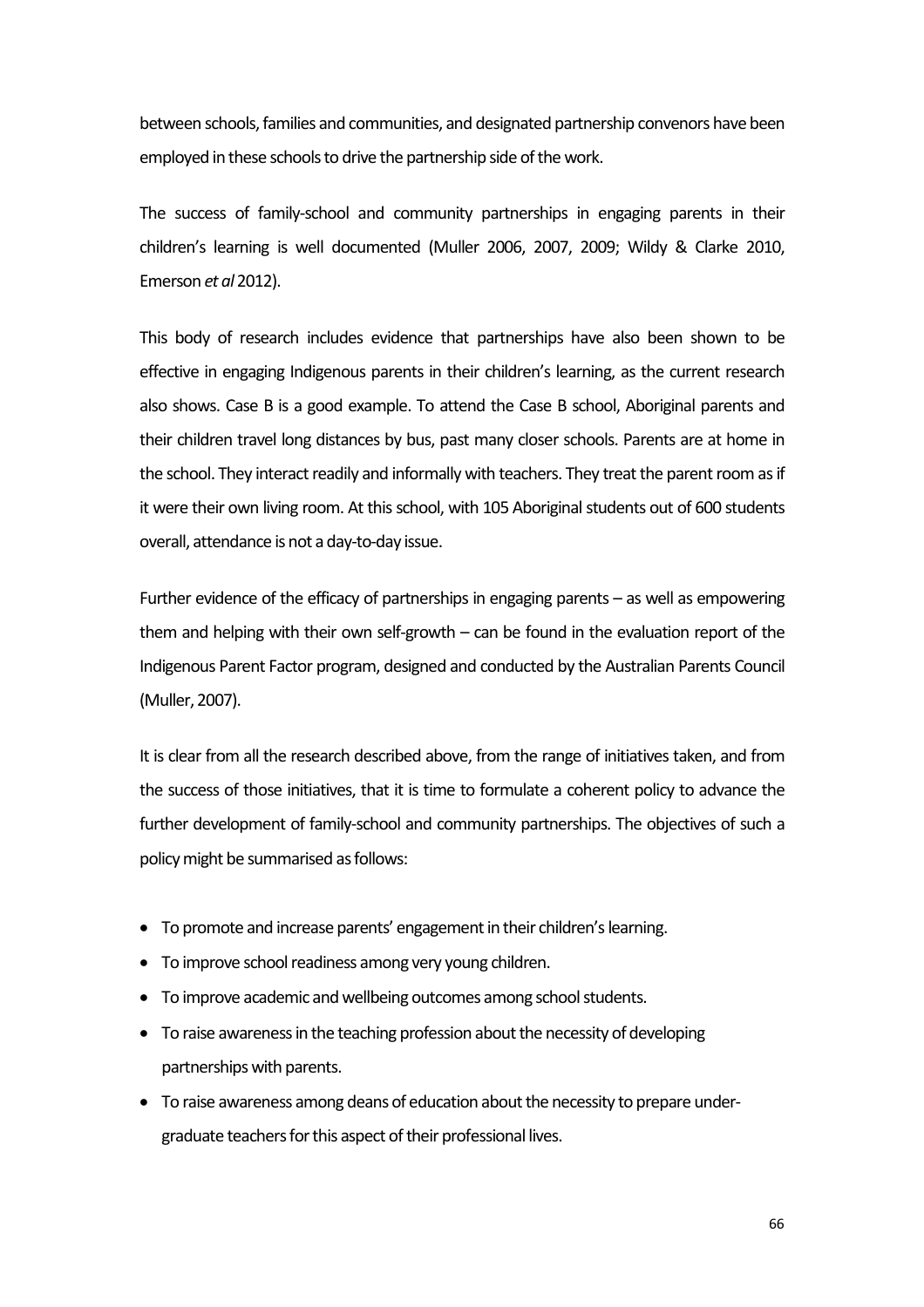between schools, families and communities, and designated partnership convenors have been employed in these schools to drive the partnership side of the work.

The success of family-school and community partnerships in engaging parents in their children's learning is well documented (Muller 2006, 2007, 2009; Wildy & Clarke 2010, Emerson *et al* 2012).

This body of research includes evidence that partnerships have also been shown to be effective in engaging Indigenous parents in their children's learning, as the current research also shows. Case B is a good example. To attend the Case B school, Aboriginal parents and their children travel long distances by bus, past many closer schools. Parents are at home in the school. They interact readily and informally with teachers. They treat the parent room as if it were their own living room. At this school, with 105 Aboriginal students out of 600 students overall, attendance is not a day-to-day issue.

Further evidence of the efficacy of partnerships in engaging parents – as well as empowering them and helping with their own self-growth – can be found in the evaluation report of the Indigenous Parent Factor program, designed and conducted by the Australian Parents Council (Muller, 2007).

It is clear from all the research described above, from the range of initiatives taken, and from the success of those initiatives, that it is time to formulate a coherent policy to advance the further development of family-school and community partnerships. The objectives of such a policy might be summarised as follows:

- To promote and increase parents' engagement in their children's learning.
- To improve school readiness among very young children.
- To improve academic and wellbeing outcomes among school students.
- To raise awareness in the teaching profession about the necessity of developing partnerships with parents.
- To raise awareness among deans of education about the necessity to prepare under-graduate teachers for this aspect of their professional lives.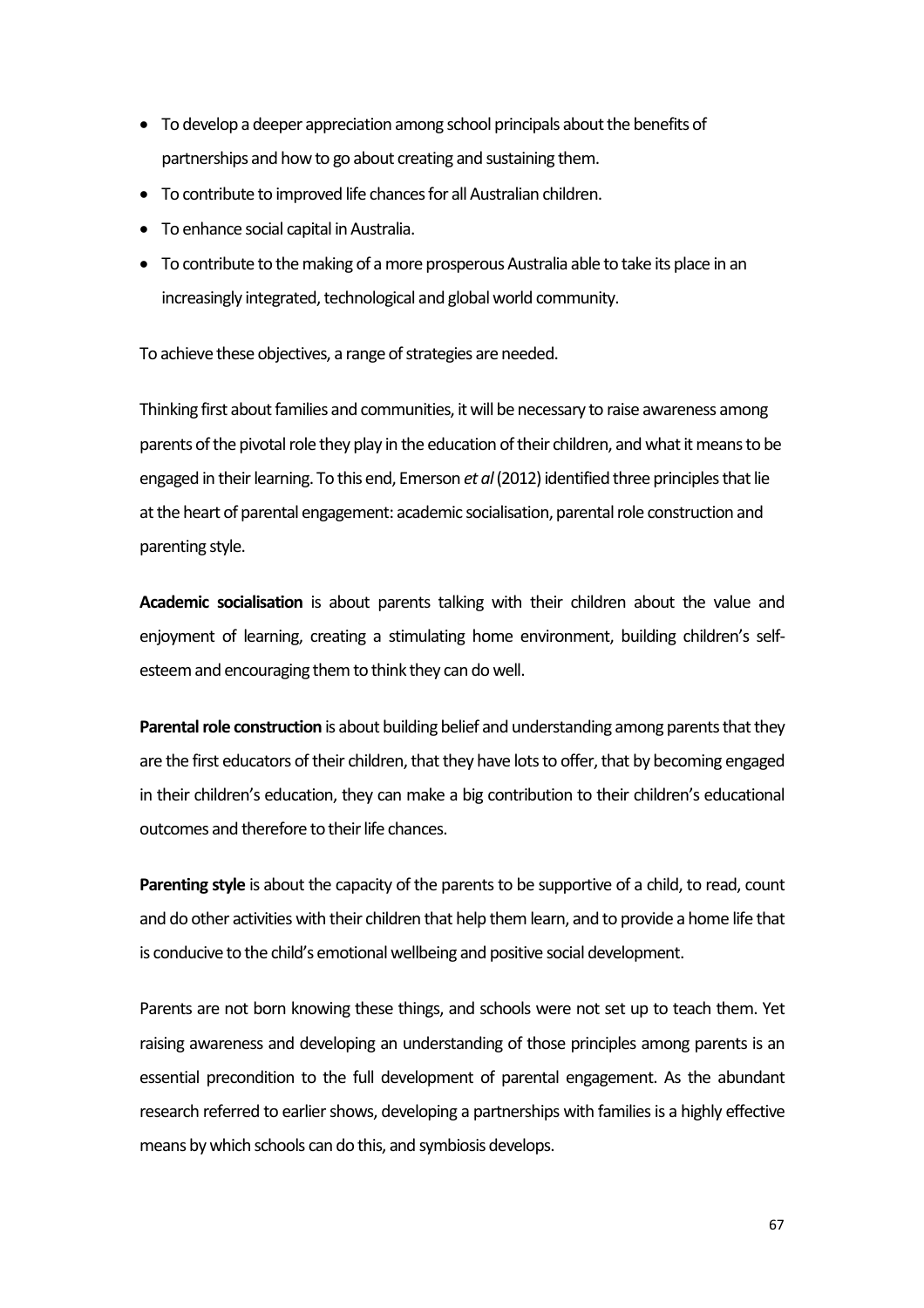- To develop a deeper appreciation among school principals about the benefits of partnerships and how to go about creating and sustaining them.
- To contribute to improved life chances for all Australian children.
- To enhance social capital in Australia.
- To contribute to the making of a more prosperous Australia able to take its place in an increasingly integrated, technological and global world community.

To achieve these objectives, a range of strategies are needed.

Thinking first about families and communities, it will be necessary to raise awareness among parents of the pivotal role they play in the education of their children, and what it means to be engaged in their learning. To this end, Emerson *et al* (2012) identified three principles that lie at the heart of parental engagement: academic socialisation, parental role construction and parenting style.

**Academic socialisation** is about parents talking with their children about the value and enjoyment of learning, creating a stimulating home environment, building children's self-esteem and encouraging them to think they can do well.

**Parental role construction** is about building belief and understanding among parents that they are the first educators of their children, that they have lots to offer, that by becoming engaged in their children's education, they can make a big contribution to their children's educational outcomes and therefore to their life chances.

**Parenting style** is about the capacity of the parents to be supportive of a child, to read, count and do other activities with their children that help them learn, and to provide a home life that is conducive to the child's emotional wellbeing and positive social development.

Parents are not born knowing these things, and schools were not set up to teach them. Yet raising awareness and developing an understanding of those principles among parents is an essential precondition to the full development of parental engagement. As the abundant research referred to earlier shows, developing a partnerships with families is a highly effective means by which schools can do this, and symbiosis develops.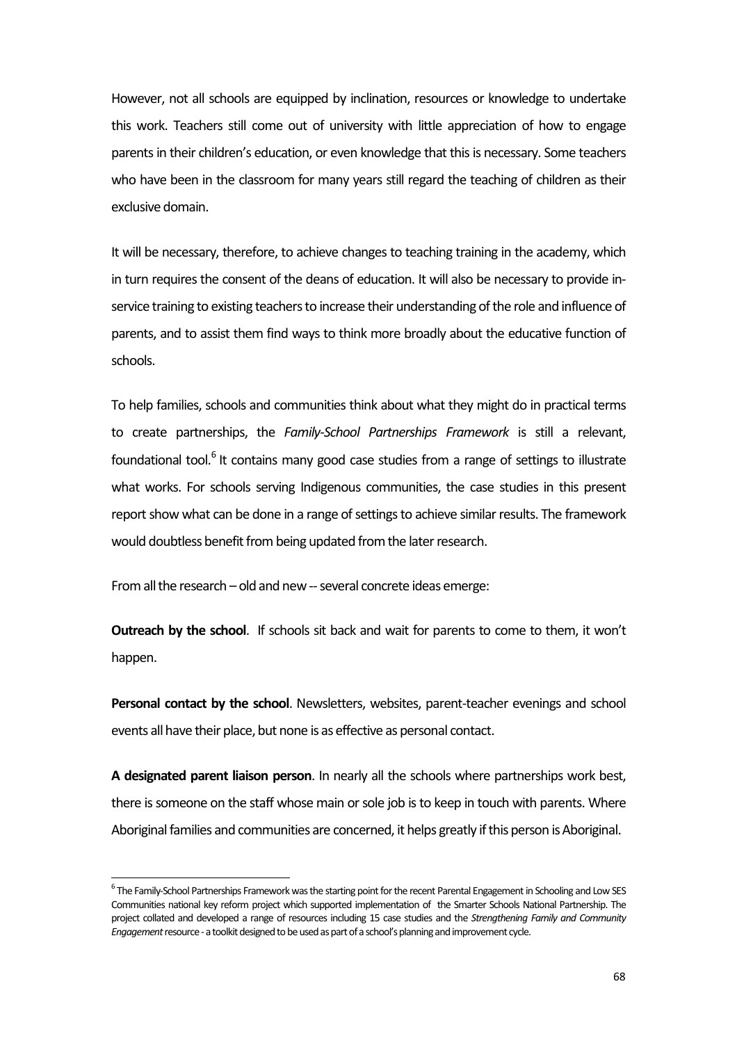However, not all schools are equipped by inclination, resources or knowledge to undertake this work. Teachers still come out of university with little appreciation of how to engage parents in their children's education, or even knowledge that this is necessary. Some teachers who have been in the classroom for many years still regard the teaching of children as their exclusive domain.

It will be necessary, therefore, to achieve changes to teaching training in the academy, which in turn requires the consent of the deans of education. It will also be necessary to provide in-service training to existing teachers to increase their understanding of the role and influence of parents, and to assist them find ways to think more broadly about the educative function of schools.

To help families, schools and communities think about what they might do in practical terms to create partnerships, the *Family-School Partnerships Framework* is still a relevant, foundational tool.[6] It contains many good case studies from a range of settings to illustrate what works. For schools serving Indigenous communities, the case studies in this present report show what can be done in a range of settings to achieve similar results. The framework would doubtless benefit from being updated from the later research.

From all the research – old and new -- several concrete ideas emerge:

**Outreach by the school**. If schools sit back and wait for parents to come to them, it won't happen.

**Personal contact by the school**. Newsletters, websites, parent-teacher evenings and school events all have their place, but none is as effective as personal contact.

**A designated parent liaison person**. In nearly all the schools where partnerships work best, there is someone on the staff whose main or sole job is to keep in touch with parents. Where Aboriginal families and communities are concerned, it helps greatly if this person is Aboriginal.

---

[6] The Family-School Partnerships Framework was the starting point for the recent Parental Engagement in Schooling and Low SES Communities national key reform project which supported implementation of the Smarter Schools National Partnership. The project collated and developed a range of resources including 15 case studies and the *Strengthening Family and Community Engagement* resource - a toolkit designed to be used as part of a school's planning and improvement cycle.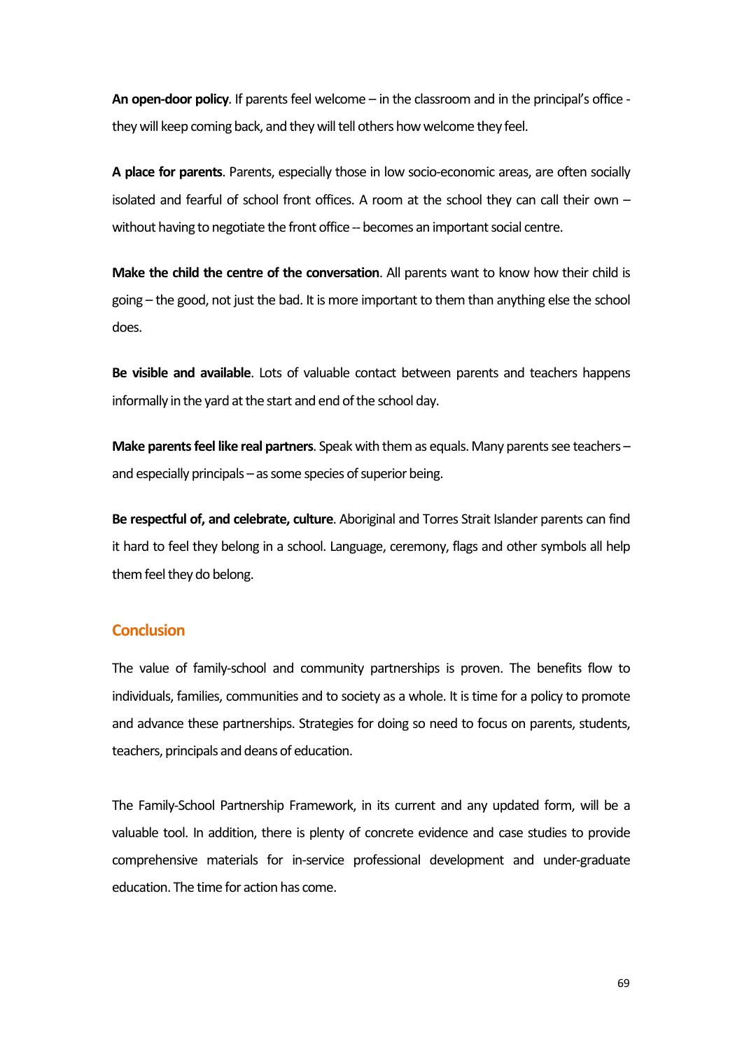**An open-door policy**. If parents feel welcome – in the classroom and in the principal's office - they will keep coming back, and they will tell others how welcome they feel.

**A place for parents**. Parents, especially those in low socio-economic areas, are often socially isolated and fearful of school front offices. A room at the school they can call their own – without having to negotiate the front office -- becomes an important social centre.

**Make the child the centre of the conversation**. All parents want to know how their child is going – the good, not just the bad. It is more important to them than anything else the school does.

**Be visible and available**. Lots of valuable contact between parents and teachers happens informally in the yard at the start and end of the school day.

**Make parents feel like real partners**. Speak with them as equals. Many parents see teachers – and especially principals – as some species of superior being.

**Be respectful of, and celebrate, culture**. Aboriginal and Torres Strait Islander parents can find it hard to feel they belong in a school. Language, ceremony, flags and other symbols all help them feel they do belong.

## Conclusion

The value of family-school and community partnerships is proven. The benefits flow to individuals, families, communities and to society as a whole. It is time for a policy to promote and advance these partnerships. Strategies for doing so need to focus on parents, students, teachers, principals and deans of education.

The Family-School Partnership Framework, in its current and any updated form, will be a valuable tool. In addition, there is plenty of concrete evidence and case studies to provide comprehensive materials for in-service professional development and under-graduate education. The time for action has come.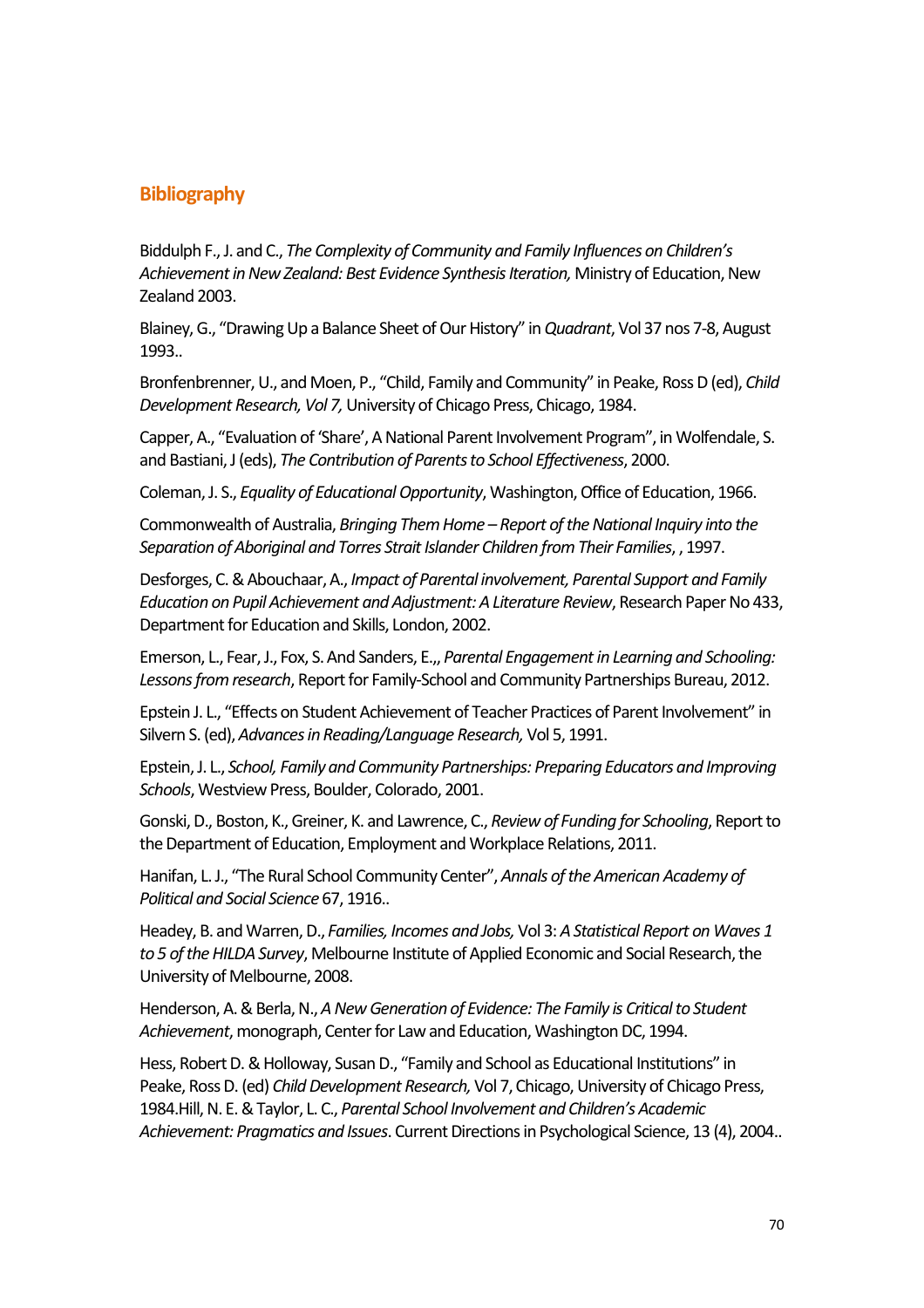## Bibliography

Biddulph F., J. and C., *The Complexity of Community and Family Influences on Children's Achievement in New Zealand: Best Evidence Synthesis Iteration,* Ministry of Education, New Zealand 2003.

Blainey, G., "Drawing Up a Balance Sheet of Our History" in *Quadrant*, Vol 37 nos 7-8, August 1993..

Bronfenbrenner, U., and Moen, P., "Child, Family and Community" in Peake, Ross D (ed), *Child Development Research, Vol 7,* University of Chicago Press, Chicago, 1984.

Capper, A., "Evaluation of 'Share', A National Parent Involvement Program", in Wolfendale, S. and Bastiani, J (eds), *The Contribution of Parents to School Effectiveness*, 2000.

Coleman, J. S., *Equality of Educational Opportunity*, Washington, Office of Education, 1966.

Commonwealth of Australia, *Bringing Them Home – Report of the National Inquiry into the Separation of Aboriginal and Torres Strait Islander Children from Their Families*, , 1997.

Desforges, C. & Abouchaar, A., *Impact of Parental involvement, Parental Support and Family Education on Pupil Achievement and Adjustment: A Literature Review*, Research Paper No 433, Department for Education and Skills, London, 2002.

Emerson, L., Fear, J., Fox, S. And Sanders, E.,, *Parental Engagement in Learning and Schooling: Lessons from research*, Report for Family-School and Community Partnerships Bureau, 2012.

Epstein J. L., "Effects on Student Achievement of Teacher Practices of Parent Involvement" in Silvern S. (ed), *Advances in Reading/Language Research,* Vol 5, 1991.

Epstein, J. L., *School, Family and Community Partnerships: Preparing Educators and Improving Schools*, Westview Press, Boulder, Colorado, 2001.

Gonski, D., Boston, K., Greiner, K. and Lawrence, C., *Review of Funding for Schooling*, Report to the Department of Education, Employment and Workplace Relations, 2011.

Hanifan, L. J., "The Rural School Community Center", *Annals of the American Academy of Political and Social Science* 67, 1916..

Headey, B. and Warren, D., *Families, Incomes and Jobs,* Vol 3: *A Statistical Report on Waves 1 to 5 of the HILDA Survey*, Melbourne Institute of Applied Economic and Social Research, the University of Melbourne, 2008.

Henderson, A. & Berla, N., *A New Generation of Evidence: The Family is Critical to Student Achievement*, monograph, Center for Law and Education, Washington DC, 1994.

Hess, Robert D. & Holloway, Susan D., "Family and School as Educational Institutions" in Peake, Ross D. (ed) *Child Development Research,* Vol 7, Chicago, University of Chicago Press, 1984.Hill, N. E. & Taylor, L. C., *Parental School Involvement and Children's Academic Achievement: Pragmatics and Issues*. Current Directions in Psychological Science, 13 (4), 2004..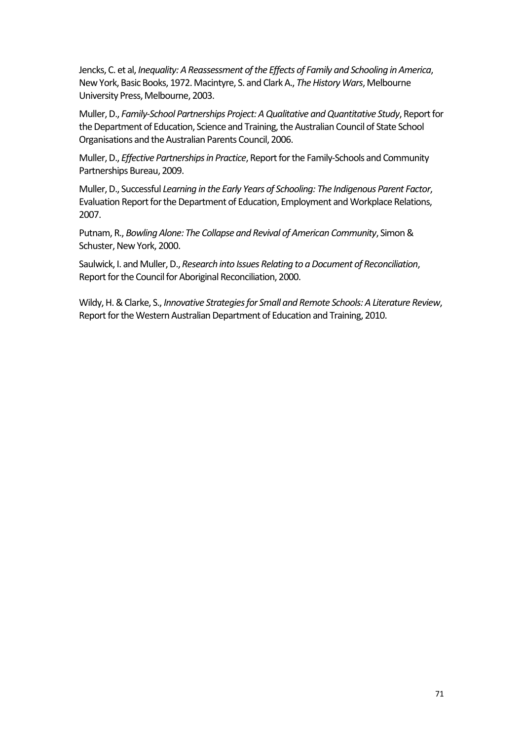Jencks, C. et al, *Inequality: A Reassessment of the Effects of Family and Schooling in America*, New York, Basic Books, 1972. Macintyre, S. and Clark A., *The History Wars*, Melbourne University Press, Melbourne, 2003.

Muller, D., *Family-School Partnerships Project: A Qualitative and Quantitative Study*, Report for the Department of Education, Science and Training, the Australian Council of State School Organisations and the Australian Parents Council, 2006.

Muller, D., *Effective Partnerships in Practice*, Report for the Family-Schools and Community Partnerships Bureau, 2009.

Muller, D., Successful *Learning in the Early Years of Schooling: The Indigenous Parent Factor*, Evaluation Report for the Department of Education, Employment and Workplace Relations, 2007.

Putnam, R., *Bowling Alone: The Collapse and Revival of American Community*, Simon & Schuster, New York, 2000.

Saulwick, I. and Muller, D., *Research into Issues Relating to a Document of Reconciliation*, Report for the Council for Aboriginal Reconciliation, 2000.

Wildy, H. & Clarke, S., *Innovative Strategies for Small and Remote Schools: A Literature Review*, Report for the Western Australian Department of Education and Training, 2010.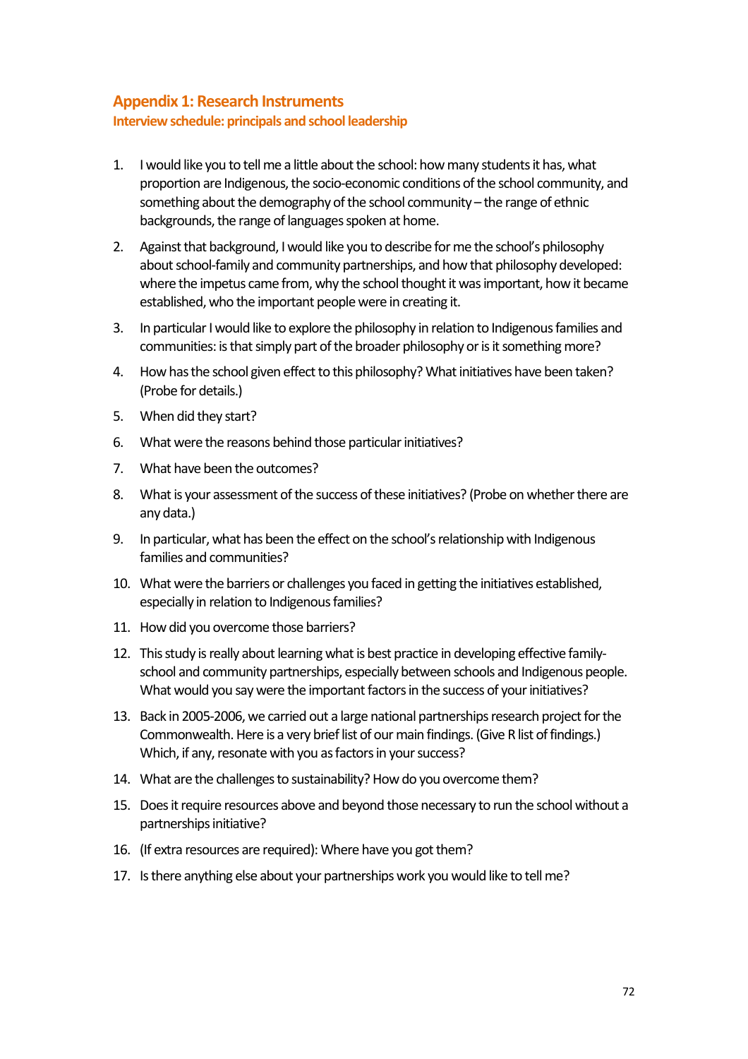## Appendix 1: Research Instruments

### Interview schedule: principals and school leadership

1. I would like you to tell me a little about the school: how many students it has, what proportion are Indigenous, the socio-economic conditions of the school community, and something about the demography of the school community – the range of ethnic backgrounds, the range of languages spoken at home.
2. Against that background, I would like you to describe for me the school's philosophy about school-family and community partnerships, and how that philosophy developed: where the impetus came from, why the school thought it was important, how it became established, who the important people were in creating it.
3. In particular I would like to explore the philosophy in relation to Indigenous families and communities: is that simply part of the broader philosophy or is it something more?
4. How has the school given effect to this philosophy? What initiatives have been taken? (Probe for details.)
5. When did they start?
6. What were the reasons behind those particular initiatives?
7. What have been the outcomes?
8. What is your assessment of the success of these initiatives? (Probe on whether there are any data.)
9. In particular, what has been the effect on the school's relationship with Indigenous families and communities?
10. What were the barriers or challenges you faced in getting the initiatives established, especially in relation to Indigenous families?
11. How did you overcome those barriers?
12. This study is really about learning what is best practice in developing effective family-school and community partnerships, especially between schools and Indigenous people. What would you say were the important factors in the success of your initiatives?
13. Back in 2005-2006, we carried out a large national partnerships research project for the Commonwealth. Here is a very brief list of our main findings. (Give R list of findings.) Which, if any, resonate with you as factors in your success?
14. What are the challenges to sustainability? How do you overcome them?
15. Does it require resources above and beyond those necessary to run the school without a partnerships initiative?
16. (If extra resources are required): Where have you got them?
17. Is there anything else about your partnerships work you would like to tell me?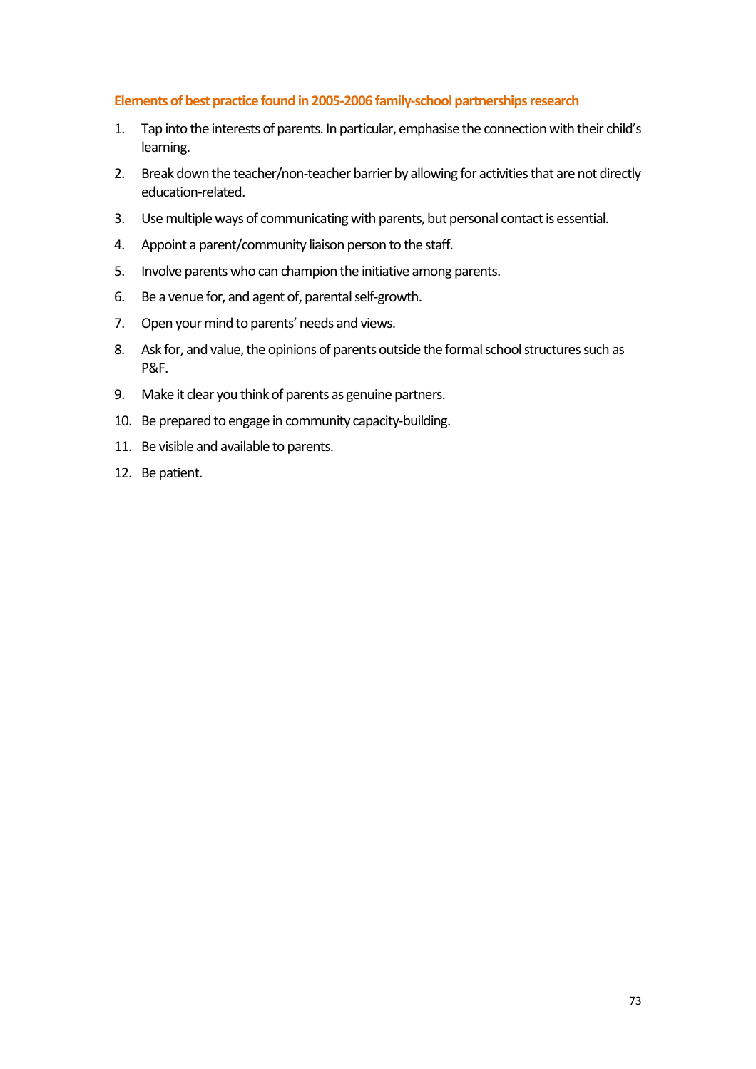### Elements of best practice found in 2005-2006 family-school partnerships research

1. Tap into the interests of parents. In particular, emphasise the connection with their child's learning.
2. Break down the teacher/non-teacher barrier by allowing for activities that are not directly education-related.
3. Use multiple ways of communicating with parents, but personal contact is essential.
4. Appoint a parent/community liaison person to the staff.
5. Involve parents who can champion the initiative among parents.
6. Be a venue for, and agent of, parental self-growth.
7. Open your mind to parents' needs and views.
8. Ask for, and value, the opinions of parents outside the formal school structures such as P&F.
9. Make it clear you think of parents as genuine partners.
10. Be prepared to engage in community capacity-building.
11. Be visible and available to parents.
12. Be patient.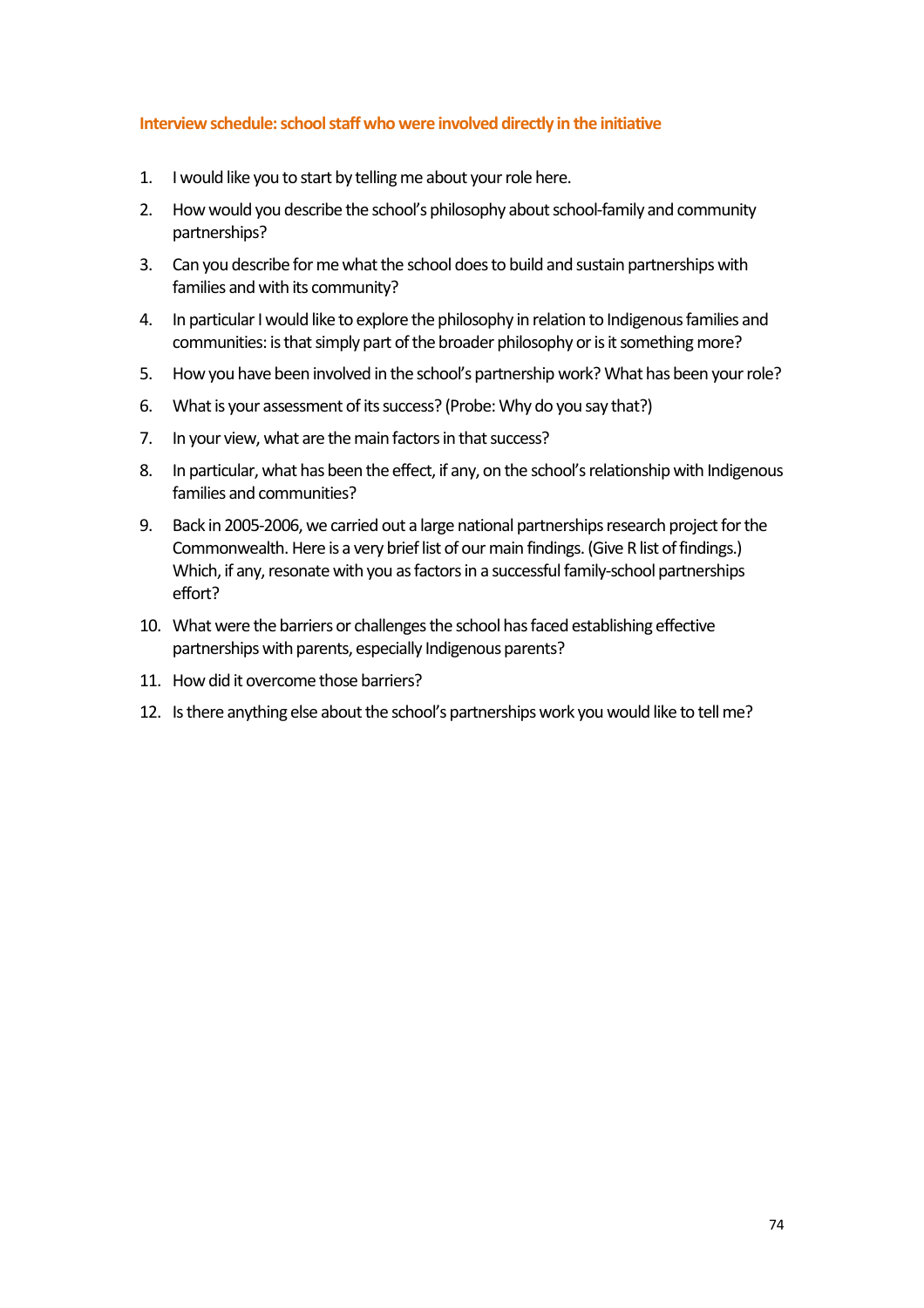### Interview schedule: school staff who were involved directly in the initiative

1. I would like you to start by telling me about your role here.
2. How would you describe the school's philosophy about school-family and community partnerships?
3. Can you describe for me what the school does to build and sustain partnerships with families and with its community?
4. In particular I would like to explore the philosophy in relation to Indigenous families and communities: is that simply part of the broader philosophy or is it something more?
5. How you have been involved in the school's partnership work? What has been your role?
6. What is your assessment of its success? (Probe: Why do you say that?)
7. In your view, what are the main factors in that success?
8. In particular, what has been the effect, if any, on the school's relationship with Indigenous families and communities?
9. Back in 2005-2006, we carried out a large national partnerships research project for the Commonwealth. Here is a very brief list of our main findings. (Give R list of findings.) Which, if any, resonate with you as factors in a successful family-school partnerships effort?
10. What were the barriers or challenges the school has faced establishing effective partnerships with parents, especially Indigenous parents?
11. How did it overcome those barriers?
12. Is there anything else about the school's partnerships work you would like to tell me?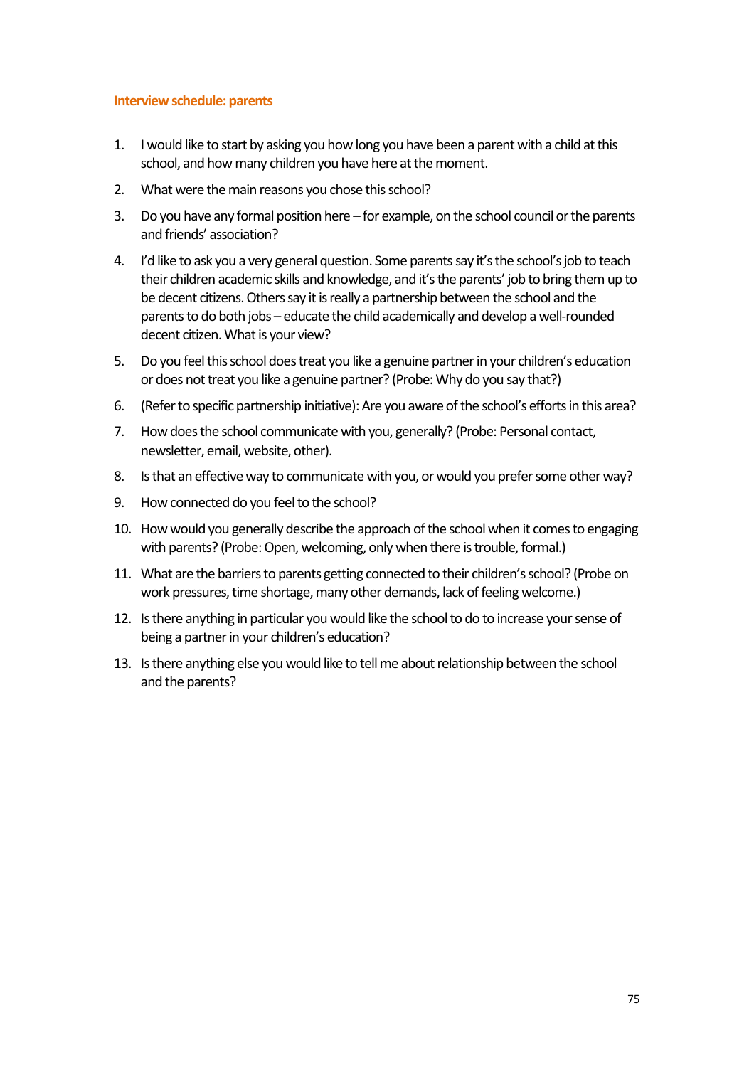## Interview schedule: parents

1. I would like to start by asking you how long you have been a parent with a child at this school, and how many children you have here at the moment.
2. What were the main reasons you chose this school?
3. Do you have any formal position here – for example, on the school council or the parents and friends' association?
4. I'd like to ask you a very general question. Some parents say it's the school's job to teach their children academic skills and knowledge, and it's the parents' job to bring them up to be decent citizens. Others say it is really a partnership between the school and the parents to do both jobs – educate the child academically and develop a well-rounded decent citizen. What is your view?
5. Do you feel this school does treat you like a genuine partner in your children's education or does not treat you like a genuine partner? (Probe: Why do you say that?)
6. (Refer to specific partnership initiative): Are you aware of the school's efforts in this area?
7. How does the school communicate with you, generally? (Probe: Personal contact, newsletter, email, website, other).
8. Is that an effective way to communicate with you, or would you prefer some other way?
9. How connected do you feel to the school?
10. How would you generally describe the approach of the school when it comes to engaging with parents? (Probe: Open, welcoming, only when there is trouble, formal.)
11. What are the barriers to parents getting connected to their children's school? (Probe on work pressures, time shortage, many other demands, lack of feeling welcome.)
12. Is there anything in particular you would like the school to do to increase your sense of being a partner in your children's education?
13. Is there anything else you would like to tell me about relationship between the school and the parents?